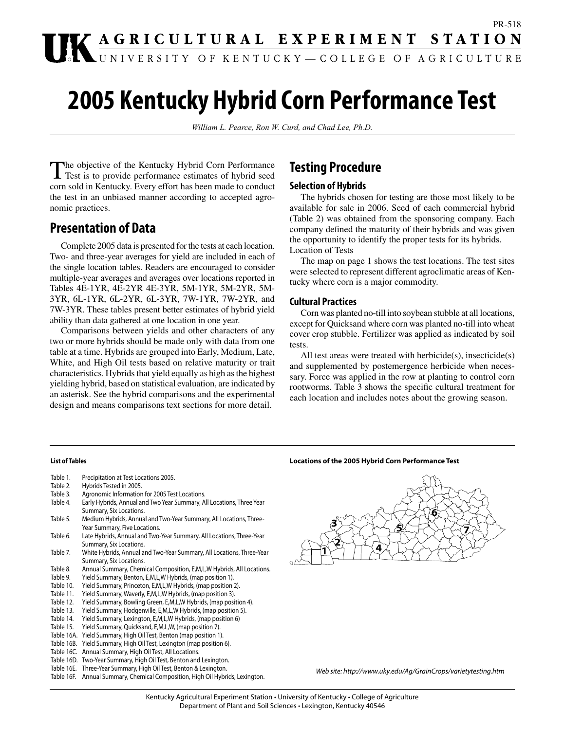PR-518

**AGRICULTURAL EXPERIMENT STATION**
UNIVERSITY OF KENTUCKY — COLLEGE OF AGRICULTURE

# 2005 Kentucky Hybrid Corn Performance Test

*William L. Pearce, Ron W. Curd, and Chad Lee, Ph.D.*

The objective of the Kentucky Hybrid Corn Performance Test is to provide performance estimates of hybrid seed corn sold in Kentucky. Every effort has been made to conduct the test in an unbiased manner according to accepted agronomic practices.

## Presentation of Data

Complete 2005 data is presented for the tests at each location. Two- and three-year averages for yield are included in each of the single location tables. Readers are encouraged to consider multiple-year averages and averages over locations reported in Tables 4E-1YR, 4E-2YR 4E-3YR, 5M-1YR, 5M-2YR, 5M-3YR, 6L-1YR, 6L-2YR, 6L-3YR, 7W-1YR, 7W-2YR, and 7W-3YR. These tables present better estimates of hybrid yield ability than data gathered at one location in one year.

Comparisons between yields and other characters of any two or more hybrids should be made only with data from one table at a time. Hybrids are grouped into Early, Medium, Late, White, and High Oil tests based on relative maturity or trait characteristics. Hybrids that yield equally as high as the highest yielding hybrid, based on statistical evaluation, are indicated by an asterisk. See the hybrid comparisons and the experimental design and means comparisons text sections for more detail.

## Testing Procedure

### Selection of Hybrids

The hybrids chosen for testing are those most likely to be available for sale in 2006. Seed of each commercial hybrid (Table 2) was obtained from the sponsoring company. Each company defined the maturity of their hybrids and was given the opportunity to identify the proper tests for its hybrids.

Location of Tests

The map on page 1 shows the test locations. The test sites were selected to represent different agroclimatic areas of Kentucky where corn is a major commodity.

### Cultural Practices

Corn was planted no-till into soybean stubble at all locations, except for Quicksand where corn was planted no-till into wheat cover crop stubble. Fertilizer was applied as indicated by soil tests.

All test areas were treated with herbicide(s), insecticide(s) and supplemented by postemergence herbicide when necessary. Force was applied in the row at planting to control corn rootworms. Table 3 shows the specific cultural treatment for each location and includes notes about the growing season.

**List of Tables**

| Table | Description |
|---|---|
| Table 1. | Precipitation at Test Locations 2005. |
| Table 2. | Hybrids Tested in 2005. |
| Table 3. | Agronomic Information for 2005 Test Locations. |
| Table 4. | Early Hybrids, Annual and Two Year Summary, All Locations, Three Year Summary, Six Locations. |
| Table 5. | Medium Hybrids, Annual and Two-Year Summary, All Locations, Three-Year Summary, Five Locations. |
| Table 6. | Late Hybrids, Annual and Two-Year Summary, All Locations, Three-Year Summary, Six Locations. |
| Table 7. | White Hybrids, Annual and Two-Year Summary, All Locations, Three-Year Summary, Six Locations. |
| Table 8. | Annual Summary, Chemical Composition, E,M,L,W Hybrids, All Locations. |
| Table 9. | Yield Summary, Benton, E,M,L,W Hybrids, (map position 1). |
| Table 10. | Yield Summary, Princeton, E,M,L,W Hybrids, (map position 2). |
| Table 11. | Yield Summary, Waverly, E,M,L,W Hybrids, (map position 3). |
| Table 12. | Yield Summary, Bowling Green, E,M,L,W Hybrids, (map position 4). |
| Table 13. | Yield Summary, Hodgenville, E,M,L,W Hybrids, (map position 5). |
| Table 14. | Yield Summary, Lexington, E,M,L,W Hybrids, (map position 6) |
| Table 15. | Yield Summary, Quicksand, E,M,L,W, (map position 7). |
| Table 16A. | Yield Summary, High Oil Test, Benton (map position 1). |
| Table 16B. | Yield Summary, High Oil Test, Lexington (map position 6). |
| Table 16C. | Annual Summary, High Oil Test, All Locations. |
| Table 16D. | Two-Year Summary, High Oil Test, Benton and Lexington. |
| Table 16E. | Three-Year Summary, High Oil Test, Benton & Lexington. |
| Table 16F. | Annual Summary, Chemical Composition, High Oil Hybrids, Lexington. |

**Locations of the 2005 Hybrid Corn Performance Test**

*Web site: http://www.uky.edu/Ag/GrainCrops/varietytesting.htm*

Kentucky Agricultural Experiment Station • University of Kentucky • College of Agriculture
Department of Plant and Soil Sciences • Lexington, Kentucky 40546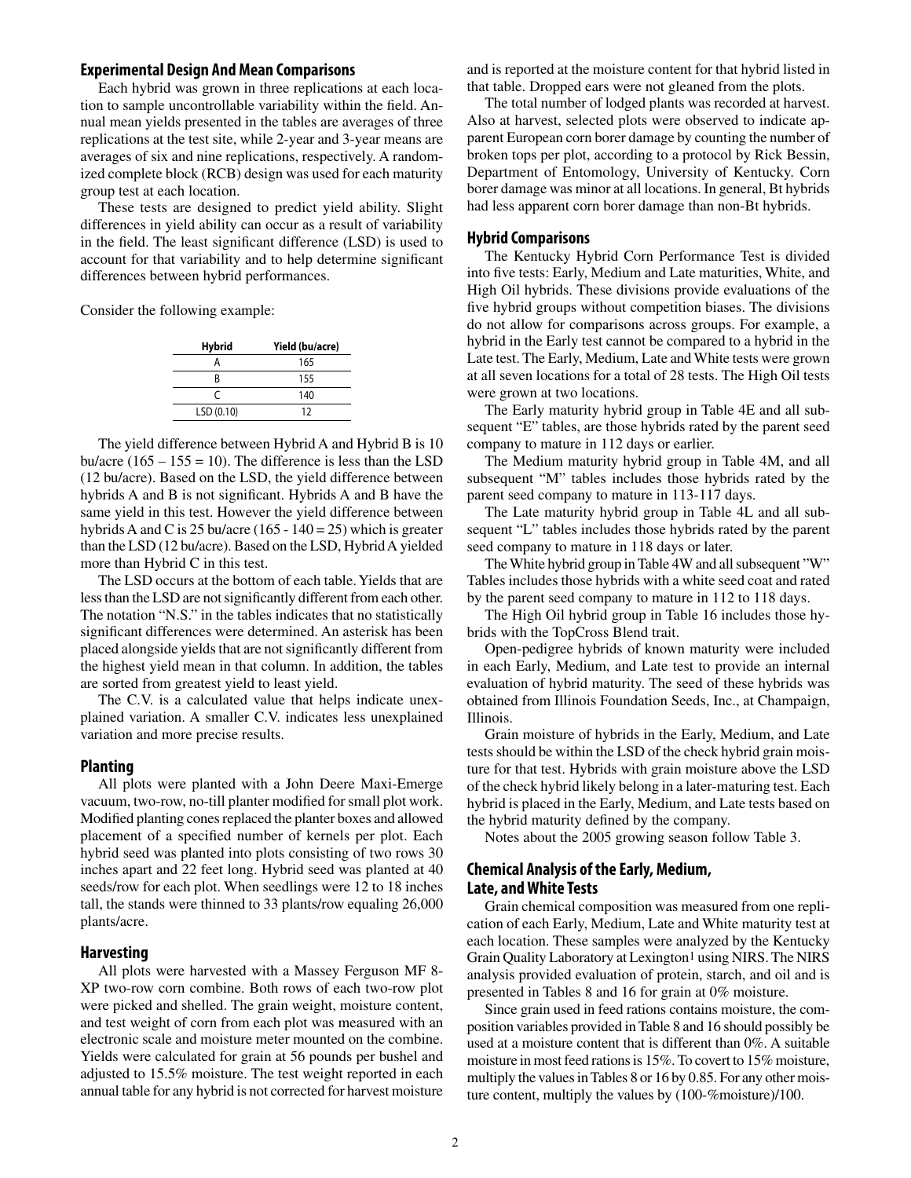## Experimental Design And Mean Comparisons

Each hybrid was grown in three replications at each location to sample uncontrollable variability within the field. Annual mean yields presented in the tables are averages of three replications at the test site, while 2-year and 3-year means are averages of six and nine replications, respectively. A randomized complete block (RCB) design was used for each maturity group test at each location.

These tests are designed to predict yield ability. Slight differences in yield ability can occur as a result of variability in the field. The least significant difference (LSD) is used to account for that variability and to help determine significant differences between hybrid performances.

Consider the following example:

| Hybrid | Yield (bu/acre) |
|---|---|
| A | 165 |
| B | 155 |
| C | 140 |
| LSD (0.10) | 12 |

The yield difference between Hybrid A and Hybrid B is 10 bu/acre (165 – 155 = 10). The difference is less than the LSD (12 bu/acre). Based on the LSD, the yield difference between hybrids A and B is not significant. Hybrids A and B have the same yield in this test. However the yield difference between hybrids A and C is 25 bu/acre (165 - 140 = 25) which is greater than the LSD (12 bu/acre). Based on the LSD, Hybrid A yielded more than Hybrid C in this test.

The LSD occurs at the bottom of each table. Yields that are less than the LSD are not significantly different from each other. The notation "N.S." in the tables indicates that no statistically significant differences were determined. An asterisk has been placed alongside yields that are not significantly different from the highest yield mean in that column. In addition, the tables are sorted from greatest yield to least yield.

The C.V. is a calculated value that helps indicate unexplained variation. A smaller C.V. indicates less unexplained variation and more precise results.

## Planting

All plots were planted with a John Deere Maxi-Emerge vacuum, two-row, no-till planter modified for small plot work. Modified planting cones replaced the planter boxes and allowed placement of a specified number of kernels per plot. Each hybrid seed was planted into plots consisting of two rows 30 inches apart and 22 feet long. Hybrid seed was planted at 40 seeds/row for each plot. When seedlings were 12 to 18 inches tall, the stands were thinned to 33 plants/row equaling 26,000 plants/acre.

## Harvesting

All plots were harvested with a Massey Ferguson MF 8-XP two-row corn combine. Both rows of each two-row plot were picked and shelled. The grain weight, moisture content, and test weight of corn from each plot was measured with an electronic scale and moisture meter mounted on the combine. Yields were calculated for grain at 56 pounds per bushel and adjusted to 15.5% moisture. The test weight reported in each annual table for any hybrid is not corrected for harvest moisture and is reported at the moisture content for that hybrid listed in that table. Dropped ears were not gleaned from the plots.

The total number of lodged plants was recorded at harvest. Also at harvest, selected plots were observed to indicate apparent European corn borer damage by counting the number of broken tops per plot, according to a protocol by Rick Bessin, Department of Entomology, University of Kentucky. Corn borer damage was minor at all locations. In general, Bt hybrids had less apparent corn borer damage than non-Bt hybrids.

## Hybrid Comparisons

The Kentucky Hybrid Corn Performance Test is divided into five tests: Early, Medium and Late maturities, White, and High Oil hybrids. These divisions provide evaluations of the five hybrid groups without competition biases. The divisions do not allow for comparisons across groups. For example, a hybrid in the Early test cannot be compared to a hybrid in the Late test. The Early, Medium, Late and White tests were grown at all seven locations for a total of 28 tests. The High Oil tests were grown at two locations.

The Early maturity hybrid group in Table 4E and all subsequent "E" tables, are those hybrids rated by the parent seed company to mature in 112 days or earlier.

The Medium maturity hybrid group in Table 4M, and all subsequent "M" tables includes those hybrids rated by the parent seed company to mature in 113-117 days.

The Late maturity hybrid group in Table 4L and all subsequent "L" tables includes those hybrids rated by the parent seed company to mature in 118 days or later.

The White hybrid group in Table 4W and all subsequent "W" Tables includes those hybrids with a white seed coat and rated by the parent seed company to mature in 112 to 118 days.

The High Oil hybrid group in Table 16 includes those hybrids with the TopCross Blend trait.

Open-pedigree hybrids of known maturity were included in each Early, Medium, and Late test to provide an internal evaluation of hybrid maturity. The seed of these hybrids was obtained from Illinois Foundation Seeds, Inc., at Champaign, Illinois.

Grain moisture of hybrids in the Early, Medium, and Late tests should be within the LSD of the check hybrid grain moisture for that test. Hybrids with grain moisture above the LSD of the check hybrid likely belong in a later-maturing test. Each hybrid is placed in the Early, Medium, and Late tests based on the hybrid maturity defined by the company.

Notes about the 2005 growing season follow Table 3.

## Chemical Analysis of the Early, Medium, Late, and White Tests

Grain chemical composition was measured from one replication of each Early, Medium, Late and White maturity test at each location. These samples were analyzed by the Kentucky Grain Quality Laboratory at Lexington[1] using NIRS. The NIRS analysis provided evaluation of protein, starch, and oil and is presented in Tables 8 and 16 for grain at 0% moisture.

Since grain used in feed rations contains moisture, the composition variables provided in Table 8 and 16 should possibly be used at a moisture content that is different than 0%. A suitable moisture in most feed rations is 15%. To covert to 15% moisture, multiply the values in Tables 8 or 16 by 0.85. For any other moisture content, multiply the values by (100-%moisture)/100.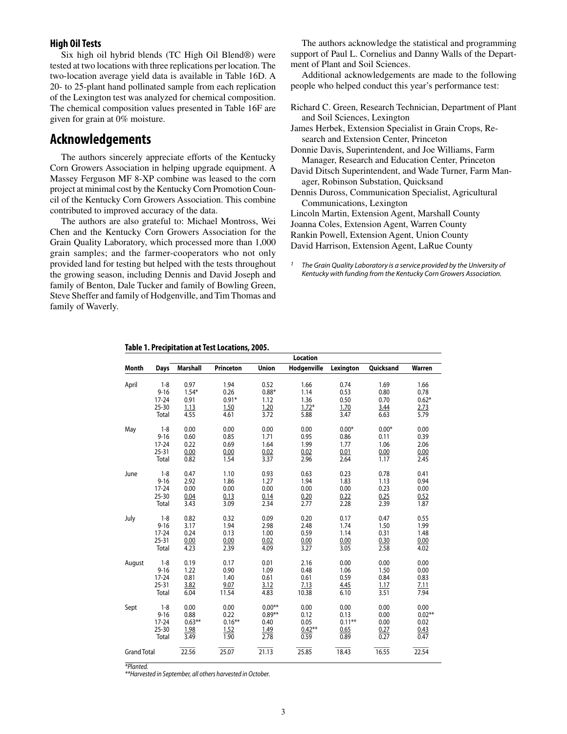### High Oil Tests

Six high oil hybrid blends (TC High Oil Blend®) were tested at two locations with three replications per location. The two-location average yield data is available in Table 16D. A 20- to 25-plant hand pollinated sample from each replication of the Lexington test was analyzed for chemical composition. The chemical composition values presented in Table 16F are given for grain at 0% moisture.

## Acknowledgements

The authors sincerely appreciate efforts of the Kentucky Corn Growers Association in helping upgrade equipment. A Massey Ferguson MF 8-XP combine was leased to the corn project at minimal cost by the Kentucky Corn Promotion Council of the Kentucky Corn Growers Association. This combine contributed to improved accuracy of the data.

The authors are also grateful to: Michael Montross, Wei Chen and the Kentucky Corn Growers Association for the Grain Quality Laboratory, which processed more than 1,000 grain samples; and the farmer-cooperators who not only provided land for testing but helped with the tests throughout the growing season, including Dennis and David Joseph and family of Benton, Dale Tucker and family of Bowling Green, Steve Sheffer and family of Hodgenville, and Tim Thomas and family of Waverly.

The authors acknowledge the statistical and programming support of Paul L. Cornelius and Danny Walls of the Department of Plant and Soil Sciences.

Additional acknowledgements are made to the following people who helped conduct this year's performance test:

Richard C. Green, Research Technician, Department of Plant and Soil Sciences, Lexington
James Herbek, Extension Specialist in Grain Crops, Research and Extension Center, Princeton
Donnie Davis, Superintendent, and Joe Williams, Farm Manager, Research and Education Center, Princeton
David Ditsch Superintendent, and Wade Turner, Farm Manager, Robinson Substation, Quicksand
Dennis Duross, Communication Specialist, Agricultural Communications, Lexington
Lincoln Martin, Extension Agent, Marshall County
Joanna Coles, Extension Agent, Warren County
Rankin Powell, Extension Agent, Union County
David Harrison, Extension Agent, LaRue County

[1] *The Grain Quality Laboratory is a service provided by the University of Kentucky with funding from the Kentucky Corn Growers Association.*

**Table 1. Precipitation at Test Locations, 2005.**

| | | Location | | | | | | |
|---|---|---|---|---|---|---|---|---|
| Month | Days | Marshall | Princeton | Union | Hodgenville | Lexington | Quicksand | Warren |
| April | 1-8 | 0.97 | 1.94 | 0.52 | 1.66 | 0.74 | 1.69 | 1.66 |
| | 9-16 | 1.54* | 0.26 | 0.88* | 1.14 | 0.53 | 0.80 | 0.78 |
| | 17-24 | 0.91 | 0.91* | 1.12 | 1.36 | 0.50 | 0.70 | 0.62* |
| | 25-30 | 1.13 | 1.50 | 1.20 | 1.72* | 1.70 | 3.44 | 2.73 |
| | Total | 4.55 | 4.61 | 3.72 | 5.88 | 3.47 | 6.63 | 5.79 |
| May | 1-8 | 0.00 | 0.00 | 0.00 | 0.00 | 0.00* | 0.00* | 0.00 |
| | 9-16 | 0.60 | 0.85 | 1.71 | 0.95 | 0.86 | 0.11 | 0.39 |
| | 17-24 | 0.22 | 0.69 | 1.64 | 1.99 | 1.77 | 1.06 | 2.06 |
| | 25-31 | 0.00 | 0.00 | 0.02 | 0.02 | 0.01 | 0.00 | 0.00 |
| | Total | 0.82 | 1.54 | 3.37 | 2.96 | 2.64 | 1.17 | 2.45 |
| June | 1-8 | 0.47 | 1.10 | 0.93 | 0.63 | 0.23 | 0.78 | 0.41 |
| | 9-16 | 2.92 | 1.86 | 1.27 | 1.94 | 1.83 | 1.13 | 0.94 |
| | 17-24 | 0.00 | 0.00 | 0.00 | 0.00 | 0.00 | 0.23 | 0.00 |
| | 25-30 | 0.04 | 0.13 | 0.14 | 0.20 | 0.22 | 0.25 | 0.52 |
| | Total | 3.43 | 3.09 | 2.34 | 2.77 | 2.28 | 2.39 | 1.87 |
| July | 1-8 | 0.82 | 0.32 | 0.09 | 0.20 | 0.17 | 0.47 | 0.55 |
| | 9-16 | 3.17 | 1.94 | 2.98 | 2.48 | 1.74 | 1.50 | 1.99 |
| | 17-24 | 0.24 | 0.13 | 1.00 | 0.59 | 1.14 | 0.31 | 1.48 |
| | 25-31 | 0.00 | 0.00 | 0.02 | 0.00 | 0.00 | 0.30 | 0.00 |
| | Total | 4.23 | 2.39 | 4.09 | 3.27 | 3.05 | 2.58 | 4.02 |
| August | 1-8 | 0.19 | 0.17 | 0.01 | 2.16 | 0.00 | 0.00 | 0.00 |
| | 9-16 | 1.22 | 0.90 | 1.09 | 0.48 | 1.06 | 1.50 | 0.00 |
| | 17-24 | 0.81 | 1.40 | 0.61 | 0.61 | 0.59 | 0.84 | 0.83 |
| | 25-31 | 3.82 | 9.07 | 3.12 | 7.13 | 4.45 | 1.17 | 7.11 |
| | Total | 6.04 | 11.54 | 4.83 | 10.38 | 6.10 | 3.51 | 7.94 |
| Sept | 1-8 | 0.00 | 0.00 | 0.00** | 0.00 | 0.00 | 0.00 | 0.00 |
| | 9-16 | 0.88 | 0.22 | 0.89** | 0.12 | 0.13 | 0.00 | 0.02** |
| | 17-24 | 0.63** | 0.16** | 0.40 | 0.05 | 0.11** | 0.00 | 0.02 |
| | 25-30 | 1.98 | 1.52 | 1.49 | 0.42** | 0.65 | 0.27 | 0.43 |
| | Total | 3.49 | 1.90 | 2.78 | 0.59 | 0.89 | 0.27 | 0.47 |
| Grand Total | | 22.56 | 25.07 | 21.13 | 25.85 | 18.43 | 16.55 | 22.54 |

*Planted.
**Harvested in September, all others harvested in October.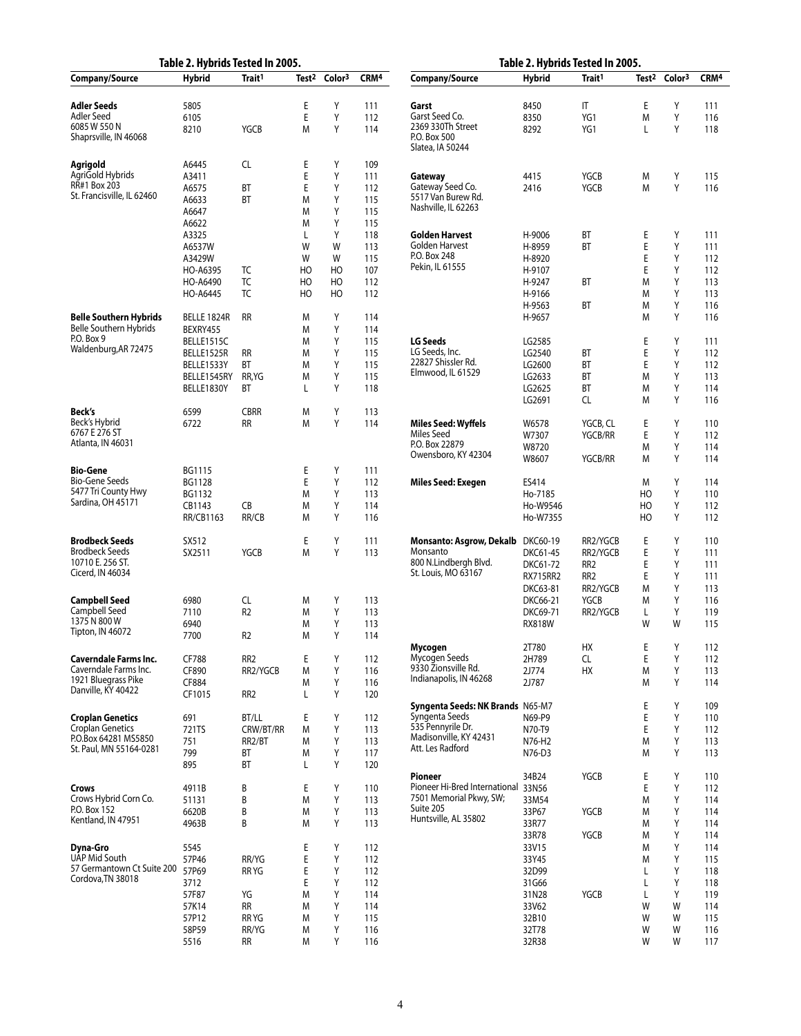**Table 2. Hybrids Tested In 2005.**

| Company/Source | Hybrid | Trait[1] | Test[2] | Color[3] | CRM[4] |
|---|---|---|---|---|---|
| **Adler Seeds** | 5805 | | E | Y | 111 |
| Adler Seed | 6105 | | E | Y | 112 |
| 6085 W 550 N Shaprsville, IN 46068 | 8210 | YGCB | M | Y | 114 |
| **Agrigold** | A6445 | CL | E | Y | 109 |
| AgriGold Hybrids | A3411 | | E | Y | 111 |
| RR#1 Box 203 | A6575 | BT | E | Y | 112 |
| St. Francisville, IL 62460 | A6633 | BT | M | Y | 115 |
| | A6647 | | M | Y | 115 |
| | A6622 | | M | Y | 115 |
| | A3325 | | L | Y | 118 |
| | A6537W | | W | W | 113 |
| | A3429W | | W | W | 115 |
| | HO-A6395 | TC | HO | HO | 107 |
| | HO-A6490 | TC | HO | HO | 112 |
| | HO-A6445 | TC | HO | HO | 112 |
| **Belle Southern Hybrids** | BELLE 1824R | RR | M | Y | 114 |
| Belle Southern Hybrids | BEXRY455 | | M | Y | 114 |
| P.O. Box 9 | BELLE1515C | | M | Y | 115 |
| Waldenburg,AR 72475 | BELLE1525R | RR | M | Y | 115 |
| | BELLE1533Y | BT | M | Y | 115 |
| | BELLE1545RY | RR,YG | M | Y | 115 |
| | BELLE1830Y | BT | L | Y | 118 |
| **Beck's** | 6599 | CBRR | M | Y | 113 |
| Beck's Hybrid | 6722 | RR | M | Y | 114 |
| 6767 E 276 ST Atlanta, IN 46031 | | | | | |
| **Bio-Gene** | BG1115 | | E | Y | 111 |
| Bio-Gene Seeds | BG1128 | | E | Y | 112 |
| 5477 Tri County Hwy | BG1132 | | M | Y | 113 |
| Sardina, OH 45171 | CB1143 | CB | M | Y | 114 |
| | RR/CB1163 | RR/CB | M | Y | 116 |
| **Brodbeck Seeds** | SX512 | | E | Y | 111 |
| Brodbeck Seeds | SX2511 | YGCB | M | Y | 113 |
| 10710 E. 256 ST. Cicerd, IN 46034 | | | | | |
| **Campbell Seed** | 6980 | CL | M | Y | 113 |
| Campbell Seed | 7110 | R2 | M | Y | 113 |
| 1375 N 800 W | 6940 | | M | Y | 113 |
| Tipton, IN 46072 | 7700 | R2 | M | Y | 114 |
| **Caverndale Farms Inc.** | CF788 | RR2 | E | Y | 112 |
| Caverndale Farms Inc. | CF890 | RR2/YGCB | M | Y | 116 |
| 1921 Bluegrass Pike | CF884 | | M | Y | 116 |
| Danville, KY 40422 | CF1015 | RR2 | L | Y | 120 |
| **Croplan Genetics** | 691 | BT/LL | E | Y | 112 |
| Croplan Genetics | 721TS | CRW/BT/RR | M | Y | 113 |
| P.O.Box 64281 MS5850 | 751 | RR2/BT | M | Y | 113 |
| St. Paul, MN 55164-0281 | 799 | BT | M | Y | 117 |
| | 895 | BT | L | Y | 120 |
| **Crows** | 4911B | B | E | Y | 110 |
| Crows Hybrid Corn Co. | 51131 | B | M | Y | 113 |
| P.O. Box 152 | 6620B | B | M | Y | 113 |
| Kentland, IN 47951 | 4963B | B | M | Y | 113 |
| **Dyna-Gro** | 5545 | | E | Y | 112 |
| UAP Mid South | 57P46 | RR/YG | E | Y | 112 |
| 57 Germantown Ct Suite 200 | 57P69 | RR YG | E | Y | 112 |
| Cordova,TN 38018 | 3712 | | E | Y | 112 |
| | 57F87 | YG | M | Y | 114 |
| | 57K14 | RR | M | Y | 114 |
| | 57P12 | RR YG | M | Y | 115 |
| | 58P59 | RR/YG | M | Y | 116 |
| | 5516 | RR | M | Y | 116 |
| **Garst** | 8450 | IT | E | Y | 111 |
| Garst Seed Co. | 8350 | YG1 | M | Y | 116 |
| 2369 330Th Street P.O. Box 500 Slatea, IA 50244 | 8292 | YG1 | L | Y | 118 |
| **Gateway** | 4415 | YGCB | M | Y | 115 |
| Gateway Seed Co. | 2416 | YGCB | M | Y | 116 |
| 5517 Van Burew Rd. Nashville, IL 62263 | | | | | |
| **Golden Harvest** | H-9006 | BT | E | Y | 111 |
| Golden Harvest | H-8959 | BT | E | Y | 111 |
| P.O. Box 248 | H-8920 | | E | Y | 112 |
| Pekin, IL 61555 | H-9107 | | E | Y | 112 |
| | H-9247 | BT | M | Y | 113 |
| | H-9166 | | M | Y | 113 |
| | H-9563 | BT | M | Y | 116 |
| | H-9657 | | M | Y | 116 |
| **LG Seeds** | LG2585 | | E | Y | 111 |
| LG Seeds, Inc. | LG2540 | BT | E | Y | 112 |
| 22827 Shissler Rd. | LG2600 | BT | E | Y | 112 |
| Elmwood, IL 61529 | LG2633 | BT | M | Y | 113 |
| | LG2625 | BT | M | Y | 114 |
| | LG2691 | CL | M | Y | 116 |
| **Miles Seed: Wyffels** | W6578 | YGCB, CL | E | Y | 110 |
| Miles Seed | W7307 | YGCB/RR | E | Y | 112 |
| P.O. Box 22879 | W8720 | | M | Y | 114 |
| Owensboro, KY 42304 | W8607 | YGCB/RR | M | Y | 114 |
| **Miles Seed: Exegen** | ES414 | | M | Y | 114 |
| | Ho-7185 | | HO | Y | 110 |
| | Ho-W9546 | | HO | Y | 112 |
| | Ho-W7355 | | HO | Y | 112 |
| **Monsanto: Asgrow, Dekalb** | DKC60-19 | RR2/YGCB | E | Y | 110 |
| Monsanto | DKC61-45 | RR2/YGCB | E | Y | 111 |
| 800 N.Lindbergh Blvd. | DKC61-72 | RR2 | E | Y | 111 |
| St. Louis, MO 63167 | RX715RR2 | RR2 | E | Y | 111 |
| | DKC63-81 | RR2/YGCB | M | Y | 113 |
| | DKC66-21 | YGCB | M | Y | 116 |
| | DKC69-71 | RR2/YGCB | L | Y | 119 |
| | RX818W | | W | W | 115 |
| **Mycogen** | 2T780 | HX | E | Y | 112 |
| Mycogen Seeds | 2H789 | CL | E | Y | 112 |
| 9330 Zionsville Rd. | 2J774 | HX | M | Y | 113 |
| Indianapolis, IN 46268 | 2J787 | | M | Y | 114 |
| **Syngenta Seeds: NK Brands** | N65-M7 | | E | Y | 109 |
| Syngenta Seeds | N69-P9 | | E | Y | 110 |
| 535 Pennyrile Dr. | N70-T9 | | E | Y | 112 |
| Madisonville, KY 42431 | N76-H2 | | M | Y | 113 |
| Att. Les Radford | N76-D3 | | M | Y | 113 |
| **Pioneer** | 34B24 | YGCB | E | Y | 110 |
| Pioneer Hi-Bred International | 33N56 | | E | Y | 112 |
| 7501 Memorial Pkwy, SW; | 33M54 | | M | Y | 114 |
| Suite 205 | 33P67 | YGCB | M | Y | 114 |
| Huntsville, AL 35802 | 33R77 | | M | Y | 114 |
| | 33R78 | YGCB | M | Y | 114 |
| | 33V15 | | M | Y | 114 |
| | 33Y45 | | M | Y | 115 |
| | 32D99 | | L | Y | 118 |
| | 31G66 | | L | Y | 118 |
| | 31N28 | YGCB | L | Y | 119 |
| | 33V62 | | W | W | 114 |
| | 32B10 | | W | W | 115 |
| | 32T78 | | W | W | 116 |
| | 32R38 | | W | W | 117 |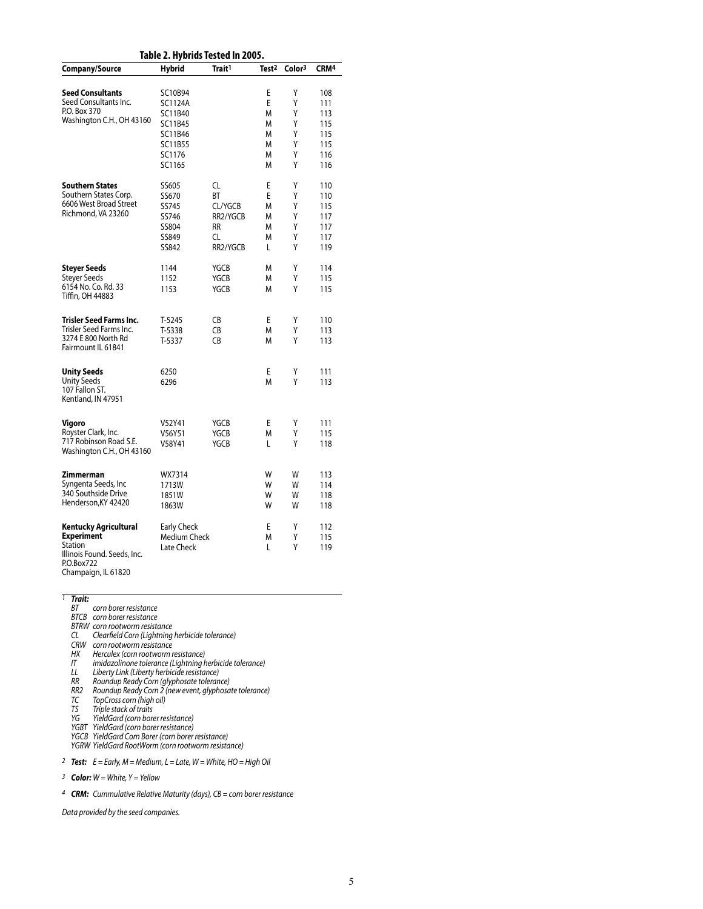**Table 2. Hybrids Tested In 2005.**

| Company/Source | Hybrid | Trait[1] | Test[2] | Color[3] | CRM[4] |
|---|---|---|---|---|---|
| **Seed Consultants** | SC10B94 | | E | Y | 108 |
| Seed Consultants Inc. | SC1124A | | E | Y | 111 |
| P.O. Box 370 | SC11B40 | | M | Y | 113 |
| Washington C.H., OH 43160 | SC11B45 | | M | Y | 115 |
| | SC11B46 | | M | Y | 115 |
| | SC11B55 | | M | Y | 115 |
| | SC1176 | | M | Y | 116 |
| | SC1165 | | M | Y | 116 |
| **Southern States** | SS605 | CL | E | Y | 110 |
| Southern States Corp. | SS670 | BT | E | Y | 110 |
| 6606 West Broad Street | SS745 | CL/YGCB | M | Y | 115 |
| Richmond, VA 23260 | SS746 | RR2/YGCB | M | Y | 117 |
| | SS804 | RR | M | Y | 117 |
| | SS849 | CL | M | Y | 117 |
| | SS842 | RR2/YGCB | L | Y | 119 |
| **Steyer Seeds** | 1144 | YGCB | M | Y | 114 |
| Steyer Seeds | 1152 | YGCB | M | Y | 115 |
| 6154 No. Co. Rd. 33 | 1153 | YGCB | M | Y | 115 |
| Tiffin, OH 44883 | | | | | |
| **Trisler Seed Farms Inc.** | T-5245 | CB | E | Y | 110 |
| Trisler Seed Farms Inc. | T-5338 | CB | M | Y | 113 |
| 3274 E 800 North Rd | T-5337 | CB | M | Y | 113 |
| Fairmount IL 61841 | | | | | |
| **Unity Seeds** | 6250 | | E | Y | 111 |
| Unity Seeds | 6296 | | M | Y | 113 |
| 107 Fallon ST. | | | | | |
| Kentland, IN 47951 | | | | | |
| **Vigoro** | V52Y41 | YGCB | E | Y | 111 |
| Royster Clark, Inc. | V56Y51 | YGCB | M | Y | 115 |
| 717 Robinson Road S.E. | V58Y41 | YGCB | L | Y | 118 |
| Washington C.H., OH 43160 | | | | | |
| **Zimmerman** | WX7314 | | W | W | 113 |
| Syngenta Seeds, Inc | 1713W | | W | W | 114 |
| 340 Southside Drive | 1851W | | W | W | 118 |
| Henderson,KY 42420 | 1863W | | W | W | 118 |
| **Kentucky Agricultural Experiment** Station | Early Check | | E | Y | 112 |
| Illinois Found. Seeds, Inc. | Medium Check | | M | Y | 115 |
| P.O.Box722 | Late Check | | L | Y | 119 |
| Champaign, IL 61820 | | | | | |

[1] ***Trait:***
*BT corn borer resistance*
*BTCB corn borer resistance*
*BTRW corn rootworm resistance*
*CL Clearfield Corn (Lightning herbicide tolerance)*
*CRW corn rootworm resistance*
*HX Herculex (corn rootworm resistance)*
*IT imidazolinone tolerance (Lightning herbicide tolerance)*
*LL Liberty Link (Liberty herbicide resistance)*
*RR Roundup Ready Corn (glyphosate tolerance)*
*RR2 Roundup Ready Corn 2 (new event, glyphosate tolerance)*
*TC TopCross corn (high oil)*
*TS Triple stack of traits*
*YG YieldGard (corn borer resistance)*
*YGBT YieldGard (corn borer resistance)*
*YGCB YieldGard Corn Borer (corn borer resistance)*
*YGRW YieldGard RootWorm (corn rootworm resistance)*

[2] ***Test:*** *E = Early, M = Medium, L = Late, W = White, HO = High Oil*

[3] ***Color:*** *W = White, Y = Yellow*

[4] ***CRM:*** *Cummulative Relative Maturity (days), CB = corn borer resistance*

*Data provided by the seed companies.*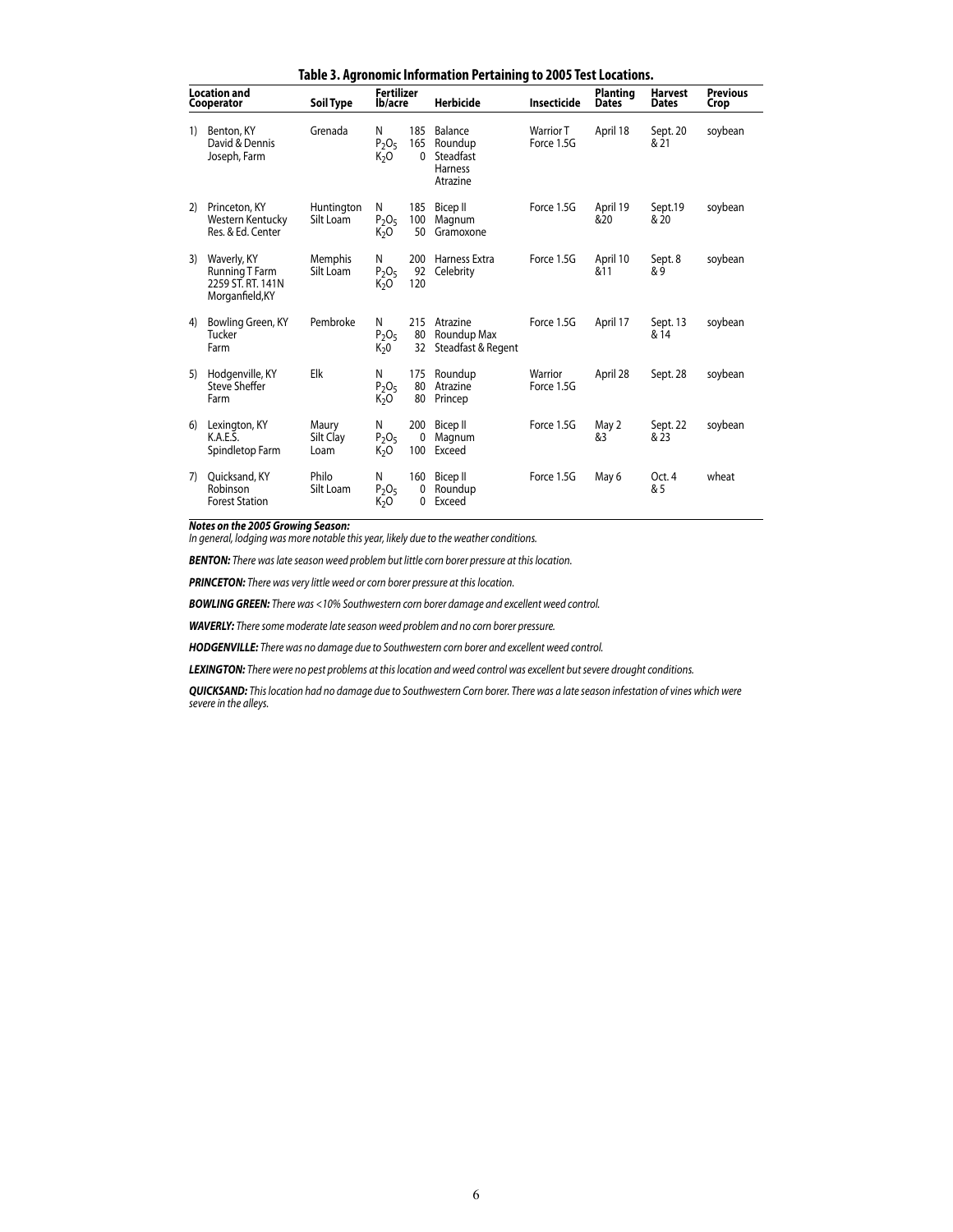**Table 3. Agronomic Information Pertaining to 2005 Test Locations.**

| | Location and Cooperator | Soil Type | Fertilizer lb/acre | | Herbicide | Insecticide | Planting Dates | Harvest Dates | Previous Crop |
|---|---|---|---|---|---|---|---|---|---|
| 1) | Benton, KY David & Dennis Joseph, Farm | Grenada | N $P_2O_5$ $K_2O$ | 185 165 0 | Balance Roundup Steadfast Harness Atrazine | Warrior T Force 1.5G | April 18 | Sept. 20 & 21 | soybean |
| 2) | Princeton, KY Western Kentucky Res. & Ed. Center | Huntington Silt Loam | N $P_2O_5$ $K_2O$ | 185 100 50 | Bicep II Magnum Gramoxone | Force 1.5G | April 19 &20 | Sept.19 & 20 | soybean |
| 3) | Waverly, KY Running T Farm 2259 ST. RT. 141N Morganfield,KY | Memphis Silt Loam | N $P_2O_5$ $K_2O$ | 200 92 120 | Harness Extra Celebrity | Force 1.5G | April 10 &11 | Sept. 8 & 9 | soybean |
| 4) | Bowling Green, KY Tucker Farm | Pembroke | N $P_2O_5$ $K_20$ | 215 80 32 | Atrazine Roundup Max Steadfast & Regent | Force 1.5G | April 17 | Sept. 13 & 14 | soybean |
| 5) | Hodgenville, KY Steve Sheffer Farm | Elk | N $P_2O_5$ $K_2O$ | 175 80 80 | Roundup Atrazine Princep | Warrior Force 1.5G | April 28 | Sept. 28 | soybean |
| 6) | Lexington, KY K.A.E.S. Spindletop Farm | Maury Silt Clay Loam | N $P_2O_5$ $K_2O$ | 200 0 100 | Bicep II Magnum Exceed | Force 1.5G | May 2 &3 | Sept. 22 & 23 | soybean |
| 7) | Quicksand, KY Robinson Forest Station | Philo Silt Loam | N $P_2O_5$ $K_2O$ | 160 0 0 | Bicep II Roundup Exceed | Force 1.5G | May 6 | Oct. 4 & 5 | wheat |

***Notes on the 2005 Growing Season:***
*In general, lodging was more notable this year, likely due to the weather conditions.*

***BENTON:*** *There was late season weed problem but little corn borer pressure at this location.*

***PRINCETON:*** *There was very little weed or corn borer pressure at this location.*

***BOWLING GREEN:*** *There was <10% Southwestern corn borer damage and excellent weed control.*

***WAVERLY:*** *There some moderate late season weed problem and no corn borer pressure.*

***HODGENVILLE:*** *There was no damage due to Southwestern corn borer and excellent weed control.*

***LEXINGTON:*** *There were no pest problems at this location and weed control was excellent but severe drought conditions.*

***QUICKSAND:*** *This location had no damage due to Southwestern Corn borer. There was a late season infestation of vines which were severe in the alleys.*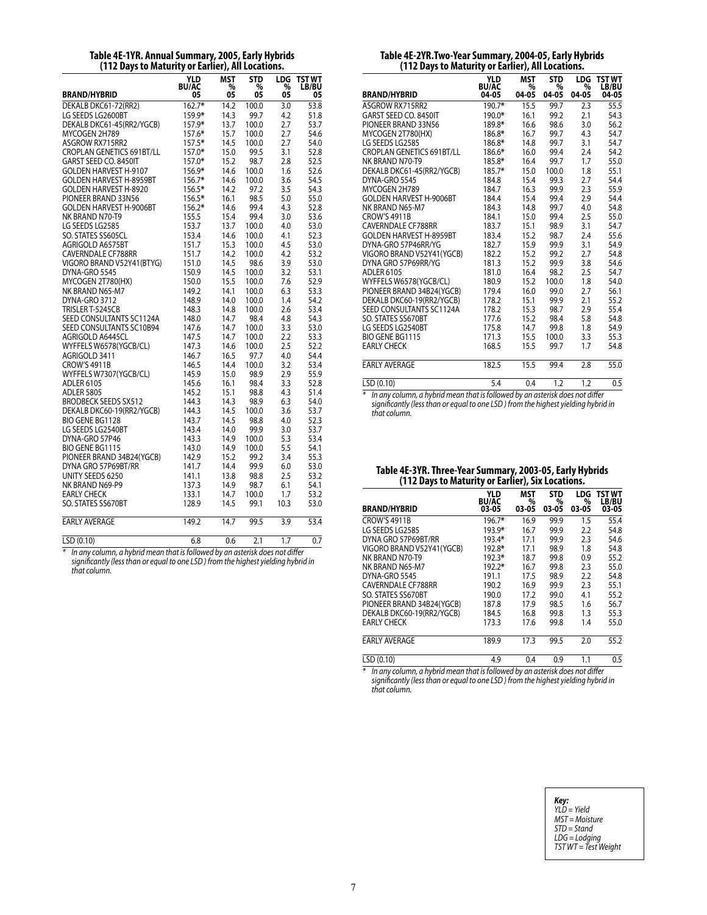### Table 4E-1YR. Annual Summary, 2005, Early Hybrids (112 Days to Maturity or Earlier), All Locations.

| BRAND/HYBRID | YLD BU/AC 05 | MST % 05 | STD % 05 | LDG % 05 | TST WT LB/BU 05 |
|---|---|---|---|---|---|
| DEKALB DKC61-72(RR2) | 162.7* | 14.2 | 100.0 | 3.0 | 53.8 |
| LG SEEDS LG2600BT | 159.9* | 14.3 | 99.7 | 4.2 | 51.8 |
| DEKALB DKC61-45(RR2/YGCB) | 157.9* | 13.7 | 100.0 | 2.7 | 53.7 |
| MYCOGEN 2H789 | 157.6* | 15.7 | 100.0 | 2.7 | 54.6 |
| ASGROW RX715RR2 | 157.5* | 14.5 | 100.0 | 2.7 | 54.0 |
| CROPLAN GENETICS 691BT/LL | 157.0* | 15.0 | 99.5 | 3.1 | 52.8 |
| GARST SEED CO. 8450IT | 157.0* | 15.2 | 98.7 | 2.8 | 52.5 |
| GOLDEN HARVEST H-9107 | 156.9* | 14.6 | 100.0 | 1.6 | 52.6 |
| GOLDEN HARVEST H-8959BT | 156.7* | 14.6 | 100.0 | 3.6 | 54.5 |
| GOLDEN HARVEST H-8920 | 156.5* | 14.2 | 97.2 | 3.5 | 54.3 |
| PIONEER BRAND 33N56 | 156.5* | 16.1 | 98.5 | 5.0 | 55.0 |
| GOLDEN HARVEST H-9006BT | 156.2* | 14.6 | 99.4 | 4.3 | 52.8 |
| NK BRAND N70-T9 | 155.5 | 15.4 | 99.4 | 3.0 | 53.6 |
| LG SEEDS LG2585 | 153.7 | 13.7 | 100.0 | 4.0 | 53.0 |
| SO. STATES SS605CL | 153.4 | 14.6 | 100.0 | 4.1 | 52.3 |
| AGRIGOLD A6575BT | 151.7 | 15.3 | 100.0 | 4.5 | 53.0 |
| CAVERNDALE CF788RR | 151.7 | 14.2 | 100.0 | 4.2 | 53.2 |
| VIGORO BRAND V52Y41(BTYG) | 151.0 | 14.5 | 98.6 | 3.9 | 53.0 |
| DYNA-GRO 5545 | 150.9 | 14.5 | 100.0 | 3.2 | 53.1 |
| MYCOGEN 2T780(HX) | 150.0 | 15.5 | 100.0 | 7.6 | 52.9 |
| NK BRAND N65-M7 | 149.2 | 14.1 | 100.0 | 6.3 | 53.3 |
| DYNA-GRO 3712 | 148.9 | 14.0 | 100.0 | 1.4 | 54.2 |
| TRISLER T-5245CB | 148.3 | 14.8 | 100.0 | 2.6 | 53.4 |
| SEED CONSULTANTS SC1124A | 148.0 | 14.7 | 98.4 | 4.8 | 54.3 |
| SEED CONSULTANTS SC10B94 | 147.6 | 14.7 | 100.0 | 3.3 | 53.0 |
| AGRIGOLD A6445CL | 147.5 | 14.7 | 100.0 | 2.2 | 53.3 |
| WYFFELS W6578(YGCB/CL) | 147.3 | 14.6 | 100.0 | 2.5 | 52.2 |
| AGRIGOLD 3411 | 146.7 | 16.5 | 97.7 | 4.0 | 54.4 |
| CROW'S 4911B | 146.5 | 14.4 | 100.0 | 3.2 | 53.4 |
| WYFFELS W7307(YGCB/CL) | 145.9 | 15.0 | 98.9 | 2.9 | 55.9 |
| ADLER 6105 | 145.6 | 16.1 | 98.4 | 3.3 | 52.8 |
| ADLER 5805 | 145.2 | 15.1 | 98.8 | 4.3 | 51.4 |
| BRODBECK SEEDS SX512 | 144.3 | 14.3 | 98.9 | 6.3 | 54.0 |
| DEKALB DKC60-19(RR2/YGCB) | 144.3 | 14.5 | 100.0 | 3.6 | 53.7 |
| BIO GENE BG1128 | 143.7 | 14.5 | 98.8 | 4.0 | 52.3 |
| LG SEEDS LG2540BT | 143.4 | 14.0 | 99.9 | 3.0 | 53.7 |
| DYNA-GRO 57P46 | 143.3 | 14.9 | 100.0 | 5.3 | 53.4 |
| BIO GENE BG1115 | 143.0 | 14.9 | 100.0 | 5.5 | 54.1 |
| PIONEER BRAND 34B24(YGCB) | 142.9 | 15.2 | 99.2 | 3.4 | 55.3 |
| DYNA GRO 57P69BT/RR | 141.7 | 14.4 | 99.9 | 6.0 | 53.0 |
| UNITY SEEDS 6250 | 141.1 | 13.8 | 98.8 | 2.5 | 53.2 |
| NK BRAND N69-P9 | 137.3 | 14.9 | 98.7 | 6.1 | 54.1 |
| EARLY CHECK | 133.1 | 14.7 | 100.0 | 1.7 | 53.2 |
| SO. STATES SS670BT | 128.9 | 14.5 | 99.1 | 10.3 | 53.0 |
| EARLY AVERAGE | 149.2 | 14.7 | 99.5 | 3.9 | 53.4 |
| LSD (0.10) | 6.8 | 0.6 | 2.1 | 1.7 | 0.7 |

* *In any column, a hybrid mean that is followed by an asterisk does not differ significantly (less than or equal to one LSD) from the highest yielding hybrid in that column.*

### Table 4E-2YR. Two-Year Summary, 2004-05, Early Hybrids (112 Days to Maturity or Earlier), All Locations.

| BRAND/HYBRID | YLD BU/AC 04-05 | MST % 04-05 | STD % 04-05 | LDG % 04-05 | TST WT LB/BU 04-05 |
|---|---|---|---|---|---|
| ASGROW RX715RR2 | 190.7* | 15.5 | 99.7 | 2.3 | 55.5 |
| GARST SEED CO. 8450IT | 190.0* | 16.1 | 99.2 | 2.1 | 54.3 |
| PIONEER BRAND 33N56 | 189.8* | 16.6 | 98.6 | 3.0 | 56.2 |
| MYCOGEN 2T780(HX) | 186.8* | 16.7 | 99.7 | 4.3 | 54.7 |
| LG SEEDS LG2585 | 186.8* | 14.8 | 99.7 | 3.1 | 54.7 |
| CROPLAN GENETICS 691BT/LL | 186.6* | 16.0 | 99.4 | 2.4 | 54.2 |
| NK BRAND N70-T9 | 185.8* | 16.4 | 99.7 | 1.7 | 55.0 |
| DEKALB DKC61-45(RR2/YGCB) | 185.7* | 15.0 | 100.0 | 1.8 | 55.1 |
| DYNA-GRO 5545 | 184.8 | 15.4 | 99.3 | 2.7 | 54.4 |
| MYCOGEN 2H789 | 184.7 | 16.3 | 99.9 | 2.3 | 55.9 |
| GOLDEN HARVEST H-9006BT | 184.4 | 15.4 | 99.4 | 2.9 | 54.4 |
| NK BRAND N65-M7 | 184.3 | 14.8 | 99.7 | 4.0 | 54.8 |
| CROW'S 4911B | 184.1 | 15.0 | 99.4 | 2.5 | 55.0 |
| CAVERNDALE CF788RR | 183.7 | 15.1 | 98.9 | 3.1 | 54.7 |
| GOLDEN HARVEST H-8959BT | 183.4 | 15.2 | 98.7 | 2.4 | 55.6 |
| DYNA-GRO 57P46RR/YG | 182.7 | 15.9 | 99.9 | 3.1 | 54.9 |
| VIGORO BRAND V52Y41(YGCB) | 182.2 | 15.2 | 99.2 | 2.7 | 54.8 |
| DYNA GRO 57P69RR/YG | 181.3 | 15.2 | 99.9 | 3.8 | 54.6 |
| ADLER 6105 | 181.0 | 16.4 | 98.2 | 2.5 | 54.7 |
| WYFFELS W6578(YGCB/CL) | 180.9 | 15.2 | 100.0 | 1.8 | 54.0 |
| PIONEER BRAND 34B24(YGCB) | 179.4 | 16.0 | 99.0 | 2.7 | 56.1 |
| DEKALB DKC60-19(RR2/YGCB) | 178.2 | 15.1 | 99.9 | 2.1 | 55.2 |
| SEED CONSULTANTS SC1124A | 178.2 | 15.3 | 98.7 | 2.9 | 55.4 |
| SO. STATES SS670BT | 177.6 | 15.2 | 98.4 | 5.8 | 54.8 |
| LG SEEDS LG2540BT | 175.8 | 14.7 | 99.8 | 1.8 | 54.9 |
| BIO GENE BG1115 | 171.3 | 15.5 | 100.0 | 3.3 | 55.3 |
| EARLY CHECK | 168.5 | 15.5 | 99.7 | 1.7 | 54.8 |
| EARLY AVERAGE | 182.5 | 15.5 | 99.4 | 2.8 | 55.0 |
| LSD (0.10) | 5.4 | 0.4 | 1.2 | 1.2 | 0.5 |

* *In any column, a hybrid mean that is followed by an asterisk does not differ significantly (less than or equal to one LSD) from the highest yielding hybrid in that column.*

### Table 4E-3YR. Three-Year Summary, 2003-05, Early Hybrids (112 Days to Maturity or Earlier), Six Locations.

| BRAND/HYBRID | YLD BU/AC 03-05 | MST % 03-05 | STD % 03-05 | LDG % 03-05 | TST WT LB/BU 03-05 |
|---|---|---|---|---|---|
| CROW'S 4911B | 196.7* | 16.9 | 99.9 | 1.5 | 55.4 |
| LG SEEDS LG2585 | 193.9* | 16.7 | 99.9 | 2.2 | 54.8 |
| DYNA GRO 57P69BT/RR | 193.4* | 17.1 | 99.9 | 2.3 | 54.6 |
| VIGORO BRAND V52Y41(YGCB) | 192.8* | 17.1 | 98.9 | 1.8 | 54.8 |
| NK BRAND N70-T9 | 192.3* | 18.7 | 99.8 | 0.9 | 55.2 |
| NK BRAND N65-M7 | 192.2* | 16.7 | 99.8 | 2.3 | 55.0 |
| DYNA-GRO 5545 | 191.1 | 17.5 | 98.9 | 2.2 | 54.8 |
| CAVERNDALE CF788RR | 190.2 | 16.9 | 99.9 | 2.3 | 55.1 |
| SO. STATES SS670BT | 190.0 | 17.2 | 99.0 | 4.1 | 55.2 |
| PIONEER BRAND 34B24(YGCB) | 187.8 | 17.9 | 98.5 | 1.6 | 56.7 |
| DEKALB DKC60-19(RR2/YGCB) | 184.5 | 16.8 | 99.8 | 1.3 | 55.3 |
| EARLY CHECK | 173.3 | 17.6 | 99.8 | 1.4 | 55.0 |
| EARLY AVERAGE | 189.9 | 17.3 | 99.5 | 2.0 | 55.2 |
| LSD (0.10) | 4.9 | 0.4 | 0.9 | 1.1 | 0.5 |

* *In any column, a hybrid mean that is followed by an asterisk does not differ significantly (less than or equal to one LSD) from the highest yielding hybrid in that column.*

***Key:***
*YLD = Yield*
*MST = Moisture*
*STD = Stand*
*LDG = Lodging*
*TST WT = Test Weight*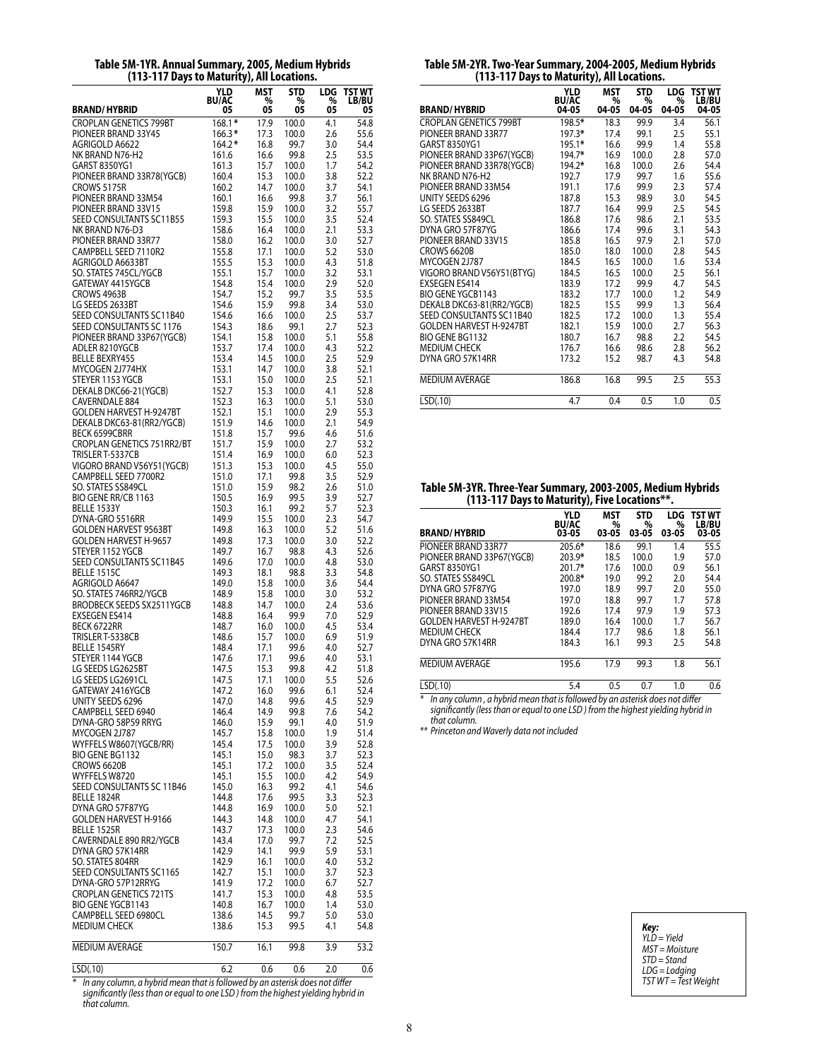**Table 5M-1YR. Annual Summary, 2005, Medium Hybrids (113-117 Days to Maturity), All Locations.**

| BRAND/HYBRID | YLD BU/AC 05 | MST % 05 | STD % 05 | LDG % 05 | TST WT LB/BU 05 |
|---|---|---|---|---|---|
| CROPLAN GENETICS 799BT | 168.1* | 17.9 | 100.0 | 4.1 | 54.8 |
| PIONEER BRAND 33Y45 | 166.3* | 17.3 | 100.0 | 2.6 | 55.6 |
| AGRIGOLD A6622 | 164.2* | 16.8 | 99.7 | 3.0 | 54.4 |
| NK BRAND N76-H2 | 161.6 | 16.6 | 99.8 | 2.5 | 53.5 |
| GARST 8350YG1 | 161.3 | 15.7 | 100.0 | 1.7 | 54.2 |
| PIONEER BRAND 33R78(YGCB) | 160.4 | 15.3 | 100.0 | 3.8 | 52.2 |
| CROWS 5175R | 160.2 | 14.7 | 100.0 | 3.7 | 54.1 |
| PIONEER BRAND 33M54 | 160.1 | 16.6 | 99.8 | 3.7 | 56.1 |
| PIONEER BRAND 33V15 | 159.8 | 15.9 | 100.0 | 3.2 | 55.7 |
| SEED CONSULTANTS SC11B55 | 159.3 | 15.5 | 100.0 | 3.5 | 52.4 |
| NK BRAND N76-D3 | 158.6 | 16.4 | 100.0 | 2.1 | 53.3 |
| PIONEER BRAND 33R77 | 158.0 | 16.2 | 100.0 | 3.0 | 52.7 |
| CAMPBELL SEED 7110R2 | 155.8 | 17.1 | 100.0 | 5.2 | 53.0 |
| AGRIGOLD A6633BT | 155.5 | 15.3 | 100.0 | 4.3 | 51.8 |
| SO. STATES 745CL/YGCB | 155.1 | 15.7 | 100.0 | 3.2 | 53.1 |
| GATEWAY 4415YGCB | 154.8 | 15.4 | 100.0 | 2.9 | 52.0 |
| CROWS 4963B | 154.7 | 15.2 | 99.7 | 3.5 | 53.5 |
| LG SEEDS 2633BT | 154.6 | 15.9 | 99.8 | 3.4 | 53.0 |
| SEED CONSULTANTS SC11B40 | 154.6 | 16.6 | 100.0 | 2.5 | 53.7 |
| SEED CONSULTANTS SC 1176 | 154.3 | 18.6 | 99.1 | 2.7 | 52.3 |
| PIONEER BRAND 33P67(YGCB) | 154.1 | 15.8 | 100.0 | 5.1 | 55.8 |
| ADLER 8210YGCB | 153.7 | 17.4 | 100.0 | 4.3 | 52.2 |
| BELLE BEXRY455 | 153.4 | 14.5 | 100.0 | 2.5 | 52.9 |
| MYCOGEN 2J774HX | 153.1 | 14.7 | 100.0 | 3.8 | 52.1 |
| STEYER 1153 YGCB | 153.1 | 15.0 | 100.0 | 2.5 | 52.1 |
| DEKALB DKC66-21(YGCB) | 152.7 | 15.3 | 100.0 | 4.1 | 52.8 |
| CAVERNDALE 884 | 152.3 | 16.3 | 100.0 | 5.1 | 53.0 |
| GOLDEN HARVEST H-9247BT | 152.1 | 15.1 | 100.0 | 2.9 | 55.3 |
| DEKALB DKC63-81(RR2/YGCB) | 151.9 | 14.6 | 100.0 | 2.1 | 54.9 |
| BECK 6599CBRR | 151.8 | 15.7 | 99.6 | 4.6 | 51.6 |
| CROPLAN GENETICS 751RR2/BT | 151.7 | 15.9 | 100.0 | 2.7 | 53.2 |
| TRISLER T-5337CB | 151.4 | 16.9 | 100.0 | 6.0 | 52.3 |
| VIGORO BRAND V56Y51(YGCB) | 151.3 | 15.3 | 100.0 | 4.5 | 55.0 |
| CAMPBELL SEED 7700R2 | 151.0 | 17.1 | 99.8 | 3.5 | 52.9 |
| SO. STATES SS849CL | 151.0 | 15.9 | 98.2 | 2.6 | 51.0 |
| BIO GENE RR/CB 1163 | 150.5 | 16.9 | 99.5 | 3.9 | 52.7 |
| BELLE 1533Y | 150.3 | 16.1 | 99.2 | 5.7 | 52.3 |
| DYNA-GRO 5516RR | 149.9 | 15.5 | 100.0 | 2.3 | 54.7 |
| GOLDEN HARVEST 9563BT | 149.8 | 16.3 | 100.0 | 5.2 | 51.6 |
| GOLDEN HARVEST H-9657 | 149.8 | 17.3 | 100.0 | 3.0 | 52.2 |
| STEYER 1152 YGCB | 149.7 | 16.7 | 98.8 | 4.3 | 52.6 |
| SEED CONSULTANTS SC11B45 | 149.6 | 17.0 | 100.0 | 4.8 | 53.0 |
| BELLE 1515C | 149.3 | 18.1 | 98.8 | 3.3 | 54.8 |
| AGRIGOLD A6647 | 149.0 | 15.8 | 100.0 | 3.6 | 54.4 |
| SO. STATES 746RR2/YGCB | 148.9 | 15.8 | 100.0 | 3.0 | 53.2 |
| BRODBECK SEEDS SX2511YGCB | 148.8 | 14.7 | 100.0 | 2.4 | 53.6 |
| EXSEGEN ES414 | 148.8 | 16.4 | 99.9 | 7.0 | 52.9 |
| BECK 6722RR | 148.7 | 16.0 | 100.0 | 4.5 | 53.4 |
| TRISLER T-5338CB | 148.6 | 15.7 | 100.0 | 6.9 | 51.9 |
| BELLE 1545RY | 148.4 | 17.1 | 99.6 | 4.0 | 52.7 |
| STEYER 1144 YGCB | 147.6 | 17.1 | 99.6 | 4.0 | 53.1 |
| LG SEEDS LG2625BT | 147.5 | 15.3 | 99.8 | 4.2 | 51.8 |
| LG SEEDS LG2691CL | 147.5 | 17.1 | 100.0 | 5.5 | 52.6 |
| GATEWAY 2416YGCB | 147.2 | 16.0 | 99.6 | 6.1 | 52.4 |
| UNITY SEEDS 6296 | 147.0 | 14.8 | 99.6 | 4.5 | 52.9 |
| CAMPBELL SEED 6940 | 146.4 | 14.9 | 99.8 | 7.6 | 54.2 |
| DYNA-GRO 58P59 RRYG | 146.0 | 15.9 | 99.1 | 4.0 | 51.9 |
| MYCOGEN 2J787 | 145.7 | 15.8 | 100.0 | 1.9 | 51.4 |
| WYFFELS W8607(YGCB/RR) | 145.4 | 17.5 | 100.0 | 3.9 | 52.8 |
| BIO GENE BG1132 | 145.1 | 15.0 | 98.3 | 3.7 | 52.3 |
| CROWS 6620B | 145.1 | 17.2 | 100.0 | 3.5 | 52.4 |
| WYFFELS W8720 | 145.1 | 15.5 | 100.0 | 4.2 | 54.9 |
| SEED CONSULTANTS SC 11B46 | 145.0 | 16.3 | 99.2 | 4.1 | 54.6 |
| BELLE 1824R | 144.8 | 17.6 | 99.5 | 3.3 | 52.3 |
| DYNA GRO 57F87YG | 144.8 | 16.9 | 100.0 | 5.0 | 52.1 |
| GOLDEN HARVEST H-9166 | 144.3 | 14.8 | 100.0 | 4.7 | 54.1 |
| BELLE 1525R | 143.7 | 17.3 | 100.0 | 2.3 | 54.6 |
| CAVERNDALE 890 RR2/YGCB | 143.4 | 17.0 | 99.7 | 7.2 | 52.5 |
| DYNA GRO 57K14RR | 142.9 | 14.1 | 99.9 | 5.9 | 53.1 |
| SO. STATES 804RR | 142.9 | 16.1 | 100.0 | 4.0 | 53.2 |
| SEED CONSULTANTS SC1165 | 142.7 | 15.1 | 100.0 | 3.7 | 52.3 |
| DYNA-GRO 57P12RRYG | 141.9 | 17.2 | 100.0 | 6.7 | 52.7 |
| CROPLAN GENETICS 721TS | 141.7 | 15.3 | 100.0 | 4.8 | 53.5 |
| BIO GENE YGCB1143 | 140.8 | 16.7 | 100.0 | 1.4 | 53.0 |
| CAMPBELL SEED 6980CL | 138.6 | 14.5 | 99.7 | 5.0 | 53.0 |
| MEDIUM CHECK | 138.6 | 15.3 | 99.5 | 4.1 | 54.8 |
| MEDIUM AVERAGE | 150.7 | 16.1 | 99.8 | 3.9 | 53.2 |
| LSD(.10) | 6.2 | 0.6 | 0.6 | 2.0 | 0.6 |

\* *In any column, a hybrid mean that is followed by an asterisk does not differ significantly (less than or equal to one LSD) from the highest yielding hybrid in that column.*

**Table 5M-2YR. Two-Year Summary, 2004-2005, Medium Hybrids (113-117 Days to Maturity), All Locations.**

| BRAND/HYBRID | YLD BU/AC 04-05 | MST % 04-05 | STD % 04-05 | LDG % 04-05 | TST WT LB/BU 04-05 |
|---|---|---|---|---|---|
| CROPLAN GENETICS 799BT | 198.5* | 18.3 | 99.9 | 3.4 | 56.1 |
| PIONEER BRAND 33R77 | 197.3* | 17.4 | 99.1 | 2.5 | 55.1 |
| GARST 8350YG1 | 195.1* | 16.6 | 99.9 | 1.4 | 55.8 |
| PIONEER BRAND 33P67(YGCB) | 194.7* | 16.9 | 100.0 | 2.8 | 57.0 |
| PIONEER BRAND 33R78(YGCB) | 194.2* | 16.8 | 100.0 | 2.6 | 54.4 |
| NK BRAND N76-H2 | 192.7 | 17.9 | 99.7 | 1.6 | 55.6 |
| PIONEER BRAND 33M54 | 191.1 | 17.6 | 99.9 | 2.3 | 57.4 |
| UNITY SEEDS 6296 | 187.8 | 15.3 | 98.9 | 3.0 | 54.5 |
| LG SEEDS 2633BT | 187.7 | 16.4 | 99.9 | 2.5 | 54.5 |
| SO. STATES SS849CL | 186.8 | 17.6 | 98.6 | 2.1 | 53.5 |
| DYNA GRO 57F87YG | 186.6 | 17.4 | 99.6 | 3.1 | 54.3 |
| PIONEER BRAND 33V15 | 185.8 | 16.5 | 97.9 | 2.1 | 57.0 |
| CROWS 6620B | 185.0 | 18.0 | 100.0 | 2.8 | 54.5 |
| MYCOGEN 2J787 | 184.5 | 16.5 | 100.0 | 1.6 | 53.4 |
| VIGORO BRAND V56Y51(BTYG) | 184.5 | 16.5 | 100.0 | 2.5 | 56.1 |
| EXSEGEN ES414 | 183.9 | 17.2 | 99.9 | 4.7 | 54.5 |
| BIO GENE YGCB1143 | 183.2 | 17.7 | 100.0 | 1.2 | 54.9 |
| DEKALB DKC63-81(RR2/YGCB) | 182.5 | 15.5 | 99.9 | 1.3 | 56.4 |
| SEED CONSULTANTS SC11B40 | 182.5 | 17.2 | 100.0 | 1.3 | 55.4 |
| GOLDEN HARVEST H-9247BT | 182.1 | 15.9 | 100.0 | 2.7 | 56.3 |
| BIO GENE BG1132 | 180.7 | 16.7 | 98.8 | 2.2 | 54.5 |
| MEDIUM CHECK | 176.7 | 16.6 | 98.6 | 2.8 | 56.2 |
| DYNA GRO 57K14RR | 173.2 | 15.2 | 98.7 | 4.3 | 54.8 |
| MEDIUM AVERAGE | 186.8 | 16.8 | 99.5 | 2.5 | 55.3 |
| LSD(.10) | 4.7 | 0.4 | 0.5 | 1.0 | 0.5 |

**Table 5M-3YR. Three-Year Summary, 2003-2005, Medium Hybrids (113-117 Days to Maturity), Five Locations\*\*.**

| BRAND/HYBRID | YLD BU/AC 03-05 | MST % 03-05 | STD % 03-05 | LDG % 03-05 | TST WT LB/BU 03-05 |
|---|---|---|---|---|---|
| PIONEER BRAND 33R77 | 205.6* | 18.6 | 99.1 | 1.4 | 55.5 |
| PIONEER BRAND 33P67(YGCB) | 203.9* | 18.5 | 100.0 | 1.9 | 57.0 |
| GARST 8350YG1 | 201.7* | 17.6 | 100.0 | 0.9 | 56.1 |
| SO. STATES SS849CL | 200.8* | 19.0 | 99.2 | 2.0 | 54.4 |
| DYNA GRO 57F87YG | 197.0 | 18.9 | 99.7 | 2.0 | 55.0 |
| PIONEER BRAND 33M54 | 197.0 | 18.8 | 99.7 | 1.7 | 57.8 |
| PIONEER BRAND 33V15 | 192.6 | 17.4 | 97.9 | 1.9 | 57.3 |
| GOLDEN HARVEST H-9247BT | 189.0 | 16.4 | 100.0 | 1.7 | 56.7 |
| MEDIUM CHECK | 184.4 | 17.7 | 98.6 | 1.8 | 56.1 |
| DYNA GRO 57K14RR | 184.3 | 16.1 | 99.3 | 2.5 | 54.8 |
| MEDIUM AVERAGE | 195.6 | 17.9 | 99.3 | 1.8 | 56.1 |
| LSD(.10) | 5.4 | 0.5 | 0.7 | 1.0 | 0.6 |

\* *In any column, a hybrid mean that is followed by an asterisk does not differ significantly (less than or equal to one LSD) from the highest yielding hybrid in that column.*

\*\* *Princeton and Waverly data not included*

**Key:**
*YLD = Yield*
*MST = Moisture*
*STD = Stand*
*LDG = Lodging*
*TST WT = Test Weight*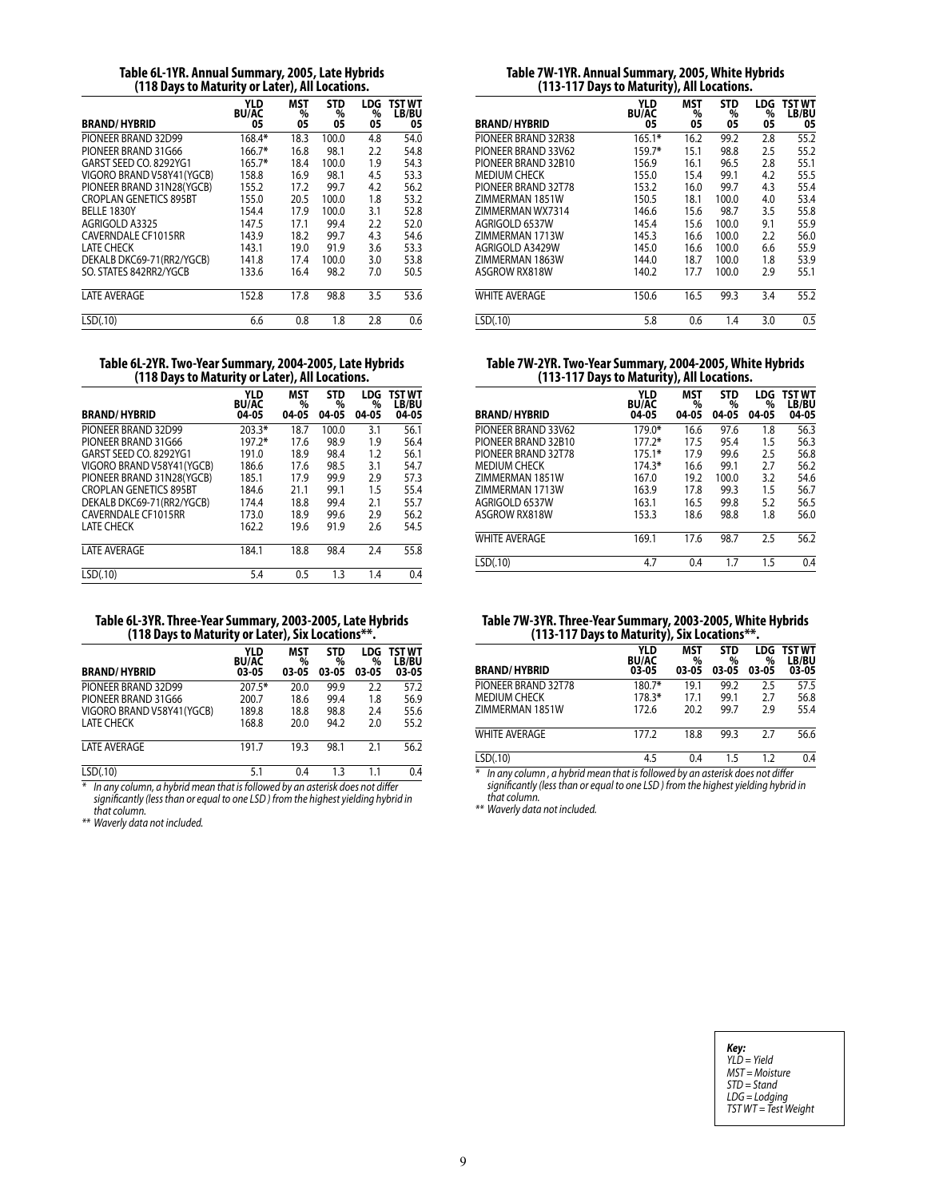### Table 6L-1YR. Annual Summary, 2005, Late Hybrids (118 Days to Maturity or Later), All Locations.

| BRAND/HYBRID | YLD BU/AC 05 | MST % 05 | STD % 05 | LDG % 05 | TST WT LB/BU 05 |
|---|---|---|---|---|---|
| PIONEER BRAND 32D99 | 168.4* | 18.3 | 100.0 | 4.8 | 54.0 |
| PIONEER BRAND 31G66 | 166.7* | 16.8 | 98.1 | 2.2 | 54.8 |
| GARST SEED CO. 8292YG1 | 165.7* | 18.4 | 100.0 | 1.9 | 54.3 |
| VIGORO BRAND V58Y41(YGCB) | 158.8 | 16.9 | 98.1 | 4.5 | 53.3 |
| PIONEER BRAND 31N28(YGCB) | 155.2 | 17.2 | 99.7 | 4.2 | 56.2 |
| CROPLAN GENETICS 895BT | 155.0 | 20.5 | 100.0 | 1.8 | 53.2 |
| BELLE 1830Y | 154.4 | 17.9 | 100.0 | 3.1 | 52.8 |
| AGRIGOLD A3325 | 147.5 | 17.1 | 99.4 | 2.2 | 52.0 |
| CAVERNDALE CF1015RR | 143.9 | 18.2 | 99.7 | 4.3 | 54.6 |
| LATE CHECK | 143.1 | 19.0 | 91.9 | 3.6 | 53.3 |
| DEKALB DKC69-71(RR2/YGCB) | 141.8 | 17.4 | 100.0 | 3.0 | 53.8 |
| SO. STATES 842RR2/YGCB | 133.6 | 16.4 | 98.2 | 7.0 | 50.5 |
| LATE AVERAGE | 152.8 | 17.8 | 98.8 | 3.5 | 53.6 |
| LSD(.10) | 6.6 | 0.8 | 1.8 | 2.8 | 0.6 |

### Table 6L-2YR. Two-Year Summary, 2004-2005, Late Hybrids (118 Days to Maturity or Later), All Locations.

| BRAND/HYBRID | YLD BU/AC 04-05 | MST % 04-05 | STD % 04-05 | LDG % 04-05 | TST WT LB/BU 04-05 |
|---|---|---|---|---|---|
| PIONEER BRAND 32D99 | 203.3* | 18.7 | 100.0 | 3.1 | 56.1 |
| PIONEER BRAND 31G66 | 197.2* | 17.6 | 98.9 | 1.9 | 56.4 |
| GARST SEED CO. 8292YG1 | 191.0 | 18.9 | 98.4 | 1.2 | 56.1 |
| VIGORO BRAND V58Y41(YGCB) | 186.6 | 17.6 | 98.5 | 3.1 | 54.7 |
| PIONEER BRAND 31N28(YGCB) | 185.1 | 17.9 | 99.9 | 2.9 | 57.3 |
| CROPLAN GENETICS 895BT | 184.6 | 21.1 | 99.1 | 1.5 | 55.4 |
| DEKALB DKC69-71(RR2/YGCB) | 174.4 | 18.8 | 99.4 | 2.1 | 55.7 |
| CAVERNDALE CF1015RR | 173.0 | 18.9 | 99.6 | 2.9 | 56.2 |
| LATE CHECK | 162.2 | 19.6 | 91.9 | 2.6 | 54.5 |
| LATE AVERAGE | 184.1 | 18.8 | 98.4 | 2.4 | 55.8 |
| LSD(.10) | 5.4 | 0.5 | 1.3 | 1.4 | 0.4 |

### Table 6L-3YR. Three-Year Summary, 2003-2005, Late Hybrids (118 Days to Maturity or Later), Six Locations**.

| BRAND/HYBRID | YLD BU/AC 03-05 | MST % 03-05 | STD % 03-05 | LDG % 03-05 | TST WT LB/BU 03-05 |
|---|---|---|---|---|---|
| PIONEER BRAND 32D99 | 207.5* | 20.0 | 99.9 | 2.2 | 57.2 |
| PIONEER BRAND 31G66 | 200.7 | 18.6 | 99.4 | 1.8 | 56.9 |
| VIGORO BRAND V58Y41(YGCB) | 189.8 | 18.8 | 98.8 | 2.4 | 55.6 |
| LATE CHECK | 168.8 | 20.0 | 94.2 | 2.0 | 55.2 |
| LATE AVERAGE | 191.7 | 19.3 | 98.1 | 2.1 | 56.2 |
| LSD(.10) | 5.1 | 0.4 | 1.3 | 1.1 | 0.4 |

\* *In any column, a hybrid mean that is followed by an asterisk does not differ significantly (less than or equal to one LSD) from the highest yielding hybrid in that column.*

** *Waverly data not included.*

### Table 7W-1YR. Annual Summary, 2005, White Hybrids (113-117 Days to Maturity), All Locations.

| BRAND/HYBRID | YLD BU/AC 05 | MST % 05 | STD % 05 | LDG % 05 | TST WT LB/BU 05 |
|---|---|---|---|---|---|
| PIONEER BRAND 32R38 | 165.1* | 16.2 | 99.2 | 2.8 | 55.2 |
| PIONEER BRAND 33V62 | 159.7* | 15.1 | 98.8 | 2.5 | 55.2 |
| PIONEER BRAND 32B10 | 156.9 | 16.1 | 96.5 | 2.8 | 55.1 |
| MEDIUM CHECK | 155.0 | 15.4 | 99.1 | 4.2 | 55.5 |
| PIONEER BRAND 32T78 | 153.2 | 16.0 | 99.7 | 4.3 | 55.4 |
| ZIMMERMAN 1851W | 150.5 | 18.1 | 100.0 | 4.0 | 53.4 |
| ZIMMERMAN WX7314 | 146.6 | 15.6 | 98.7 | 3.5 | 55.8 |
| AGRIGOLD 6537W | 145.4 | 15.6 | 100.0 | 9.1 | 55.9 |
| ZIMMERMAN 1713W | 145.3 | 16.6 | 100.0 | 2.2 | 56.0 |
| AGRIGOLD A3429W | 145.0 | 16.6 | 100.0 | 6.6 | 55.9 |
| ZIMMERMAN 1863W | 144.0 | 18.7 | 100.0 | 1.8 | 53.9 |
| ASGROW RX818W | 140.2 | 17.7 | 100.0 | 2.9 | 55.1 |
| WHITE AVERAGE | 150.6 | 16.5 | 99.3 | 3.4 | 55.2 |
| LSD(.10) | 5.8 | 0.6 | 1.4 | 3.0 | 0.5 |

### Table 7W-2YR. Two-Year Summary, 2004-2005, White Hybrids (113-117 Days to Maturity), All Locations.

| BRAND/HYBRID | YLD BU/AC 04-05 | MST % 04-05 | STD % 04-05 | LDG % 04-05 | TST WT LB/BU 04-05 |
|---|---|---|---|---|---|
| PIONEER BRAND 33V62 | 179.0* | 16.6 | 97.6 | 1.8 | 56.3 |
| PIONEER BRAND 32B10 | 177.2* | 17.5 | 95.4 | 1.5 | 56.3 |
| PIONEER BRAND 32T78 | 175.1* | 17.9 | 99.6 | 2.5 | 56.8 |
| MEDIUM CHECK | 174.3* | 16.6 | 99.1 | 2.7 | 56.2 |
| ZIMMERMAN 1851W | 167.0 | 19.2 | 100.0 | 3.2 | 54.6 |
| ZIMMERMAN 1713W | 163.9 | 17.8 | 99.3 | 1.5 | 56.7 |
| AGRIGOLD 6537W | 163.1 | 16.5 | 99.8 | 5.2 | 56.5 |
| ASGROW RX818W | 153.3 | 18.6 | 98.8 | 1.8 | 56.0 |
| WHITE AVERAGE | 169.1 | 17.6 | 98.7 | 2.5 | 56.2 |
| LSD(.10) | 4.7 | 0.4 | 1.7 | 1.5 | 0.4 |

### Table 7W-3YR. Three-Year Summary, 2003-2005, White Hybrids (113-117 Days to Maturity), Six Locations**.

| BRAND/HYBRID | YLD BU/AC 03-05 | MST % 03-05 | STD % 03-05 | LDG % 03-05 | TST WT LB/BU 03-05 |
|---|---|---|---|---|---|
| PIONEER BRAND 32T78 | 180.7* | 19.1 | 99.2 | 2.5 | 57.5 |
| MEDIUM CHECK | 178.3* | 17.1 | 99.1 | 2.7 | 56.8 |
| ZIMMERMAN 1851W | 172.6 | 20.2 | 99.7 | 2.9 | 55.4 |
| WHITE AVERAGE | 177.2 | 18.8 | 99.3 | 2.7 | 56.6 |
| LSD(.10) | 4.5 | 0.4 | 1.5 | 1.2 | 0.4 |

\* *In any column, a hybrid mean that is followed by an asterisk does not differ significantly (less than or equal to one LSD) from the highest yielding hybrid in that column.*

** *Waverly data not included.*

***Key:***
*YLD = Yield*
*MST = Moisture*
*STD = Stand*
*LDG = Lodging*
*TST WT = Test Weight*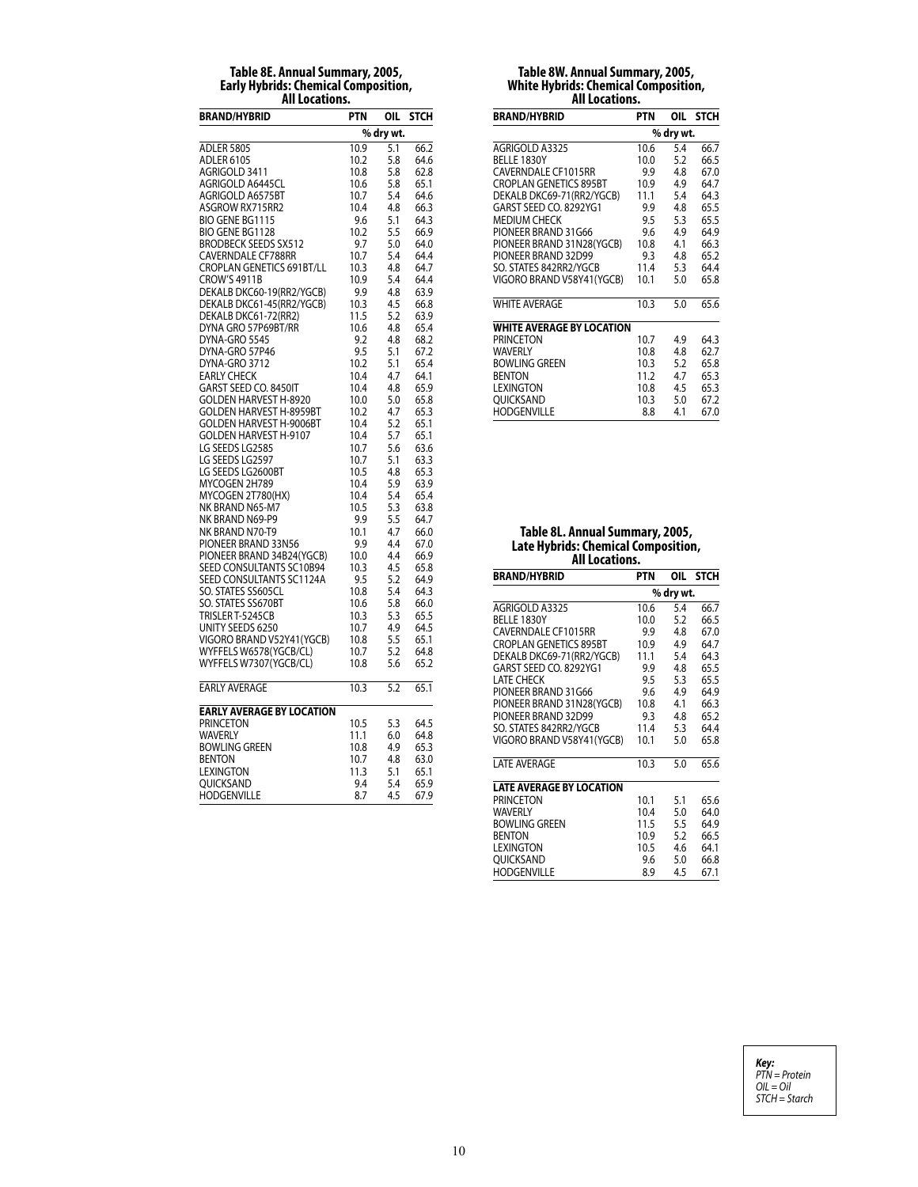**Table 8E. Annual Summary, 2005, Early Hybrids: Chemical Composition, All Locations.**

| BRAND/HYBRID | PTN | OIL | STCH |
|---|---|---|---|
| | % dry wt. | | |
| ADLER 5805 | 10.9 | 5.1 | 66.2 |
| ADLER 6105 | 10.2 | 5.8 | 64.6 |
| AGRIGOLD 3411 | 10.8 | 5.8 | 62.8 |
| AGRIGOLD A6445CL | 10.6 | 5.8 | 65.1 |
| AGRIGOLD A6575BT | 10.7 | 5.4 | 64.6 |
| ASGROW RX715RR2 | 10.4 | 4.8 | 66.3 |
| BIO GENE BG1115 | 9.6 | 5.1 | 64.3 |
| BIO GENE BG1128 | 10.2 | 5.5 | 66.9 |
| BRODBECK SEEDS SX512 | 9.7 | 5.0 | 64.0 |
| CAVERNDALE CF788RR | 10.7 | 5.4 | 64.4 |
| CROPLAN GENETICS 691BT/LL | 10.3 | 4.8 | 64.7 |
| CROW'S 4911B | 10.9 | 5.4 | 64.4 |
| DEKALB DKC60-19(RR2/YGCB) | 9.9 | 4.8 | 63.9 |
| DEKALB DKC61-45(RR2/YGCB) | 10.3 | 4.5 | 66.8 |
| DEKALB DKC61-72(RR2) | 11.5 | 5.2 | 63.9 |
| DYNA GRO 57P69BT/RR | 10.6 | 4.8 | 65.4 |
| DYNA-GRO 5545 | 9.2 | 4.8 | 68.2 |
| DYNA-GRO 57P46 | 9.5 | 5.1 | 67.2 |
| DYNA-GRO 3712 | 10.2 | 5.1 | 65.4 |
| EARLY CHECK | 10.4 | 4.7 | 64.1 |
| GARST SEED CO. 8450IT | 10.4 | 4.8 | 65.9 |
| GOLDEN HARVEST H-8920 | 10.0 | 5.0 | 65.8 |
| GOLDEN HARVEST H-8959BT | 10.2 | 4.7 | 65.3 |
| GOLDEN HARVEST H-9006BT | 10.4 | 5.2 | 65.1 |
| GOLDEN HARVEST H-9107 | 10.4 | 5.7 | 65.1 |
| LG SEEDS LG2585 | 10.7 | 5.6 | 63.6 |
| LG SEEDS LG2597 | 10.7 | 5.1 | 63.3 |
| LG SEEDS LG2600BT | 10.5 | 4.8 | 65.3 |
| MYCOGEN 2H789 | 10.4 | 5.9 | 63.9 |
| MYCOGEN 2T780(HX) | 10.4 | 5.4 | 65.4 |
| NK BRAND N65-M7 | 10.5 | 5.3 | 63.8 |
| NK BRAND N69-P9 | 9.9 | 5.5 | 64.7 |
| NK BRAND N70-T9 | 10.1 | 4.7 | 66.0 |
| PIONEER BRAND 33N56 | 9.9 | 4.4 | 67.0 |
| PIONEER BRAND 34B24(YGCB) | 10.0 | 4.4 | 66.9 |
| SEED CONSULTANTS SC10B94 | 10.3 | 4.5 | 65.8 |
| SEED CONSULTANTS SC1124A | 9.5 | 5.2 | 64.9 |
| SO. STATES SS605CL | 10.8 | 5.4 | 64.3 |
| SO. STATES SS670BT | 10.6 | 5.8 | 66.0 |
| TRISLER T-5245CB | 10.3 | 5.3 | 65.5 |
| UNITY SEEDS 6250 | 10.7 | 4.9 | 64.5 |
| VIGORO BRAND V52Y41(YGCB) | 10.8 | 5.5 | 65.1 |
| WYFFELS W6578(YGCB/CL) | 10.7 | 5.2 | 64.8 |
| WYFFELS W7307(YGCB/CL) | 10.8 | 5.6 | 65.2 |
| EARLY AVERAGE | 10.3 | 5.2 | 65.1 |
| **EARLY AVERAGE BY LOCATION** | | | |
| PRINCETON | 10.5 | 5.3 | 64.5 |
| WAVERLY | 11.1 | 6.0 | 64.8 |
| BOWLING GREEN | 10.8 | 4.9 | 65.3 |
| BENTON | 10.7 | 4.8 | 63.0 |
| LEXINGTON | 11.3 | 5.1 | 65.1 |
| QUICKSAND | 9.4 | 5.4 | 65.9 |
| HODGENVILLE | 8.7 | 4.5 | 67.9 |

**Table 8W. Annual Summary, 2005, White Hybrids: Chemical Composition, All Locations.**

| BRAND/HYBRID | PTN | OIL | STCH |
|---|---|---|---|
| | % dry wt. | | |
| AGRIGOLD A3325 | 10.6 | 5.4 | 66.7 |
| BELLE 1830Y | 10.0 | 5.2 | 66.5 |
| CAVERNDALE CF1015RR | 9.9 | 4.8 | 67.0 |
| CROPLAN GENETICS 895BT | 10.9 | 4.9 | 64.7 |
| DEKALB DKC69-71(RR2/YGCB) | 11.1 | 5.4 | 64.3 |
| GARST SEED CO. 8292YG1 | 9.9 | 4.8 | 65.5 |
| MEDIUM CHECK | 9.5 | 5.3 | 65.5 |
| PIONEER BRAND 31G66 | 9.6 | 4.9 | 64.9 |
| PIONEER BRAND 31N28(YGCB) | 10.8 | 4.1 | 66.3 |
| PIONEER BRAND 32D99 | 9.3 | 4.8 | 65.2 |
| SO. STATES 842RR2/YGCB | 11.4 | 5.3 | 64.4 |
| VIGORO BRAND V58Y41(YGCB) | 10.1 | 5.0 | 65.8 |
| WHITE AVERAGE | 10.3 | 5.0 | 65.6 |
| **WHITE AVERAGE BY LOCATION** | | | |
| PRINCETON | 10.7 | 4.9 | 64.3 |
| WAVERLY | 10.8 | 4.8 | 62.7 |
| BOWLING GREEN | 10.3 | 5.2 | 65.8 |
| BENTON | 11.2 | 4.7 | 65.3 |
| LEXINGTON | 10.8 | 4.5 | 65.3 |
| QUICKSAND | 10.3 | 5.0 | 67.2 |
| HODGENVILLE | 8.8 | 4.1 | 67.0 |

**Table 8L. Annual Summary, 2005, Late Hybrids: Chemical Composition, All Locations.**

| BRAND/HYBRID | PTN | OIL | STCH |
|---|---|---|---|
| | % dry wt. | | |
| AGRIGOLD A3325 | 10.6 | 5.4 | 66.7 |
| BELLE 1830Y | 10.0 | 5.2 | 66.5 |
| CAVERNDALE CF1015RR | 9.9 | 4.8 | 67.0 |
| CROPLAN GENETICS 895BT | 10.9 | 4.9 | 64.7 |
| DEKALB DKC69-71(RR2/YGCB) | 11.1 | 5.4 | 64.3 |
| GARST SEED CO. 8292YG1 | 9.9 | 4.8 | 65.5 |
| LATE CHECK | 9.5 | 5.3 | 65.5 |
| PIONEER BRAND 31G66 | 9.6 | 4.9 | 64.9 |
| PIONEER BRAND 31N28(YGCB) | 10.8 | 4.1 | 66.3 |
| PIONEER BRAND 32D99 | 9.3 | 4.8 | 65.2 |
| SO. STATES 842RR2/YGCB | 11.4 | 5.3 | 64.4 |
| VIGORO BRAND V58Y41(YGCB) | 10.1 | 5.0 | 65.8 |
| LATE AVERAGE | 10.3 | 5.0 | 65.6 |
| **LATE AVERAGE BY LOCATION** | | | |
| PRINCETON | 10.1 | 5.1 | 65.6 |
| WAVERLY | 10.4 | 5.0 | 64.0 |
| BOWLING GREEN | 11.5 | 5.5 | 64.9 |
| BENTON | 10.9 | 5.2 | 66.5 |
| LEXINGTON | 10.5 | 4.6 | 64.1 |
| QUICKSAND | 9.6 | 5.0 | 66.8 |
| HODGENVILLE | 8.9 | 4.5 | 67.1 |

***Key:***
*PTN = Protein*
*OIL = Oil*
*STCH = Starch*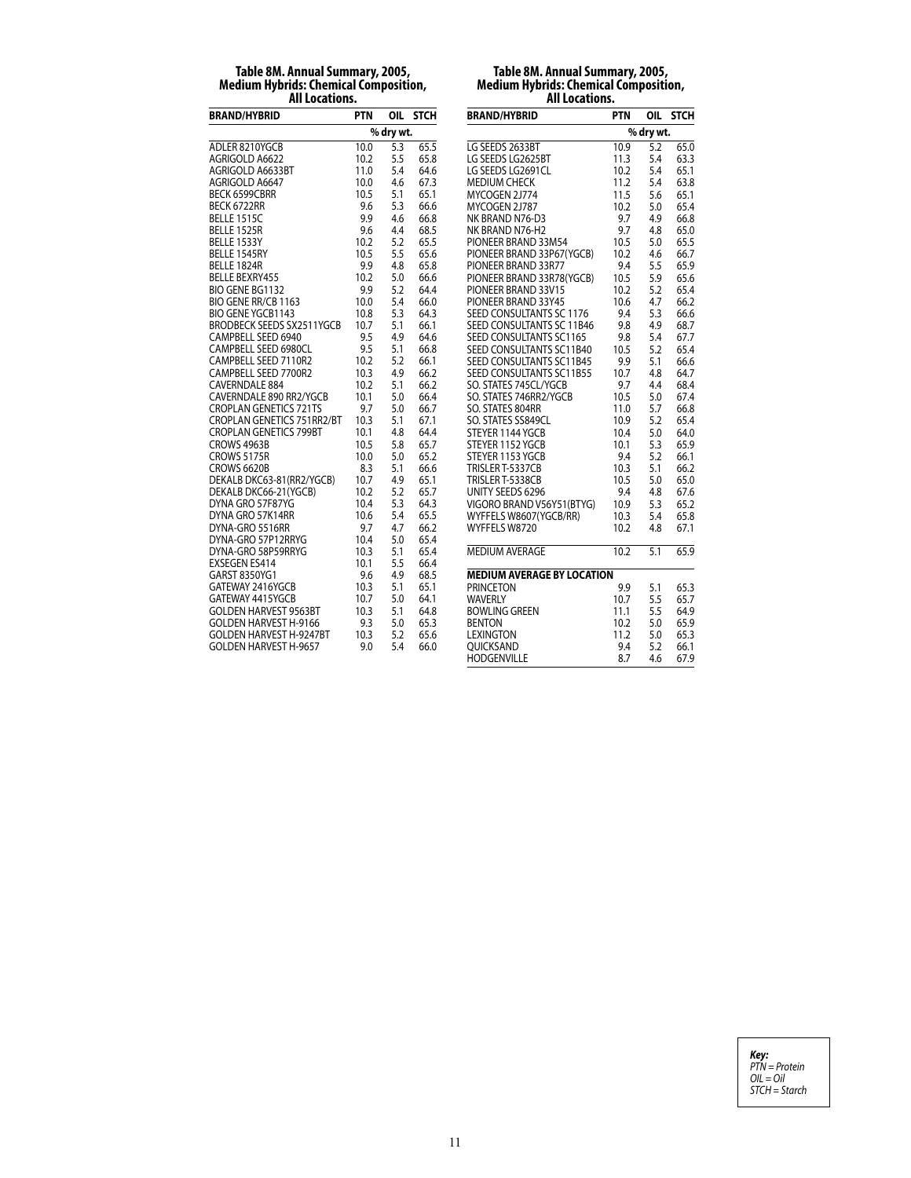## Table 8M. Annual Summary, 2005, Medium Hybrids: Chemical Composition, All Locations.

| BRAND/HYBRID | PTN | OIL | STCH |
|---|---|---|---|
| | % dry wt. | | |
| ADLER 8210YGCB | 10.0 | 5.3 | 65.5 |
| AGRIGOLD A6622 | 10.2 | 5.5 | 65.8 |
| AGRIGOLD A6633BT | 11.0 | 5.4 | 64.6 |
| AGRIGOLD A6647 | 10.0 | 4.6 | 67.3 |
| BECK 6599CBRR | 10.5 | 5.1 | 65.1 |
| BECK 6722RR | 9.6 | 5.3 | 66.6 |
| BELLE 1515C | 9.9 | 4.6 | 66.8 |
| BELLE 1525R | 9.6 | 4.4 | 68.5 |
| BELLE 1533Y | 10.2 | 5.2 | 65.5 |
| BELLE 1545RY | 10.5 | 5.5 | 65.6 |
| BELLE 1824R | 9.9 | 4.8 | 65.8 |
| BELLE BEXRY455 | 10.2 | 5.0 | 66.6 |
| BIO GENE BG1132 | 9.9 | 5.2 | 64.4 |
| BIO GENE RR/CB 1163 | 10.0 | 5.4 | 66.0 |
| BIO GENE YGCB1143 | 10.8 | 5.3 | 64.3 |
| BRODBECK SEEDS SX2511YGCB | 10.7 | 5.1 | 66.1 |
| CAMPBELL SEED 6940 | 9.5 | 4.9 | 64.6 |
| CAMPBELL SEED 6980CL | 9.5 | 5.1 | 66.8 |
| CAMPBELL SEED 7110R2 | 10.2 | 5.2 | 66.1 |
| CAMPBELL SEED 7700R2 | 10.3 | 4.9 | 66.2 |
| CAVERNDALE 884 | 10.2 | 5.1 | 66.2 |
| CAVERNDALE 890 RR2/YGCB | 10.1 | 5.0 | 66.4 |
| CROPLAN GENETICS 721TS | 9.7 | 5.0 | 66.7 |
| CROPLAN GENETICS 751RR2/BT | 10.3 | 5.1 | 67.1 |
| CROPLAN GENETICS 799BT | 10.1 | 4.8 | 64.4 |
| CROWS 4963B | 10.5 | 5.8 | 65.7 |
| CROWS 5175R | 10.0 | 5.0 | 65.2 |
| CROWS 6620B | 8.3 | 5.1 | 66.6 |
| DEKALB DKC63-81(RR2/YGCB) | 10.7 | 4.9 | 65.1 |
| DEKALB DKC66-21(YGCB) | 10.2 | 5.2 | 65.7 |
| DYNA GRO 57F87YG | 10.4 | 5.3 | 64.3 |
| DYNA GRO 57K14RR | 10.6 | 5.4 | 65.5 |
| DYNA-GRO 5516RR | 9.7 | 4.7 | 66.2 |
| DYNA-GRO 57P12RRYG | 10.4 | 5.0 | 65.4 |
| DYNA-GRO 58P59RRYG | 10.3 | 5.1 | 65.4 |
| EXSEGEN ES414 | 10.1 | 5.5 | 66.4 |
| GARST 8350YG1 | 9.6 | 4.9 | 68.5 |
| GATEWAY 2416YGCB | 10.3 | 5.1 | 65.1 |
| GATEWAY 4415YGCB | 10.7 | 5.0 | 64.1 |
| GOLDEN HARVEST 9563BT | 10.3 | 5.1 | 64.8 |
| GOLDEN HARVEST H-9166 | 9.3 | 5.0 | 65.3 |
| GOLDEN HARVEST H-9247BT | 10.3 | 5.2 | 65.6 |
| GOLDEN HARVEST H-9657 | 9.0 | 5.4 | 66.0 |
| LG SEEDS 2633BT | 10.9 | 5.2 | 65.0 |
| LG SEEDS LG2625BT | 11.3 | 5.4 | 63.3 |
| LG SEEDS LG2691CL | 10.2 | 5.4 | 65.1 |
| MEDIUM CHECK | 11.2 | 5.4 | 63.8 |
| MYCOGEN 2J774 | 11.5 | 5.6 | 65.1 |
| MYCOGEN 2J787 | 10.2 | 5.0 | 65.4 |
| NK BRAND N76-D3 | 9.7 | 4.9 | 66.8 |
| NK BRAND N76-H2 | 9.7 | 4.8 | 65.0 |
| PIONEER BRAND 33M54 | 10.5 | 5.0 | 65.5 |
| PIONEER BRAND 33P67(YGCB) | 10.2 | 4.6 | 66.7 |
| PIONEER BRAND 33R77 | 9.4 | 5.5 | 65.9 |
| PIONEER BRAND 33R78(YGCB) | 10.5 | 5.9 | 65.6 |
| PIONEER BRAND 33V15 | 10.2 | 5.2 | 65.4 |
| PIONEER BRAND 33Y45 | 10.6 | 4.7 | 66.2 |
| SEED CONSULTANTS SC 1176 | 9.4 | 5.3 | 66.6 |
| SEED CONSULTANTS SC 11B46 | 9.8 | 4.9 | 68.7 |
| SEED CONSULTANTS SC1165 | 9.8 | 5.4 | 67.7 |
| SEED CONSULTANTS SC11B40 | 10.5 | 5.2 | 65.4 |
| SEED CONSULTANTS SC11B45 | 9.9 | 5.1 | 66.6 |
| SEED CONSULTANTS SC11B55 | 10.7 | 4.8 | 64.7 |
| SO. STATES 745CL/YGCB | 9.7 | 4.4 | 68.4 |
| SO. STATES 746RR2/YGCB | 10.5 | 5.0 | 67.4 |
| SO. STATES 804RR | 11.0 | 5.7 | 66.8 |
| SO. STATES SS849CL | 10.9 | 5.2 | 65.4 |
| STEYER 1144 YGCB | 10.4 | 5.0 | 64.0 |
| STEYER 1152 YGCB | 10.1 | 5.3 | 65.9 |
| STEYER 1153 YGCB | 9.4 | 5.2 | 66.1 |
| TRISLER T-5337CB | 10.3 | 5.1 | 66.2 |
| TRISLER T-5338CB | 10.5 | 5.0 | 65.0 |
| UNITY SEEDS 6296 | 9.4 | 4.8 | 67.6 |
| VIGORO BRAND V56Y51(BTYG) | 10.9 | 5.3 | 65.2 |
| WYFFELS W8607(YGCB/RR) | 10.3 | 5.4 | 65.8 |
| WYFFELS W8720 | 10.2 | 4.8 | 67.1 |
| MEDIUM AVERAGE | 10.2 | 5.1 | 65.9 |
| **MEDIUM AVERAGE BY LOCATION** | | | |
| PRINCETON | 9.9 | 5.1 | 65.3 |
| WAVERLY | 10.7 | 5.5 | 65.7 |
| BOWLING GREEN | 11.1 | 5.5 | 64.9 |
| BENTON | 10.2 | 5.0 | 65.9 |
| LEXINGTON | 11.2 | 5.0 | 65.3 |
| QUICKSAND | 9.4 | 5.2 | 66.1 |
| HODGENVILLE | 8.7 | 4.6 | 67.9 |

***Key:***
*PTN = Protein*
*OIL = Oil*
*STCH = Starch*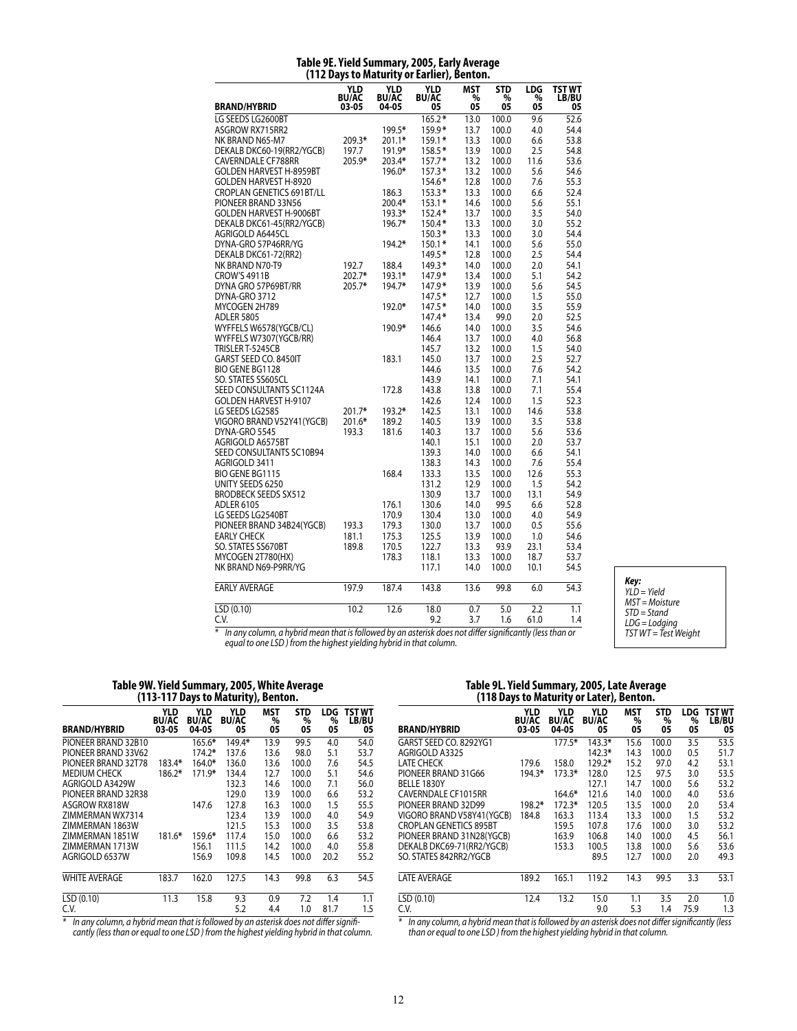### Table 9E. Yield Summary, 2005, Early Average (112 Days to Maturity or Earlier), Benton.

| BRAND/HYBRID | YLD BU/AC 03-05 | YLD BU/AC 04-05 | YLD BU/AC 05 | MST % 05 | STD % 05 | LDG % 05 | TST WT LB/BU 05 |
|---|---|---|---|---|---|---|---|
| LG SEEDS LG2600BT | | | 165.2* | 13.0 | 100.0 | 9.6 | 52.6 |
| ASGROW RX715RR2 | | 199.5* | 159.9* | 13.7 | 100.0 | 4.0 | 54.4 |
| NK BRAND N65-M7 | 209.3* | 201.1* | 159.1* | 13.3 | 100.0 | 6.6 | 53.8 |
| DEKALB DKC60-19(RR2/YGCB) | 197.7 | 191.9* | 158.5* | 13.9 | 100.0 | 2.5 | 54.8 |
| CAVERNDALE CF788RR | 205.9* | 203.4* | 157.7* | 13.2 | 100.0 | 11.6 | 53.6 |
| GOLDEN HARVEST H-8959BT | | 196.0* | 157.3* | 13.2 | 100.0 | 5.6 | 54.6 |
| GOLDEN HARVEST H-8920 | | | 154.6* | 12.8 | 100.0 | 7.6 | 55.3 |
| CROPLAN GENETICS 691BT/LL | | 186.3 | 153.3* | 13.3 | 100.0 | 6.6 | 52.4 |
| PIONEER BRAND 33N56 | | 200.4* | 153.1* | 14.6 | 100.0 | 5.6 | 55.1 |
| GOLDEN HARVEST H-9006BT | | 193.3* | 152.4* | 13.7 | 100.0 | 3.5 | 54.0 |
| DEKALB DKC61-45(RR2/YGCB) | | 196.7* | 150.4* | 13.3 | 100.0 | 3.0 | 55.2 |
| AGRIGOLD A6445CL | | | 150.3* | 13.3 | 100.0 | 3.0 | 54.4 |
| DYNA-GRO 57P46RR/YG | | 194.2* | 150.1* | 14.1 | 100.0 | 5.6 | 55.0 |
| DEKALB DKC61-72(RR2) | | | 149.5* | 12.8 | 100.0 | 2.5 | 54.4 |
| NK BRAND N70-T9 | 192.7 | 188.4 | 149.3* | 14.0 | 100.0 | 2.0 | 54.1 |
| CROW'S 4911B | 202.7* | 193.1* | 147.9* | 13.4 | 100.0 | 5.1 | 54.2 |
| DYNA GRO 57P69BT/RR | 205.7* | 194.7* | 147.9* | 13.9 | 100.0 | 5.6 | 54.5 |
| DYNA-GRO 3712 | | | 147.5* | 12.7 | 100.0 | 1.5 | 55.0 |
| MYCOGEN 2H789 | | 192.0* | 147.5* | 14.0 | 100.0 | 3.5 | 55.9 |
| ADLER 5805 | | | 147.4* | 13.4 | 99.0 | 2.0 | 52.5 |
| WYFFELS W6578(YGCB/CL) | | 190.9* | 146.6 | 14.0 | 100.0 | 3.5 | 54.6 |
| WYFFELS W7307(YGCB/RR) | | | 146.4 | 13.7 | 100.0 | 4.0 | 56.8 |
| TRISLER T-5245CB | | | 145.7 | 13.2 | 100.0 | 1.5 | 54.0 |
| GARST SEED CO. 8450IT | | 183.1 | 145.0 | 13.7 | 100.0 | 2.5 | 52.7 |
| BIO GENE BG1128 | | | 144.6 | 13.5 | 100.0 | 7.6 | 54.2 |
| SO. STATES SS605CL | | | 143.9 | 14.1 | 100.0 | 7.1 | 54.1 |
| SEED CONSULTANTS SC1124A | | 172.8 | 143.8 | 13.8 | 100.0 | 7.1 | 55.4 |
| GOLDEN HARVEST H-9107 | | | 142.6 | 12.4 | 100.0 | 1.5 | 52.3 |
| LG SEEDS LG2585 | 201.7* | 193.2* | 142.5 | 13.1 | 100.0 | 14.6 | 53.8 |
| VIGORO BRAND V52Y41(YGCB) | 201.6* | 189.2 | 140.5 | 13.9 | 100.0 | 3.5 | 53.8 |
| DYNA-GRO 5545 | 193.3 | 181.6 | 140.3 | 13.7 | 100.0 | 5.6 | 53.6 |
| AGRIGOLD A6575BT | | | 140.1 | 15.1 | 100.0 | 2.0 | 53.7 |
| SEED CONSULTANTS SC10B94 | | | 139.3 | 14.0 | 100.0 | 6.6 | 54.1 |
| AGRIGOLD 3411 | | | 138.3 | 14.3 | 100.0 | 7.6 | 55.4 |
| BIO GENE BG1115 | | 168.4 | 133.3 | 13.5 | 100.0 | 12.6 | 55.3 |
| UNITY SEEDS 6250 | | | 131.2 | 12.9 | 100.0 | 1.5 | 54.2 |
| BRODBECK SEEDS SX512 | | | 130.9 | 13.7 | 100.0 | 13.1 | 54.9 |
| ADLER 6105 | | 176.1 | 130.6 | 14.0 | 99.5 | 6.6 | 52.8 |
| LG SEEDS LG2540BT | | 170.9 | 130.4 | 13.0 | 100.0 | 4.0 | 54.9 |
| PIONEER BRAND 34B24(YGCB) | 193.3 | 179.3 | 130.0 | 13.7 | 100.0 | 0.5 | 55.6 |
| EARLY CHECK | 181.1 | 175.3 | 125.5 | 13.9 | 100.0 | 1.0 | 54.6 |
| SO. STATES SS670BT | 189.8 | 170.5 | 122.7 | 13.3 | 93.9 | 23.1 | 53.4 |
| MYCOGEN 2T780(HX) | | 178.3 | 118.1 | 13.3 | 100.0 | 18.7 | 53.7 |
| NK BRAND N69-P9RR/YG | | | 117.1 | 14.0 | 100.0 | 10.1 | 54.5 |
| EARLY AVERAGE | 197.9 | 187.4 | 143.8 | 13.6 | 99.8 | 6.0 | 54.3 |
| LSD (0.10) | 10.2 | 12.6 | 18.0 | 0.7 | 5.0 | 2.2 | 1.1 |
| C.V. | | | 9.2 | 3.7 | 1.6 | 61.0 | 1.4 |

\* In any column, a hybrid mean that is followed by an asterisk does not differ significantly (less than or equal to one LSD ) from the highest yielding hybrid in that column.

**Key:**
*YLD = Yield*
*MST = Moisture*
*STD = Stand*
*LDG = Lodging*
*TST WT = Test Weight*

### Table 9W. Yield Summary, 2005, White Average (113-117 Days to Maturity), Benton.

| BRAND/HYBRID | YLD BU/AC 03-05 | YLD BU/AC 04-05 | YLD BU/AC 05 | MST % 05 | STD % 05 | LDG % 05 | TST WT LB/BU 05 |
|---|---|---|---|---|---|---|---|
| PIONEER BRAND 32B10 | | 165.6* | 149.4* | 13.9 | 99.5 | 4.0 | 54.0 |
| PIONEER BRAND 33V62 | | 174.2* | 137.6 | 13.6 | 98.0 | 5.1 | 53.7 |
| PIONEER BRAND 32T78 | 183.4* | 164.0* | 136.0 | 13.6 | 100.0 | 7.6 | 54.5 |
| MEDIUM CHECK | 186.2* | 171.9* | 134.4 | 12.7 | 100.0 | 5.1 | 54.6 |
| AGRIGOLD A3429W | | | 132.3 | 14.6 | 100.0 | 7.1 | 56.0 |
| PIONEER BRAND 32R38 | | | 129.0 | 13.9 | 100.0 | 6.6 | 53.2 |
| ASGROW RX818W | | 147.6 | 127.8 | 16.3 | 100.0 | 1.5 | 55.5 |
| ZIMMERMAN WX7314 | | | 123.4 | 13.9 | 100.0 | 4.0 | 54.9 |
| ZIMMERMAN 1863W | | | 121.5 | 15.3 | 100.0 | 3.5 | 53.8 |
| ZIMMERMAN 1851W | 181.6* | 159.6* | 117.4 | 15.0 | 100.0 | 6.6 | 53.2 |
| ZIMMERMAN 1713W | | 156.1 | 111.5 | 14.2 | 100.0 | 4.0 | 55.8 |
| AGRIGOLD 6537W | | 156.9 | 109.8 | 14.5 | 100.0 | 20.2 | 55.2 |
| WHITE AVERAGE | 183.7 | 162.0 | 127.5 | 14.3 | 99.8 | 6.3 | 54.5 |
| LSD (0.10) | 11.3 | 15.8 | 9.3 | 0.9 | 7.2 | 1.4 | 1.1 |
| C.V. | | | 5.2 | 4.4 | 1.0 | 81.7 | 1.5 |

\* In any column, a hybrid mean that is followed by an asterisk does not differ significantly (less than or equal to one LSD ) from the highest yielding hybrid in that column.

### Table 9L. Yield Summary, 2005, Late Average (118 Days to Maturity or Later), Benton.

| BRAND/HYBRID | YLD BU/AC 03-05 | YLD BU/AC 04-05 | YLD BU/AC 05 | MST % 05 | STD % 05 | LDG % 05 | TST WT LB/BU 05 |
|---|---|---|---|---|---|---|---|
| GARST SEED CO. 8292YG1 | | 177.5* | 143.3* | 15.6 | 100.0 | 3.5 | 53.5 |
| AGRIGOLD A3325 | | | 142.3* | 14.3 | 100.0 | 0.5 | 51.7 |
| LATE CHECK | 179.6 | 158.0 | 129.2* | 15.2 | 97.0 | 4.2 | 53.1 |
| PIONEER BRAND 31G66 | 194.3* | 173.3* | 128.0 | 12.5 | 97.5 | 3.0 | 53.5 |
| BELLE 1830Y | | | 127.1 | 14.7 | 100.0 | 5.6 | 53.2 |
| CAVERNDALE CF1015RR | | 164.6* | 121.6 | 14.0 | 100.0 | 4.0 | 53.6 |
| PIONEER BRAND 32D99 | 198.2* | 172.3* | 120.5 | 13.5 | 100.0 | 2.0 | 53.4 |
| VIGORO BRAND V58Y41(YGCB) | 184.8 | 163.3 | 113.4 | 13.3 | 100.0 | 1.5 | 53.2 |
| CROPLAN GENETICS 895BT | | 159.5 | 107.8 | 17.6 | 100.0 | 3.0 | 53.2 |
| PIONEER BRAND 31N28(YGCB) | | 163.9 | 106.8 | 14.0 | 100.0 | 4.5 | 56.1 |
| DEKALB DKC69-71(RR2/YGCB) | | 153.3 | 100.5 | 13.8 | 100.0 | 5.6 | 53.6 |
| SO. STATES 842RR2/YGCB | | | 89.5 | 12.7 | 100.0 | 2.0 | 49.3 |
| LATE AVERAGE | 189.2 | 165.1 | 119.2 | 14.3 | 99.5 | 3.3 | 53.1 |
| LSD (0.10) | 12.4 | 13.2 | 15.0 | 1.1 | 3.5 | 2.0 | 1.0 |
| C.V. | | | 9.0 | 5.3 | 1.4 | 75.9 | 1.3 |

\* In any column, a hybrid mean that is followed by an asterisk does not differ significantly (less than or equal to one LSD ) from the highest yielding hybrid in that column.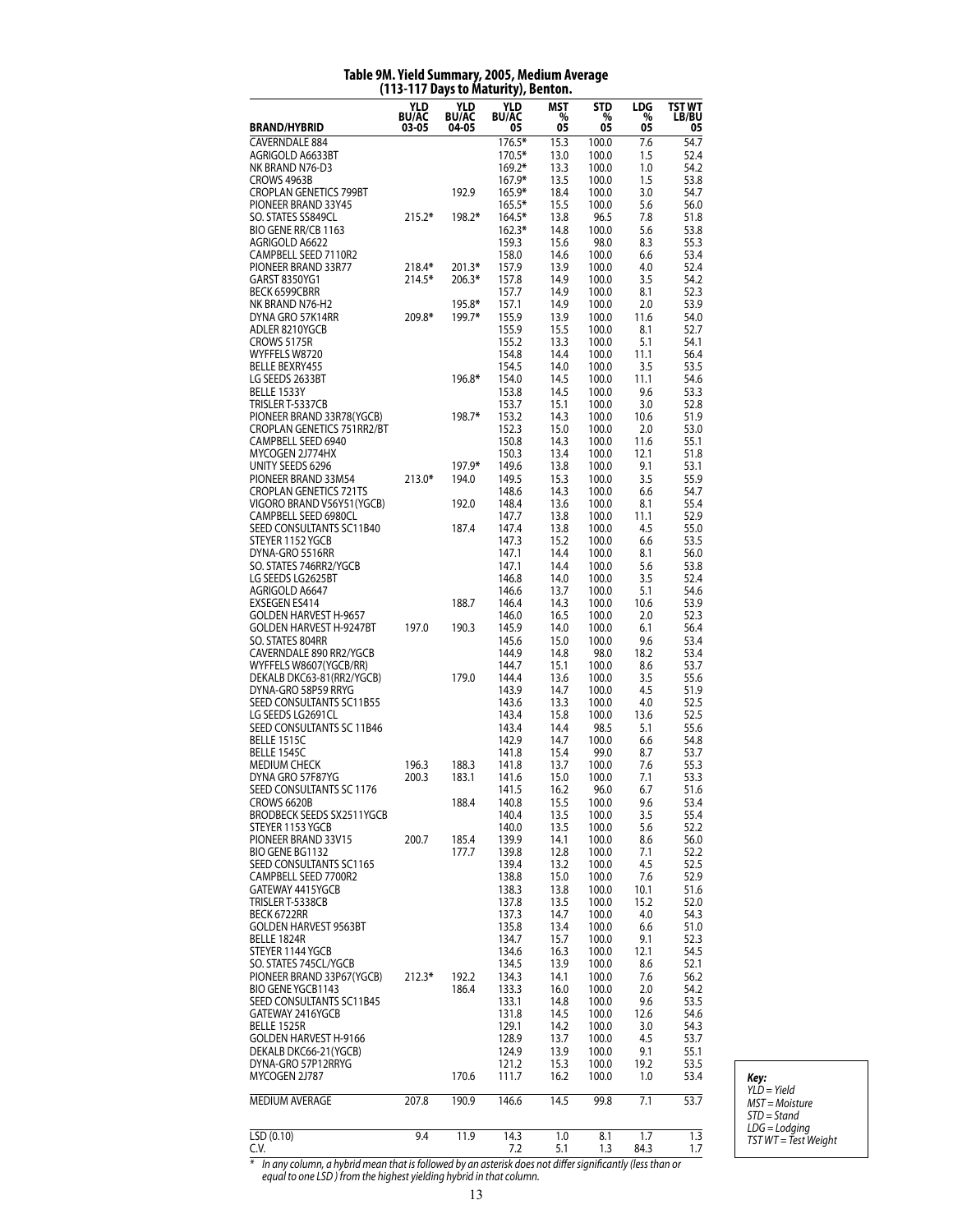**Table 9M. Yield Summary, 2005, Medium Average (113-117 Days to Maturity), Benton.**

| BRAND/HYBRID | YLD BU/AC 03-05 | YLD BU/AC 04-05 | YLD BU/AC 05 | MST % 05 | STD % 05 | LDG % 05 | TST WT LB/BU 05 |
|---|---|---|---|---|---|---|---|
| CAVERNDALE 884 | | | 176.5* | 15.3 | 100.0 | 7.6 | 54.7 |
| AGRIGOLD A6633BT | | | 170.5* | 13.0 | 100.0 | 1.5 | 52.4 |
| NK BRAND N76-D3 | | | 169.2* | 13.3 | 100.0 | 1.0 | 54.2 |
| CROWS 4963B | | | 167.9* | 13.5 | 100.0 | 1.5 | 53.8 |
| CROPLAN GENETICS 799BT | | 192.9 | 165.9* | 18.4 | 100.0 | 3.0 | 54.7 |
| PIONEER BRAND 33Y45 | | | 165.5* | 15.5 | 100.0 | 5.6 | 56.0 |
| SO. STATES SS849CL | 215.2* | 198.2* | 164.5* | 13.8 | 96.5 | 7.8 | 51.8 |
| BIO GENE RR/CB 1163 | | | 162.3* | 14.8 | 100.0 | 5.6 | 53.8 |
| AGRIGOLD A6622 | | | 159.3 | 15.6 | 98.0 | 8.3 | 55.3 |
| CAMPBELL SEED 7110R2 | | | 158.0 | 14.6 | 100.0 | 6.6 | 53.4 |
| PIONEER BRAND 33R77 | 218.4* | 201.3* | 157.9 | 13.9 | 100.0 | 4.0 | 52.4 |
| GARST 8350YG1 | 214.5* | 206.3* | 157.8 | 14.9 | 100.0 | 3.5 | 54.2 |
| BECK 6599CBRR | | | 157.7 | 14.9 | 100.0 | 8.1 | 52.3 |
| NK BRAND N76-H2 | | 195.8* | 157.1 | 14.9 | 100.0 | 2.0 | 53.9 |
| DYNA GRO 57K14RR | 209.8* | 199.7* | 155.9 | 13.9 | 100.0 | 11.6 | 54.0 |
| ADLER 8210YGCB | | | 155.9 | 15.5 | 100.0 | 8.1 | 52.7 |
| CROWS 5175R | | | 155.2 | 13.3 | 100.0 | 5.1 | 54.1 |
| WYFFELS W8720 | | | 154.8 | 14.4 | 100.0 | 11.1 | 56.4 |
| BELLE BEXRY455 | | | 154.5 | 14.0 | 100.0 | 3.5 | 53.5 |
| LG SEEDS 2633BT | | 196.8* | 154.0 | 14.5 | 100.0 | 11.1 | 54.6 |
| BELLE 1533Y | | | 153.8 | 14.5 | 100.0 | 9.6 | 53.3 |
| TRISLER T-5337CB | | | 153.7 | 15.1 | 100.0 | 3.0 | 52.8 |
| PIONEER BRAND 33R78(YGCB) | | 198.7* | 153.2 | 14.3 | 100.0 | 10.6 | 51.9 |
| CROPLAN GENETICS 751RR2/BT | | | 152.3 | 15.0 | 100.0 | 2.0 | 53.0 |
| CAMPBELL SEED 6940 | | | 150.8 | 14.3 | 100.0 | 11.6 | 55.1 |
| MYCOGEN 2J774HX | | | 150.3 | 13.4 | 100.0 | 12.1 | 51.8 |
| UNITY SEEDS 6296 | | 197.9* | 149.6 | 13.8 | 100.0 | 9.1 | 53.1 |
| PIONEER BRAND 33M54 | 213.0* | 194.0 | 149.5 | 15.3 | 100.0 | 3.5 | 55.9 |
| CROPLAN GENETICS 721TS | | | 148.6 | 14.3 | 100.0 | 6.6 | 54.7 |
| VIGORO BRAND V56Y51(YGCB) | | 192.0 | 148.4 | 13.6 | 100.0 | 8.1 | 55.4 |
| CAMPBELL SEED 6980CL | | | 147.7 | 13.8 | 100.0 | 11.1 | 52.9 |
| SEED CONSULTANTS SC11B40 | | 187.4 | 147.4 | 13.8 | 100.0 | 4.5 | 55.0 |
| STEYER 1152 YGCB | | | 147.3 | 15.2 | 100.0 | 6.6 | 53.5 |
| DYNA-GRO 5516RR | | | 147.1 | 14.4 | 100.0 | 8.1 | 56.0 |
| SO. STATES 746RR2/YGCB | | | 147.1 | 14.4 | 100.0 | 5.6 | 53.8 |
| LG SEEDS LG2625BT | | | 146.8 | 14.0 | 100.0 | 3.5 | 52.4 |
| AGRIGOLD A6647 | | | 146.6 | 13.7 | 100.0 | 5.1 | 54.6 |
| EXSEGEN ES414 | | 188.7 | 146.4 | 14.3 | 100.0 | 10.6 | 53.9 |
| GOLDEN HARVEST H-9657 | | | 146.0 | 16.5 | 100.0 | 2.0 | 52.3 |
| GOLDEN HARVEST H-9247BT | 197.0 | 190.3 | 145.9 | 14.0 | 100.0 | 6.1 | 56.4 |
| SO. STATES 804RR | | | 145.6 | 15.0 | 100.0 | 9.6 | 53.4 |
| CAVERNDALE 890 RR2/YGCB | | | 144.9 | 14.8 | 98.0 | 18.2 | 53.4 |
| WYFFELS W8607(YGCB/RR) | | | 144.7 | 15.1 | 100.0 | 8.6 | 53.7 |
| DEKALB DKC63-81(RR2/YGCB) | | 179.0 | 144.4 | 13.6 | 100.0 | 3.5 | 55.6 |
| DYNA-GRO 58P59 RRYG | | | 143.9 | 14.7 | 100.0 | 4.5 | 51.9 |
| SEED CONSULTANTS SC11B55 | | | 143.6 | 13.3 | 100.0 | 4.0 | 52.5 |
| LG SEEDS LG2691CL | | | 143.4 | 15.8 | 100.0 | 13.6 | 52.5 |
| SEED CONSULTANTS SC 11B46 | | | 143.4 | 14.4 | 98.5 | 5.1 | 55.6 |
| BELLE 1515C | | | 142.9 | 14.7 | 100.0 | 6.6 | 54.8 |
| BELLE 1545C | | | 141.8 | 15.4 | 99.0 | 8.7 | 53.7 |
| MEDIUM CHECK | 196.3 | 188.3 | 141.8 | 13.7 | 100.0 | 7.6 | 55.3 |
| DYNA GRO 57F87YG | 200.3 | 183.1 | 141.6 | 15.0 | 100.0 | 7.1 | 53.3 |
| SEED CONSULTANTS SC 1176 | | | 141.5 | 16.2 | 96.0 | 6.7 | 51.6 |
| CROWS 6620B | | 188.4 | 140.8 | 15.5 | 100.0 | 9.6 | 53.4 |
| BRODBECK SEEDS SX2511YGCB | | | 140.4 | 13.5 | 100.0 | 3.5 | 55.4 |
| STEYER 1153 YGCB | | | 140.0 | 13.5 | 100.0 | 5.6 | 52.2 |
| PIONEER BRAND 33V15 | 200.7 | 185.4 | 139.9 | 14.1 | 100.0 | 8.6 | 56.0 |
| BIO GENE BG1132 | | 177.7 | 139.8 | 12.8 | 100.0 | 7.1 | 52.2 |
| SEED CONSULTANTS SC1165 | | | 139.4 | 13.2 | 100.0 | 4.5 | 52.5 |
| CAMPBELL SEED 7700R2 | | | 138.8 | 15.0 | 100.0 | 7.6 | 52.9 |
| GATEWAY 4415YGCB | | | 138.3 | 13.8 | 100.0 | 10.1 | 51.6 |
| TRISLER T-5338CB | | | 137.8 | 13.5 | 100.0 | 15.2 | 52.0 |
| BECK 6722RR | | | 137.3 | 14.7 | 100.0 | 4.0 | 54.3 |
| GOLDEN HARVEST 9563BT | | | 135.8 | 13.4 | 100.0 | 6.6 | 51.0 |
| BELLE 1824R | | | 134.7 | 15.7 | 100.0 | 9.1 | 52.3 |
| STEYER 1144 YGCB | | | 134.6 | 16.3 | 100.0 | 12.1 | 54.5 |
| SO. STATES 745CL/YGCB | | | 134.5 | 13.9 | 100.0 | 8.6 | 52.1 |
| PIONEER BRAND 33P67(YGCB) | 212.3* | 192.2 | 134.3 | 14.1 | 100.0 | 7.6 | 56.2 |
| BIO GENE YGCB1143 | | 186.4 | 133.3 | 16.0 | 100.0 | 2.0 | 54.2 |
| SEED CONSULTANTS SC11B45 | | | 133.1 | 14.8 | 100.0 | 9.6 | 53.5 |
| GATEWAY 2416YGCB | | | 131.8 | 14.5 | 100.0 | 12.6 | 54.6 |
| BELLE 1525R | | | 129.1 | 14.2 | 100.0 | 3.0 | 54.3 |
| GOLDEN HARVEST H-9166 | | | 128.9 | 13.7 | 100.0 | 4.5 | 53.7 |
| DEKALB DKC66-21(YGCB) | | | 124.9 | 13.9 | 100.0 | 9.1 | 55.1 |
| DYNA-GRO 57P12RRYG | | | 121.2 | 15.3 | 100.0 | 19.2 | 53.5 |
| MYCOGEN 2J787 | | 170.6 | 111.7 | 16.2 | 100.0 | 1.0 | 53.4 |
| MEDIUM AVERAGE | 207.8 | 190.9 | 146.6 | 14.5 | 99.8 | 7.1 | 53.7 |
| LSD (0.10) | 9.4 | 11.9 | 14.3 | 1.0 | 8.1 | 1.7 | 1.3 |
| C.V. | | | 7.2 | 5.1 | 1.3 | 84.3 | 1.7 |

*Key:*
*YLD = Yield*
*MST = Moisture*
*STD = Stand*
*LDG = Lodging*
*TST WT = Test Weight*

\* *In any column, a hybrid mean that is followed by an asterisk does not differ significantly (less than or equal to one LSD) from the highest yielding hybrid in that column.*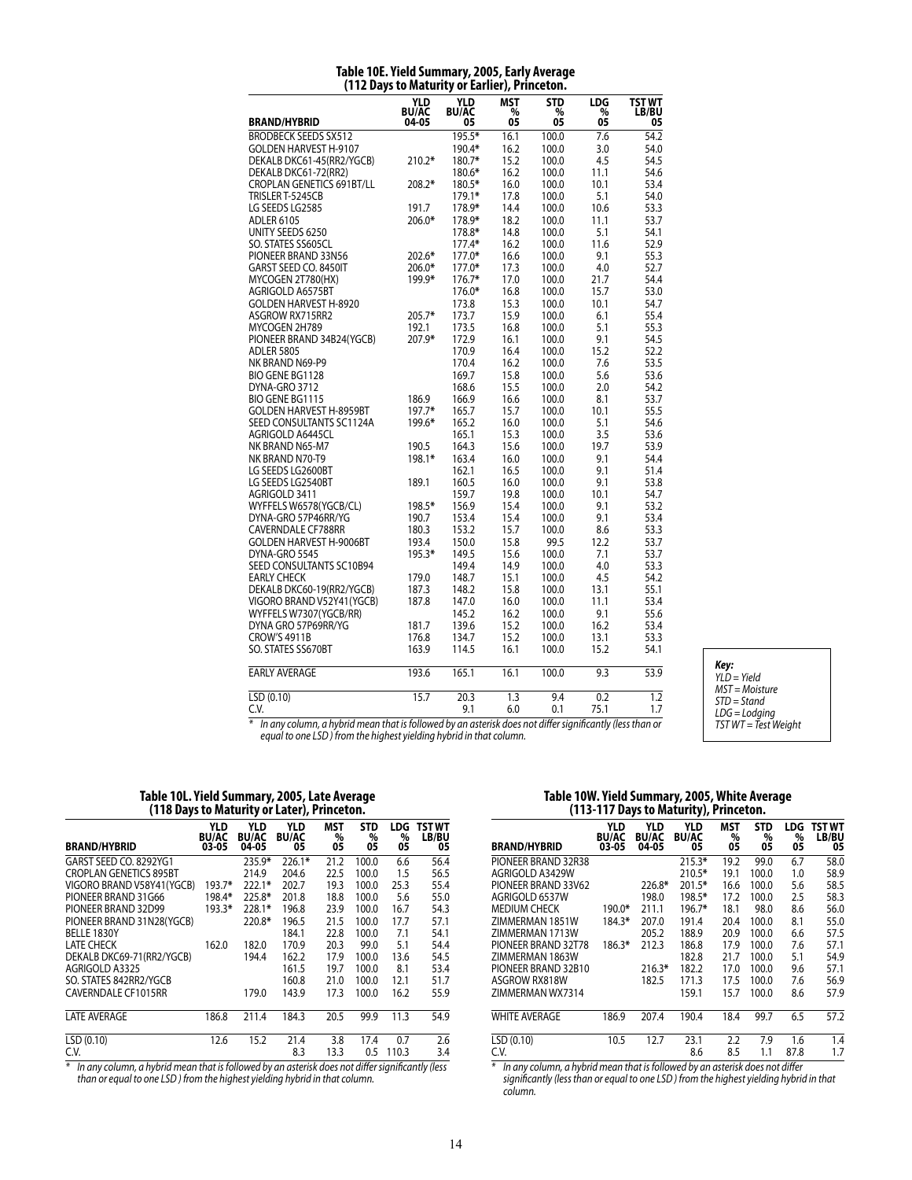## Table 10E. Yield Summary, 2005, Early Average (112 Days to Maturity or Earlier), Princeton.

| BRAND/HYBRID | YLD BU/AC 04-05 | YLD BU/AC 05 | MST % 05 | STD % 05 | LDG % 05 | TST WT LB/BU 05 |
|---|---|---|---|---|---|---|
| BRODBECK SEEDS SX512 | | 195.5* | 16.1 | 100.0 | 7.6 | 54.2 |
| GOLDEN HARVEST H-9107 | | 190.4* | 16.2 | 100.0 | 3.0 | 54.0 |
| DEKALB DKC61-45(RR2/YGCB) | 210.2* | 180.7* | 15.2 | 100.0 | 4.5 | 54.5 |
| DEKALB DKC61-72(RR2) | | 180.6* | 16.2 | 100.0 | 11.1 | 54.6 |
| CROPLAN GENETICS 691BT/LL | 208.2* | 180.5* | 16.0 | 100.0 | 10.1 | 53.4 |
| TRISLER T-5245CB | | 179.1* | 17.8 | 100.0 | 5.1 | 54.0 |
| LG SEEDS LG2585 | 191.7 | 178.9* | 14.4 | 100.0 | 10.6 | 53.3 |
| ADLER 6105 | 206.0* | 178.9* | 18.2 | 100.0 | 11.1 | 53.7 |
| UNITY SEEDS 6250 | | 178.8* | 14.8 | 100.0 | 5.1 | 54.1 |
| SO. STATES SS605CL | | 177.4* | 16.2 | 100.0 | 11.6 | 52.9 |
| PIONEER BRAND 33N56 | 202.6* | 177.0* | 16.6 | 100.0 | 9.1 | 55.3 |
| GARST SEED CO. 8450IT | 206.0* | 177.0* | 17.3 | 100.0 | 4.0 | 52.7 |
| MYCOGEN 2T780(HX) | 199.9* | 176.7* | 17.0 | 100.0 | 21.7 | 54.4 |
| AGRIGOLD A6575BT | | 176.0* | 16.8 | 100.0 | 15.7 | 53.0 |
| GOLDEN HARVEST H-8920 | | 173.8 | 15.3 | 100.0 | 10.1 | 54.7 |
| ASGROW RX715RR2 | 205.7* | 173.7 | 15.9 | 100.0 | 6.1 | 55.4 |
| MYCOGEN 2H789 | 192.1 | 173.5 | 16.8 | 100.0 | 5.1 | 55.3 |
| PIONEER BRAND 34B24(YGCB) | 207.9* | 172.9 | 16.1 | 100.0 | 9.1 | 54.5 |
| ADLER 5805 | | 170.9 | 16.4 | 100.0 | 15.2 | 52.2 |
| NK BRAND N69-P9 | | 170.4 | 16.2 | 100.0 | 7.6 | 53.5 |
| BIO GENE BG1128 | | 169.7 | 15.8 | 100.0 | 5.6 | 53.6 |
| DYNA-GRO 3712 | | 168.6 | 15.5 | 100.0 | 2.0 | 54.2 |
| BIO GENE BG1115 | 186.9 | 166.9 | 16.6 | 100.0 | 8.1 | 53.7 |
| GOLDEN HARVEST H-8959BT | 197.7* | 165.7 | 15.7 | 100.0 | 10.1 | 55.5 |
| SEED CONSULTANTS SC1124A | 199.6* | 165.2 | 16.0 | 100.0 | 5.1 | 54.6 |
| AGRIGOLD A6445CL | | 165.1 | 15.3 | 100.0 | 3.5 | 53.6 |
| NK BRAND N65-M7 | 190.5 | 164.3 | 15.6 | 100.0 | 19.7 | 53.9 |
| NK BRAND N70-T9 | 198.1* | 163.4 | 16.0 | 100.0 | 9.1 | 54.4 |
| LG SEEDS LG2600BT | | 162.1 | 16.5 | 100.0 | 9.1 | 51.4 |
| LG SEEDS LG2540BT | 189.1 | 160.5 | 16.0 | 100.0 | 9.1 | 53.8 |
| AGRIGOLD 3411 | | 159.7 | 19.8 | 100.0 | 10.1 | 54.7 |
| WYFFELS W6578(YGCB/CL) | 198.5* | 156.9 | 15.4 | 100.0 | 9.1 | 53.2 |
| DYNA-GRO 57P46RR/YG | 190.7 | 153.4 | 15.4 | 100.0 | 9.1 | 53.4 |
| CAVERNDALE CF788RR | 180.3 | 153.2 | 15.7 | 100.0 | 8.6 | 53.3 |
| GOLDEN HARVEST H-9006BT | 193.4 | 150.0 | 15.8 | 99.5 | 12.2 | 53.7 |
| DYNA-GRO 5545 | 195.3* | 149.5 | 15.6 | 100.0 | 7.1 | 53.7 |
| SEED CONSULTANTS SC10B94 | | 149.4 | 14.9 | 100.0 | 4.0 | 53.3 |
| EARLY CHECK | 179.0 | 148.7 | 15.1 | 100.0 | 4.5 | 54.2 |
| DEKALB DKC60-19(RR2/YGCB) | 187.3 | 148.2 | 15.8 | 100.0 | 13.1 | 55.1 |
| VIGORO BRAND V52Y41(YGCB) | 187.8 | 147.0 | 16.0 | 100.0 | 11.1 | 53.4 |
| WYFFELS W7307(YGCB/RR) | | 145.2 | 16.2 | 100.0 | 9.1 | 55.6 |
| DYNA GRO 57P69RR/YG | 181.7 | 139.6 | 15.2 | 100.0 | 16.2 | 53.4 |
| CROW'S 4911B | 176.8 | 134.7 | 15.2 | 100.0 | 13.1 | 53.3 |
| SO. STATES SS670BT | 163.9 | 114.5 | 16.1 | 100.0 | 15.2 | 54.1 |
| EARLY AVERAGE | 193.6 | 165.1 | 16.1 | 100.0 | 9.3 | 53.9 |
| LSD (0.10) | 15.7 | 20.3 | 1.3 | 9.4 | 0.2 | 1.2 |
| C.V. | | 9.1 | 6.0 | 0.1 | 75.1 | 1.7 |

\* In any column, a hybrid mean that is followed by an asterisk does not differ significantly (less than or equal to one LSD ) from the highest yielding hybrid in that column.

*Key:*
*YLD = Yield*
*MST = Moisture*
*STD = Stand*
*LDG = Lodging*
*TST WT = Test Weight*

## Table 10L. Yield Summary, 2005, Late Average (118 Days to Maturity or Later), Princeton.

| BRAND/HYBRID | YLD BU/AC 03-05 | YLD BU/AC 04-05 | YLD BU/AC 05 | MST % 05 | STD % 05 | LDG % 05 | TST WT LB/BU 05 |
|---|---|---|---|---|---|---|---|
| GARST SEED CO. 8292YG1 | | 235.9* | 226.1* | 21.2 | 100.0 | 6.6 | 56.4 |
| CROPLAN GENETICS 895BT | | 214.9 | 204.6 | 22.5 | 100.0 | 1.5 | 56.5 |
| VIGORO BRAND V58Y41(YGCB) | 193.7* | 222.1* | 202.7 | 19.3 | 100.0 | 25.3 | 55.4 |
| PIONEER BRAND 31G66 | 198.4* | 225.8* | 201.8 | 18.8 | 100.0 | 5.6 | 55.0 |
| PIONEER BRAND 32D99 | 193.3* | 228.1* | 196.8 | 23.9 | 100.0 | 16.7 | 54.3 |
| PIONEER BRAND 31N28(YGCB) | | 220.8* | 196.5 | 21.5 | 100.0 | 17.7 | 57.1 |
| BELLE 1830Y | | | 184.1 | 22.8 | 100.0 | 7.1 | 54.1 |
| LATE CHECK | 162.0 | 182.0 | 170.9 | 20.3 | 99.0 | 5.1 | 54.4 |
| DEKALB DKC69-71(RR2/YGCB) | | 194.4 | 162.2 | 17.9 | 100.0 | 13.6 | 54.5 |
| AGRIGOLD A3325 | | | 161.5 | 19.7 | 100.0 | 8.1 | 53.4 |
| SO. STATES 842RR2/YGCB | | | 160.8 | 21.0 | 100.0 | 12.1 | 51.7 |
| CAVERNDALE CF1015RR | | 179.0 | 143.9 | 17.3 | 100.0 | 16.2 | 55.9 |
| LATE AVERAGE | 186.8 | 211.4 | 184.3 | 20.5 | 99.9 | 11.3 | 54.9 |
| LSD (0.10) | 12.6 | 15.2 | 21.4 | 3.8 | 17.4 | 0.7 | 2.6 |
| C.V. | | | 8.3 | 13.3 | 0.5 | 110.3 | 3.4 |

\* In any column, a hybrid mean that is followed by an asterisk does not differ significantly (less than or equal to one LSD ) from the highest yielding hybrid in that column.

## Table 10W. Yield Summary, 2005, White Average (113-117 Days to Maturity), Princeton.

| BRAND/HYBRID | YLD BU/AC 03-05 | YLD BU/AC 04-05 | YLD BU/AC 05 | MST % 05 | STD % 05 | LDG % 05 | TST WT LB/BU 05 |
|---|---|---|---|---|---|---|---|
| PIONEER BRAND 32R38 | | | 215.3* | 19.2 | 99.0 | 6.7 | 58.0 |
| AGRIGOLD A3429W | | | 210.5* | 19.1 | 100.0 | 1.0 | 58.9 |
| PIONEER BRAND 33V62 | | 226.8* | 201.5* | 16.6 | 100.0 | 5.6 | 58.5 |
| AGRIGOLD 6537W | | 198.0 | 198.5* | 17.2 | 100.0 | 2.5 | 58.3 |
| MEDIUM CHECK | 190.0* | 211.1 | 196.7* | 18.1 | 98.0 | 8.6 | 56.0 |
| ZIMMERMAN 1851W | 184.3* | 207.0 | 191.4 | 20.4 | 100.0 | 8.1 | 55.0 |
| ZIMMERMAN 1713W | | 205.2 | 188.9 | 20.9 | 100.0 | 6.6 | 57.5 |
| PIONEER BRAND 32T78 | 186.3* | 212.3 | 186.8 | 17.9 | 100.0 | 7.6 | 57.1 |
| ZIMMERMAN 1863W | | | 182.8 | 21.7 | 100.0 | 5.1 | 54.9 |
| PIONEER BRAND 32B10 | | 216.3* | 182.2 | 17.0 | 100.0 | 9.6 | 57.1 |
| ASGROW RX818W | | 182.5 | 171.3 | 17.5 | 100.0 | 7.6 | 56.9 |
| ZIMMERMAN WX7314 | | | 159.1 | 15.7 | 100.0 | 8.6 | 57.9 |
| WHITE AVERAGE | 186.9 | 207.4 | 190.4 | 18.4 | 99.7 | 6.5 | 57.2 |
| LSD (0.10) | 10.5 | 12.7 | 23.1 | 2.2 | 7.9 | 1.6 | 1.4 |
| C.V. | | | 8.6 | 8.5 | 1.1 | 87.8 | 1.7 |

\* In any column, a hybrid mean that is followed by an asterisk does not differ significantly (less than or equal to one LSD ) from the highest yielding hybrid in that column.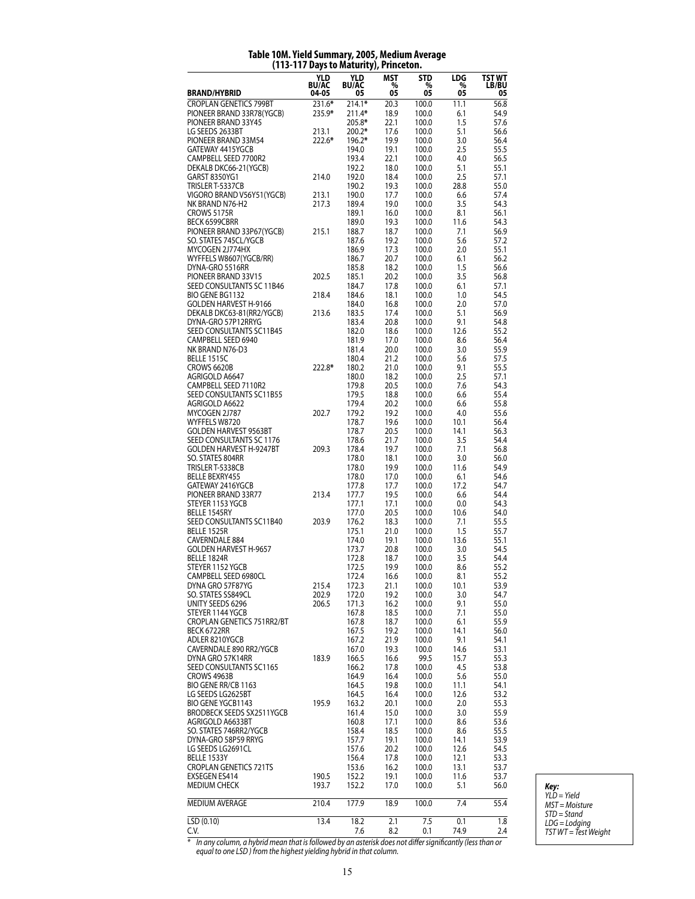# Table 10M. Yield Summary, 2005, Medium Average (113-117 Days to Maturity), Princeton.

| BRAND/HYBRID | YLD BU/AC 04-05 | YLD BU/AC 05 | MST % 05 | STD % 05 | LDG % 05 | TST WT LB/BU 05 |
|---|---|---|---|---|---|---|
| CROPLAN GENETICS 799BT | 231.6* | 214.1* | 20.3 | 100.0 | 11.1 | 56.8 |
| PIONEER BRAND 33R78(YGCB) | 235.9* | 211.4* | 18.9 | 100.0 | 6.1 | 54.9 |
| PIONEER BRAND 33Y45 | | 205.8* | 22.1 | 100.0 | 1.5 | 57.6 |
| LG SEEDS 2633BT | 213.1 | 200.2* | 17.6 | 100.0 | 5.1 | 56.6 |
| PIONEER BRAND 33M54 | 222.6* | 196.2* | 19.9 | 100.0 | 3.0 | 56.4 |
| GATEWAY 4415YGCB | | 194.0 | 19.1 | 100.0 | 2.5 | 55.5 |
| CAMPBELL SEED 7700R2 | | 193.4 | 22.1 | 100.0 | 4.0 | 56.5 |
| DEKALB DKC66-21(YGCB) | | 192.2 | 18.0 | 100.0 | 5.1 | 55.1 |
| GARST 8350YG1 | 214.0 | 192.0 | 18.4 | 100.0 | 2.5 | 57.1 |
| TRISLER T-5337CB | | 190.2 | 19.3 | 100.0 | 28.8 | 55.0 |
| VIGORO BRAND V56Y51(YGCB) | 213.1 | 190.0 | 17.7 | 100.0 | 6.6 | 57.4 |
| NK BRAND N76-H2 | 217.3 | 189.4 | 19.0 | 100.0 | 3.5 | 54.3 |
| CROWS 5175R | | 189.1 | 16.0 | 100.0 | 8.1 | 56.1 |
| BECK 6599CBRR | | 189.0 | 19.3 | 100.0 | 11.6 | 54.3 |
| PIONEER BRAND 33P67(YGCB) | 215.1 | 188.7 | 18.7 | 100.0 | 7.1 | 56.9 |
| SO. STATES 745CL/YGCB | | 187.6 | 19.2 | 100.0 | 5.6 | 57.2 |
| MYCOGEN 2J774HX | | 186.9 | 17.3 | 100.0 | 2.0 | 55.1 |
| WYFFELS W8607(YGCB/RR) | | 186.7 | 20.7 | 100.0 | 6.1 | 56.2 |
| DYNA-GRO 5516RR | | 185.8 | 18.2 | 100.0 | 1.5 | 56.6 |
| PIONEER BRAND 33V15 | 202.5 | 185.1 | 20.2 | 100.0 | 3.5 | 56.8 |
| SEED CONSULTANTS SC 11B46 | | 184.7 | 17.8 | 100.0 | 6.1 | 57.1 |
| BIO GENE BG1132 | 218.4 | 184.6 | 18.1 | 100.0 | 1.0 | 54.5 |
| GOLDEN HARVEST H-9166 | | 184.0 | 16.8 | 100.0 | 2.0 | 57.0 |
| DEKALB DKC63-81(RR2/YGCB) | 213.6 | 183.5 | 17.4 | 100.0 | 5.1 | 56.9 |
| DYNA-GRO 57P12RRYG | | 183.4 | 20.8 | 100.0 | 9.1 | 54.8 |
| SEED CONSULTANTS SC11B45 | | 182.0 | 18.6 | 100.0 | 12.6 | 55.2 |
| CAMPBELL SEED 6940 | | 181.9 | 17.0 | 100.0 | 8.6 | 56.4 |
| NK BRAND N76-D3 | | 181.4 | 20.0 | 100.0 | 3.0 | 55.9 |
| BELLE 1515C | | 180.4 | 21.2 | 100.0 | 5.6 | 57.5 |
| CROWS 6620B | 222.8* | 180.2 | 21.0 | 100.0 | 9.1 | 55.5 |
| AGRIGOLD A6647 | | 180.0 | 18.2 | 100.0 | 2.5 | 57.1 |
| CAMPBELL SEED 7110R2 | | 179.8 | 20.5 | 100.0 | 7.6 | 54.3 |
| SEED CONSULTANTS SC11B55 | | 179.5 | 18.8 | 100.0 | 6.6 | 55.4 |
| AGRIGOLD A6622 | | 179.4 | 20.2 | 100.0 | 6.6 | 55.8 |
| MYCOGEN 2J787 | 202.7 | 179.2 | 19.2 | 100.0 | 4.0 | 55.6 |
| WYFFELS W8720 | | 178.7 | 19.6 | 100.0 | 10.1 | 56.4 |
| GOLDEN HARVEST 9563BT | | 178.7 | 20.5 | 100.0 | 14.1 | 56.3 |
| SEED CONSULTANTS SC 1176 | | 178.6 | 21.7 | 100.0 | 3.5 | 54.4 |
| GOLDEN HARVEST H-9247BT | 209.3 | 178.4 | 19.7 | 100.0 | 7.1 | 56.8 |
| SO. STATES 804RR | | 178.0 | 18.1 | 100.0 | 3.0 | 56.0 |
| TRISLER T-5338CB | | 178.0 | 19.9 | 100.0 | 11.6 | 54.9 |
| BELLE BEXRY455 | | 178.0 | 17.0 | 100.0 | 6.1 | 54.6 |
| GATEWAY 2416YGCB | | 177.8 | 17.7 | 100.0 | 17.2 | 54.7 |
| PIONEER BRAND 33R77 | 213.4 | 177.7 | 19.5 | 100.0 | 6.6 | 54.4 |
| STEYER 1153 YGCB | | 177.1 | 17.1 | 100.0 | 0.0 | 54.3 |
| BELLE 1545RY | | 177.0 | 20.5 | 100.0 | 10.6 | 54.0 |
| SEED CONSULTANTS SC11B40 | 203.9 | 176.2 | 18.3 | 100.0 | 7.1 | 55.5 |
| BELLE 1525R | | 175.1 | 21.0 | 100.0 | 1.5 | 55.7 |
| CAVERNDALE 884 | | 174.0 | 19.1 | 100.0 | 13.6 | 55.1 |
| GOLDEN HARVEST H-9657 | | 173.7 | 20.8 | 100.0 | 3.0 | 54.5 |
| BELLE 1824R | | 172.8 | 18.7 | 100.0 | 3.5 | 54.4 |
| STEYER 1152 YGCB | | 172.5 | 19.9 | 100.0 | 8.6 | 55.2 |
| CAMPBELL SEED 6980CL | | 172.4 | 16.6 | 100.0 | 8.1 | 55.2 |
| DYNA GRO 57F87YG | 215.4 | 172.3 | 21.1 | 100.0 | 10.1 | 53.9 |
| SO. STATES SS849CL | 202.9 | 172.0 | 19.2 | 100.0 | 3.0 | 54.7 |
| UNITY SEEDS 6296 | 206.5 | 171.3 | 16.2 | 100.0 | 9.1 | 55.0 |
| STEYER 1144 YGCB | | 167.8 | 18.5 | 100.0 | 7.1 | 55.0 |
| CROPLAN GENETICS 751RR2/BT | | 167.8 | 18.7 | 100.0 | 6.1 | 55.9 |
| BECK 6722RR | | 167.5 | 19.2 | 100.0 | 14.1 | 56.0 |
| ADLER 8210YGCB | | 167.2 | 21.9 | 100.0 | 9.1 | 54.1 |
| CAVERNDALE 890 RR2/YGCB | | 167.0 | 19.3 | 100.0 | 14.6 | 53.1 |
| DYNA GRO 57K14RR | 183.9 | 166.5 | 16.6 | 99.5 | 15.7 | 55.3 |
| SEED CONSULTANTS SC1165 | | 166.2 | 17.8 | 100.0 | 4.5 | 53.8 |
| CROWS 4963B | | 164.9 | 16.4 | 100.0 | 5.6 | 55.0 |
| BIO GENE RR/CB 1163 | | 164.5 | 19.8 | 100.0 | 11.1 | 54.1 |
| LG SEEDS LG2625BT | | 164.5 | 16.4 | 100.0 | 12.6 | 53.2 |
| BIO GENE YGCB1143 | 195.9 | 163.2 | 20.1 | 100.0 | 2.0 | 55.3 |
| BRODBECK SEEDS SX2511YGCB | | 161.4 | 15.0 | 100.0 | 3.0 | 55.9 |
| AGRIGOLD A6633BT | | 160.8 | 17.1 | 100.0 | 8.6 | 53.6 |
| SO. STATES 746RR2/YGCB | | 158.4 | 18.5 | 100.0 | 8.6 | 55.5 |
| DYNA-GRO 58P59 RRYG | | 157.7 | 19.1 | 100.0 | 14.1 | 53.9 |
| LG SEEDS LG2691CL | | 157.6 | 20.2 | 100.0 | 12.6 | 54.5 |
| BELLE 1533Y | | 156.4 | 17.8 | 100.0 | 12.1 | 53.3 |
| CROPLAN GENETICS 721TS | | 153.6 | 16.2 | 100.0 | 13.1 | 53.7 |
| EXSEGEN ES414 | 190.5 | 152.2 | 19.1 | 100.0 | 11.6 | 53.7 |
| MEDIUM CHECK | 193.7 | 152.2 | 17.0 | 100.0 | 5.1 | 56.0 |
| MEDIUM AVERAGE | 210.4 | 177.9 | 18.9 | 100.0 | 7.4 | 55.4 |
| LSD (0.10) | 13.4 | 18.2 | 2.1 | 7.5 | 0.1 | 1.8 |
| C.V. | | 7.6 | 8.2 | 0.1 | 74.9 | 2.4 |

\* *In any column, a hybrid mean that is followed by an asterisk does not differ significantly (less than or equal to one LSD ) from the highest yielding hybrid in that column.*

***Key:***
*YLD = Yield*
*MST = Moisture*
*STD = Stand*
*LDG = Lodging*
*TST WT = Test Weight*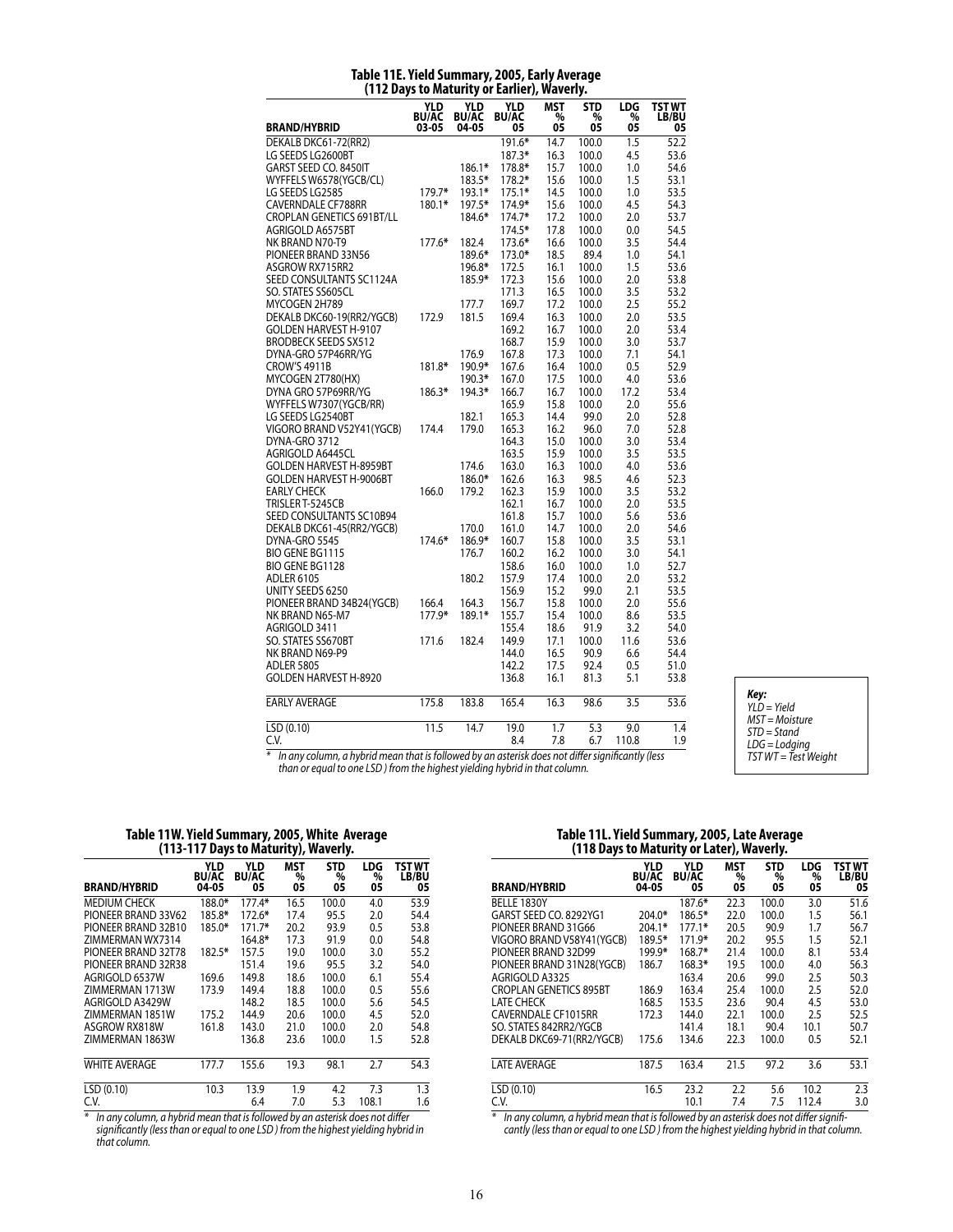## Table 11E. Yield Summary, 2005, Early Average (112 Days to Maturity or Earlier), Waverly.

| BRAND/HYBRID | YLD BU/AC 03-05 | YLD BU/AC 04-05 | YLD BU/AC 05 | MST % 05 | STD % 05 | LDG % 05 | TST WT LB/BU 05 |
|---|---|---|---|---|---|---|---|
| DEKALB DKC61-72(RR2) | | | 191.6* | 14.7 | 100.0 | 1.5 | 52.2 |
| LG SEEDS LG2600BT | | | 187.3* | 16.3 | 100.0 | 4.5 | 53.6 |
| GARST SEED CO. 8450IT | | 186.1* | 178.8* | 15.7 | 100.0 | 1.0 | 54.6 |
| WYFFELS W6578(YGCB/CL) | | 183.5* | 178.2* | 15.6 | 100.0 | 1.5 | 53.1 |
| LG SEEDS LG2585 | 179.7* | 193.1* | 175.1* | 14.5 | 100.0 | 1.0 | 53.5 |
| CAVERNDALE CF788RR | 180.1* | 197.5* | 174.9* | 15.6 | 100.0 | 4.5 | 54.3 |
| CROPLAN GENETICS 691BT/LL | | 184.6* | 174.7* | 17.2 | 100.0 | 2.0 | 53.7 |
| AGRIGOLD A6575BT | | | 174.5* | 17.8 | 100.0 | 0.0 | 54.5 |
| NK BRAND N70-T9 | 177.6* | 182.4 | 173.6* | 16.6 | 100.0 | 3.5 | 54.4 |
| PIONEER BRAND 33N56 | | 189.6* | 173.0* | 18.5 | 89.4 | 1.0 | 54.1 |
| ASGROW RX715RR2 | | 196.8* | 172.5 | 16.1 | 100.0 | 1.5 | 53.6 |
| SEED CONSULTANTS SC1124A | | 185.9* | 172.3 | 15.6 | 100.0 | 2.0 | 53.8 |
| SO. STATES SS605CL | | | 171.3 | 16.5 | 100.0 | 3.5 | 53.2 |
| MYCOGEN 2H789 | | 177.7 | 169.7 | 17.2 | 100.0 | 2.5 | 55.2 |
| DEKALB DKC60-19(RR2/YGCB) | 172.9 | 181.5 | 169.4 | 16.3 | 100.0 | 2.0 | 53.5 |
| GOLDEN HARVEST H-9107 | | | 169.2 | 16.7 | 100.0 | 2.0 | 53.4 |
| BRODBECK SEEDS SX512 | | | 168.7 | 15.9 | 100.0 | 3.0 | 53.7 |
| DYNA-GRO 57P46RR/YG | | 176.9 | 167.8 | 17.3 | 100.0 | 7.1 | 54.1 |
| CROW'S 4911B | 181.8* | 190.9* | 167.6 | 16.4 | 100.0 | 0.5 | 52.9 |
| MYCOGEN 2T780(HX) | | 190.3* | 167.0 | 17.5 | 100.0 | 4.0 | 53.6 |
| DYNA GRO 57P69RR/YG | 186.3* | 194.3* | 166.7 | 16.7 | 100.0 | 17.2 | 53.4 |
| WYFFELS W7307(YGCB/RR) | | | 165.9 | 15.8 | 100.0 | 2.0 | 55.6 |
| LG SEEDS LG2540BT | | 182.1 | 165.3 | 14.4 | 99.0 | 2.0 | 52.8 |
| VIGORO BRAND V52Y41(YGCB) | 174.4 | 179.0 | 165.3 | 16.2 | 96.0 | 7.0 | 52.8 |
| DYNA-GRO 3712 | | | 164.3 | 15.0 | 100.0 | 3.0 | 53.4 |
| AGRIGOLD A6445CL | | | 163.5 | 15.9 | 100.0 | 3.5 | 53.5 |
| GOLDEN HARVEST H-8959BT | | 174.6 | 163.0 | 16.3 | 100.0 | 4.0 | 53.6 |
| GOLDEN HARVEST H-9006BT | | 186.0* | 162.6 | 16.3 | 98.5 | 4.6 | 52.3 |
| EARLY CHECK | 166.0 | 179.2 | 162.3 | 15.9 | 100.0 | 3.5 | 53.2 |
| TRISLER T-5245CB | | | 162.1 | 16.7 | 100.0 | 2.0 | 53.5 |
| SEED CONSULTANTS SC10B94 | | | 161.8 | 15.7 | 100.0 | 5.6 | 53.6 |
| DEKALB DKC61-45(RR2/YGCB) | | 170.0 | 161.0 | 14.7 | 100.0 | 2.0 | 54.6 |
| DYNA-GRO 5545 | 174.6* | 186.9* | 160.7 | 15.8 | 100.0 | 3.5 | 53.1 |
| BIO GENE BG1115 | | 176.7 | 160.2 | 16.2 | 100.0 | 3.0 | 54.1 |
| BIO GENE BG1128 | | | 158.6 | 16.0 | 100.0 | 1.0 | 52.7 |
| ADLER 6105 | | 180.2 | 157.9 | 17.4 | 100.0 | 2.0 | 53.2 |
| UNITY SEEDS 6250 | | | 156.9 | 15.2 | 99.0 | 2.1 | 53.5 |
| PIONEER BRAND 34B24(YGCB) | 166.4 | 164.3 | 156.7 | 15.8 | 100.0 | 2.0 | 55.6 |
| NK BRAND N65-M7 | 177.9* | 189.1* | 155.7 | 15.4 | 100.0 | 8.6 | 53.5 |
| AGRIGOLD 3411 | | | 155.4 | 18.6 | 91.9 | 3.2 | 54.0 |
| SO. STATES SS670BT | 171.6 | 182.4 | 149.9 | 17.1 | 100.0 | 11.6 | 53.6 |
| NK BRAND N69-P9 | | | 144.0 | 16.5 | 90.9 | 6.6 | 54.4 |
| ADLER 5805 | | | 142.2 | 17.5 | 92.4 | 0.5 | 51.0 |
| GOLDEN HARVEST H-8920 | | | 136.8 | 16.1 | 81.3 | 5.1 | 53.8 |
| EARLY AVERAGE | 175.8 | 183.8 | 165.4 | 16.3 | 98.6 | 3.5 | 53.6 |
| LSD (0.10) | 11.5 | 14.7 | 19.0 | 1.7 | 5.3 | 9.0 | 1.4 |
| C.V. | | | 8.4 | 7.8 | 6.7 | 110.8 | 1.9 |

\* In any column, a hybrid mean that is followed by an asterisk does not differ significantly (less than or equal to one LSD ) from the highest yielding hybrid in that column.

*Key:*
*YLD = Yield*
*MST = Moisture*
*STD = Stand*
*LDG = Lodging*
*TST WT = Test Weight*

## Table 11W. Yield Summary, 2005, White Average (113-117 Days to Maturity), Waverly.

| BRAND/HYBRID | YLD BU/AC 04-05 | YLD BU/AC 05 | MST % 05 | STD % 05 | LDG % 05 | TST WT LB/BU 05 |
|---|---|---|---|---|---|---|
| MEDIUM CHECK | 188.0* | 177.4* | 16.5 | 100.0 | 4.0 | 53.9 |
| PIONEER BRAND 33V62 | 185.8* | 172.6* | 17.4 | 95.5 | 2.0 | 54.4 |
| PIONEER BRAND 32B10 | 185.0* | 171.7* | 20.2 | 93.9 | 0.5 | 53.8 |
| ZIMMERMAN WX7314 | | 164.8* | 17.3 | 91.9 | 0.0 | 54.8 |
| PIONEER BRAND 32T78 | 182.5* | 157.5 | 19.0 | 100.0 | 3.0 | 55.2 |
| PIONEER BRAND 32R38 | | 151.4 | 19.6 | 95.5 | 3.2 | 54.0 |
| AGRIGOLD 6537W | 169.6 | 149.8 | 18.6 | 100.0 | 6.1 | 55.4 |
| ZIMMERMAN 1713W | 173.9 | 149.4 | 18.8 | 100.0 | 0.5 | 55.6 |
| AGRIGOLD A3429W | | 148.2 | 18.5 | 100.0 | 5.6 | 54.5 |
| ZIMMERMAN 1851W | 175.2 | 144.9 | 20.6 | 100.0 | 4.5 | 52.0 |
| ASGROW RX818W | 161.8 | 143.0 | 21.0 | 100.0 | 2.0 | 54.8 |
| ZIMMERMAN 1863W | | 136.8 | 23.6 | 100.0 | 1.5 | 52.8 |
| WHITE AVERAGE | 177.7 | 155.6 | 19.3 | 98.1 | 2.7 | 54.3 |
| LSD (0.10) | 10.3 | 13.9 | 1.9 | 4.2 | 7.3 | 1.3 |
| C.V. | | 6.4 | 7.0 | 5.3 | 108.1 | 1.6 |

\* In any column, a hybrid mean that is followed by an asterisk does not differ significantly (less than or equal to one LSD ) from the highest yielding hybrid in that column.

## Table 11L. Yield Summary, 2005, Late Average (118 Days to Maturity or Later), Waverly.

| BRAND/HYBRID | YLD BU/AC 04-05 | YLD BU/AC 05 | MST % 05 | STD % 05 | LDG % 05 | TST WT LB/BU 05 |
|---|---|---|---|---|---|---|
| BELLE 1830Y | | 187.6* | 22.3 | 100.0 | 3.0 | 51.6 |
| GARST SEED CO. 8292YG1 | 204.0* | 186.5* | 22.0 | 100.0 | 1.5 | 56.1 |
| PIONEER BRAND 31G66 | 204.1* | 177.1* | 20.5 | 90.9 | 1.7 | 56.7 |
| VIGORO BRAND V58Y41(YGCB) | 189.5* | 171.9* | 20.2 | 95.5 | 1.5 | 52.1 |
| PIONEER BRAND 32D99 | 199.9* | 168.7* | 21.4 | 100.0 | 8.1 | 53.4 |
| PIONEER BRAND 31N28(YGCB) | 186.7 | 168.3* | 19.5 | 100.0 | 4.0 | 56.3 |
| AGRIGOLD A3325 | | 163.4 | 20.6 | 99.0 | 2.5 | 50.3 |
| CROPLAN GENETICS 895BT | 186.9 | 163.4 | 25.4 | 100.0 | 2.5 | 52.0 |
| LATE CHECK | 168.5 | 153.5 | 23.6 | 90.4 | 4.5 | 53.0 |
| CAVERNDALE CF1015RR | 172.3 | 144.0 | 22.1 | 100.0 | 2.5 | 52.5 |
| SO. STATES 842RR2/YGCB | | 141.4 | 18.1 | 90.4 | 10.1 | 50.7 |
| DEKALB DKC69-71(RR2/YGCB) | 175.6 | 134.6 | 22.3 | 100.0 | 0.5 | 52.1 |
| LATE AVERAGE | 187.5 | 163.4 | 21.5 | 97.2 | 3.6 | 53.1 |
| LSD (0.10) | 16.5 | 23.2 | 2.2 | 5.6 | 10.2 | 2.3 |
| C.V. | | 10.1 | 7.4 | 7.5 | 112.4 | 3.0 |

\* In any column, a hybrid mean that is followed by an asterisk does not differ significantly (less than or equal to one LSD ) from the highest yielding hybrid in that column.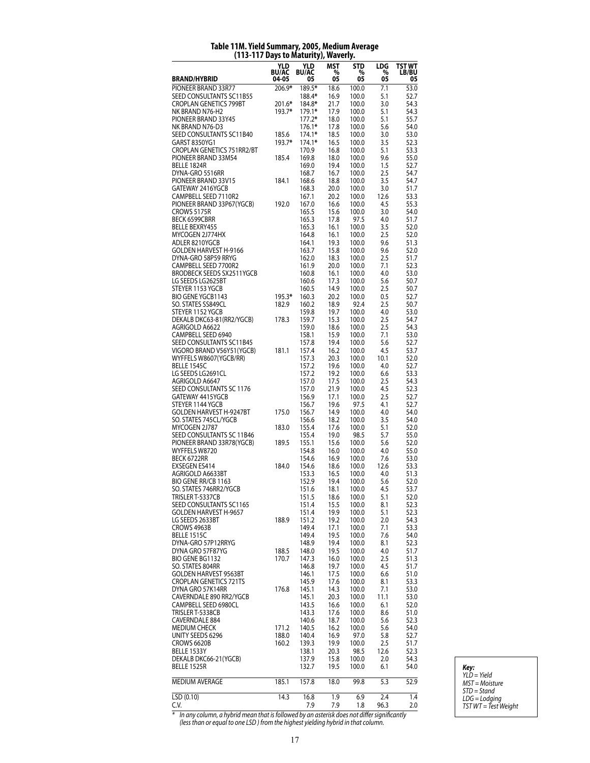**Table 11M. Yield Summary, 2005, Medium Average (113-117 Days to Maturity), Waverly.**

| BRAND/HYBRID | YLD BU/AC 04-05 | YLD BU/AC 05 | MST % 05 | STD % 05 | LDG % 05 | TST WT LB/BU 05 |
|---|---|---|---|---|---|---|
| PIONEER BRAND 33R77 | 206.9* | 189.5* | 18.6 | 100.0 | 7.1 | 53.0 |
| SEED CONSULTANTS SC11B55 | | 188.4* | 16.9 | 100.0 | 5.1 | 52.7 |
| CROPLAN GENETICS 799BT | 201.6* | 184.8* | 21.7 | 100.0 | 3.0 | 54.3 |
| NK BRAND N76-H2 | 193.7* | 179.1* | 17.9 | 100.0 | 5.1 | 54.3 |
| PIONEER BRAND 33Y45 | | 177.2* | 18.0 | 100.0 | 5.1 | 55.7 |
| NK BRAND N76-D3 | | 176.1* | 17.8 | 100.0 | 5.6 | 54.0 |
| SEED CONSULTANTS SC11B40 | 185.6 | 174.1* | 18.5 | 100.0 | 3.0 | 53.0 |
| GARST 8350YG1 | 193.7* | 174.1* | 16.5 | 100.0 | 3.5 | 52.3 |
| CROPLAN GENETICS 751RR2/BT | | 170.9 | 16.8 | 100.0 | 5.1 | 53.3 |
| PIONEER BRAND 33M54 | 185.4 | 169.8 | 18.0 | 100.0 | 9.6 | 55.0 |
| BELLE 1824R | | 169.0 | 19.4 | 100.0 | 1.5 | 52.7 |
| DYNA-GRO 5516RR | | 168.7 | 16.7 | 100.0 | 2.5 | 54.7 |
| PIONEER BRAND 33V15 | 184.1 | 168.6 | 18.8 | 100.0 | 3.5 | 54.7 |
| GATEWAY 2416YGCB | | 168.3 | 20.0 | 100.0 | 3.0 | 51.7 |
| CAMPBELL SEED 7110R2 | | 167.1 | 20.2 | 100.0 | 12.6 | 53.3 |
| PIONEER BRAND 33P67(YGCB) | 192.0 | 167.0 | 16.6 | 100.0 | 4.5 | 55.3 |
| CROWS 5175R | | 165.5 | 15.6 | 100.0 | 3.0 | 54.0 |
| BECK 6599CBRR | | 165.3 | 17.8 | 97.5 | 4.0 | 51.7 |
| BELLE BEXRY455 | | 165.3 | 16.1 | 100.0 | 3.5 | 52.0 |
| MYCOGEN 2J774HX | | 164.8 | 16.1 | 100.0 | 2.5 | 52.0 |
| ADLER 8210YGCB | | 164.1 | 19.3 | 100.0 | 9.6 | 51.3 |
| GOLDEN HARVEST H-9166 | | 163.7 | 15.8 | 100.0 | 9.6 | 52.0 |
| DYNA-GRO 58P59 RRYG | | 162.0 | 18.3 | 100.0 | 2.5 | 51.7 |
| CAMPBELL SEED 7700R2 | | 161.9 | 20.0 | 100.0 | 7.1 | 52.3 |
| BRODBECK SEEDS SX2511YGCB | | 160.8 | 16.1 | 100.0 | 4.0 | 53.0 |
| LG SEEDS LG2625BT | | 160.6 | 17.3 | 100.0 | 5.6 | 50.7 |
| STEYER 1153 YGCB | | 160.5 | 14.9 | 100.0 | 2.5 | 50.7 |
| BIO GENE YGCB1143 | 195.3* | 160.3 | 20.2 | 100.0 | 0.5 | 52.7 |
| SO. STATES SS849CL | 182.9 | 160.2 | 18.9 | 92.4 | 2.5 | 50.7 |
| STEYER 1152 YGCB | | 159.8 | 19.7 | 100.0 | 4.0 | 53.0 |
| DEKALB DKC63-81(RR2/YGCB) | 178.3 | 159.7 | 15.3 | 100.0 | 2.5 | 54.7 |
| AGRIGOLD A6622 | | 159.0 | 18.6 | 100.0 | 2.5 | 54.3 |
| CAMPBELL SEED 6940 | | 158.1 | 15.9 | 100.0 | 7.1 | 53.0 |
| SEED CONSULTANTS SC11B45 | | 157.8 | 19.4 | 100.0 | 5.6 | 52.7 |
| VIGORO BRAND V56Y51(YGCB) | 181.1 | 157.4 | 16.2 | 100.0 | 4.5 | 53.7 |
| WYFFELS W8607(YGCB/RR) | | 157.3 | 20.3 | 100.0 | 10.1 | 52.0 |
| BELLE 1545C | | 157.2 | 19.6 | 100.0 | 4.0 | 52.7 |
| LG SEEDS LG2691CL | | 157.2 | 19.2 | 100.0 | 6.6 | 53.3 |
| AGRIGOLD A6647 | | 157.0 | 17.5 | 100.0 | 2.5 | 54.3 |
| SEED CONSULTANTS SC 1176 | | 157.0 | 21.9 | 100.0 | 4.5 | 52.3 |
| GATEWAY 4415YGCB | | 156.9 | 17.1 | 100.0 | 2.5 | 52.7 |
| STEYER 1144 YGCB | | 156.7 | 19.6 | 97.5 | 4.1 | 52.7 |
| GOLDEN HARVEST H-9247BT | 175.0 | 156.7 | 14.9 | 100.0 | 4.0 | 54.0 |
| SO. STATES 745CL/YGCB | | 156.6 | 18.2 | 100.0 | 3.5 | 54.0 |
| MYCOGEN 2J787 | 183.0 | 155.4 | 17.6 | 100.0 | 5.1 | 52.0 |
| SEED CONSULTANTS SC 11B46 | | 155.4 | 19.0 | 98.5 | 5.7 | 55.0 |
| PIONEER BRAND 33R78(YGCB) | 189.5 | 155.1 | 15.6 | 100.0 | 5.6 | 52.0 |
| WYFFELS W8720 | | 154.8 | 16.0 | 100.0 | 4.0 | 55.0 |
| BECK 6722RR | | 154.6 | 16.9 | 100.0 | 7.6 | 53.0 |
| EXSEGEN ES414 | 184.0 | 154.6 | 18.6 | 100.0 | 12.6 | 53.3 |
| AGRIGOLD A6633BT | | 153.3 | 16.5 | 100.0 | 4.0 | 51.3 |
| BIO GENE RR/CB 1163 | | 152.9 | 19.4 | 100.0 | 5.6 | 52.0 |
| SO. STATES 746RR2/YGCB | | 151.6 | 18.1 | 100.0 | 4.5 | 53.7 |
| TRISLER T-5337CB | | 151.5 | 18.6 | 100.0 | 5.1 | 52.0 |
| SEED CONSULTANTS SC1165 | | 151.4 | 15.5 | 100.0 | 8.1 | 52.3 |
| GOLDEN HARVEST H-9657 | | 151.4 | 19.9 | 100.0 | 5.1 | 52.3 |
| LG SEEDS 2633BT | 188.9 | 151.2 | 19.2 | 100.0 | 2.0 | 54.3 |
| CROWS 4963B | | 149.4 | 17.1 | 100.0 | 7.1 | 53.3 |
| BELLE 1515C | | 149.4 | 19.5 | 100.0 | 7.6 | 54.0 |
| DYNA-GRO 57P12RRYG | | 148.9 | 19.4 | 100.0 | 8.1 | 52.3 |
| DYNA GRO 57F87YG | 188.5 | 148.0 | 19.5 | 100.0 | 4.0 | 51.7 |
| BIO GENE BG1132 | 170.7 | 147.3 | 16.0 | 100.0 | 2.5 | 51.3 |
| SO. STATES 804RR | | 146.8 | 19.7 | 100.0 | 4.5 | 51.7 |
| GOLDEN HARVEST 9563BT | | 146.1 | 17.5 | 100.0 | 6.6 | 51.0 |
| CROPLAN GENETICS 721TS | | 145.9 | 17.6 | 100.0 | 8.1 | 53.3 |
| DYNA GRO 57K14RR | 176.8 | 145.1 | 14.3 | 100.0 | 7.1 | 53.0 |
| CAVERNDALE 890 RR2/YGCB | | 145.1 | 20.3 | 100.0 | 11.1 | 53.0 |
| CAMPBELL SEED 6980CL | | 143.5 | 16.6 | 100.0 | 6.1 | 52.0 |
| TRISLER T-5338CB | | 143.3 | 17.6 | 100.0 | 8.6 | 51.0 |
| CAVERNDALE 884 | | 140.6 | 18.7 | 100.0 | 5.6 | 52.3 |
| MEDIUM CHECK | 171.2 | 140.5 | 16.2 | 100.0 | 5.6 | 54.0 |
| UNITY SEEDS 6296 | 188.0 | 140.4 | 16.9 | 97.0 | 5.8 | 52.7 |
| CROWS 6620B | 160.2 | 139.3 | 19.9 | 100.0 | 2.5 | 51.7 |
| BELLE 1533Y | | 138.1 | 20.3 | 98.5 | 12.6 | 52.3 |
| DEKALB DKC66-21(YGCB) | | 137.9 | 15.8 | 100.0 | 2.0 | 54.3 |
| BELLE 1525R | | 132.7 | 19.5 | 100.0 | 6.1 | 54.0 |
| MEDIUM AVERAGE | 185.1 | 157.8 | 18.0 | 99.8 | 5.3 | 52.9 |
| LSD (0.10) | 14.3 | 16.8 | 1.9 | 6.9 | 2.4 | 1.4 |
| C.V. | | 7.9 | 7.9 | 1.8 | 96.3 | 2.0 |

\* *In any column, a hybrid mean that is followed by an asterisk does not differ significantly (less than or equal to one LSD ) from the highest yielding hybrid in that column.*

***Key:***
*YLD = Yield*
*MST = Moisture*
*STD = Stand*
*LDG = Lodging*
*TST WT = Test Weight*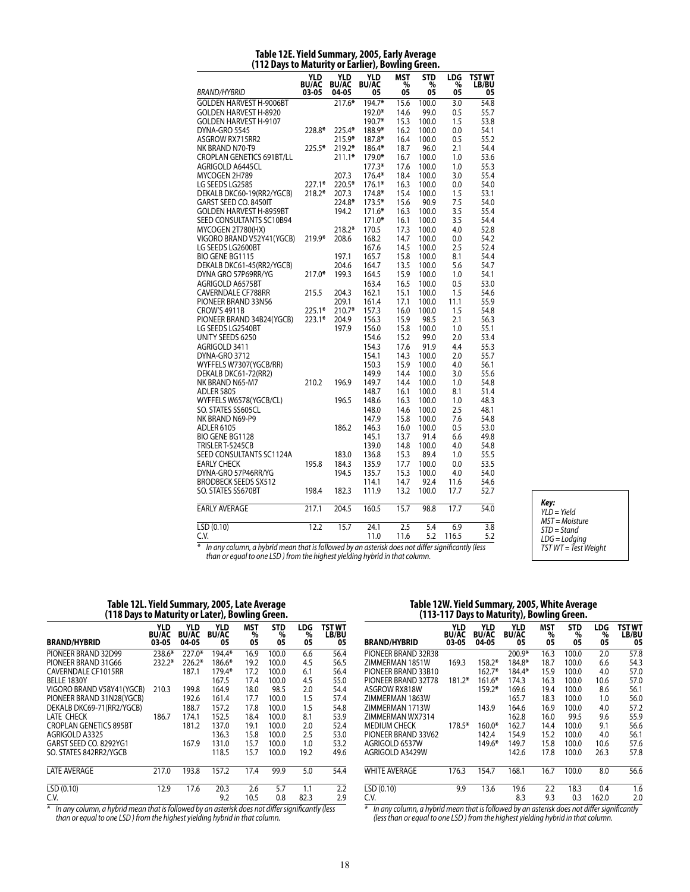## Table 12E. Yield Summary, 2005, Early Average (112 Days to Maturity or Earlier), Bowling Green.

| BRAND/HYBRID | YLD BU/AC 03-05 | YLD BU/AC 04-05 | YLD BU/AC 05 | MST % 05 | STD % 05 | LDG % 05 | TST WT LB/BU 05 |
|---|---|---|---|---|---|---|---|
| GOLDEN HARVEST H-9006BT | | 217.6* | 194.7* | 15.6 | 100.0 | 3.0 | 54.8 |
| GOLDEN HARVEST H-8920 | | | 192.0* | 14.6 | 99.0 | 0.5 | 55.7 |
| GOLDEN HARVEST H-9107 | | | 190.7* | 15.3 | 100.0 | 1.5 | 53.8 |
| DYNA-GRO 5545 | 228.8* | 225.4* | 188.9* | 16.2 | 100.0 | 0.0 | 54.1 |
| ASGROW RX715RR2 | | 215.9* | 187.8* | 16.4 | 100.0 | 0.5 | 55.2 |
| NK BRAND N70-T9 | 225.5* | 219.2* | 186.4* | 18.7 | 96.0 | 2.1 | 54.4 |
| CROPLAN GENETICS 691BT/LL | | 211.1* | 179.0* | 16.7 | 100.0 | 1.0 | 53.6 |
| AGRIGOLD A6445CL | | | 177.3* | 17.6 | 100.0 | 1.0 | 55.3 |
| MYCOGEN 2H789 | | 207.3 | 176.4* | 18.4 | 100.0 | 3.0 | 55.4 |
| LG SEEDS LG2585 | 227.1* | 220.5* | 176.1* | 16.3 | 100.0 | 0.0 | 54.0 |
| DEKALB DKC60-19(RR2/YGCB) | 218.2* | 207.3 | 174.8* | 15.4 | 100.0 | 1.5 | 53.1 |
| GARST SEED CO. 8450IT | | 224.8* | 173.5* | 15.6 | 90.9 | 7.5 | 54.0 |
| GOLDEN HARVEST H-8959BT | | 194.2 | 171.6* | 16.3 | 100.0 | 3.5 | 55.4 |
| SEED CONSULTANTS SC10B94 | | | 171.0* | 16.1 | 100.0 | 3.5 | 54.4 |
| MYCOGEN 2T780(HX) | | 218.2* | 170.5 | 17.3 | 100.0 | 4.0 | 52.8 |
| VIGORO BRAND V52Y41(YGCB) | 219.9* | 208.6 | 168.2 | 14.7 | 100.0 | 0.0 | 54.2 |
| LG SEEDS LG2600BT | | | 167.6 | 14.5 | 100.0 | 2.5 | 52.4 |
| BIO GENE BG1115 | | 197.1 | 165.7 | 15.8 | 100.0 | 8.1 | 54.4 |
| DEKALB DKC61-45(RR2/YGCB) | | 204.6 | 164.7 | 13.5 | 100.0 | 5.6 | 54.7 |
| DYNA GRO 57P69RR/YG | 217.0* | 199.3 | 164.5 | 15.9 | 100.0 | 1.0 | 54.1 |
| AGRIGOLD A6575BT | | | 163.4 | 16.5 | 100.0 | 0.5 | 53.0 |
| CAVERNDALE CF788RR | 215.5 | 204.3 | 162.1 | 15.1 | 100.0 | 1.5 | 54.6 |
| PIONEER BRAND 33N56 | | 209.1 | 161.4 | 17.1 | 100.0 | 11.1 | 55.9 |
| CROW'S 4911B | 225.1* | 210.7* | 157.3 | 16.0 | 100.0 | 1.5 | 54.8 |
| PIONEER BRAND 34B24(YGCB) | 223.1* | 204.9 | 156.3 | 15.9 | 98.5 | 2.1 | 56.3 |
| LG SEEDS LG2540BT | | 197.9 | 156.0 | 15.8 | 100.0 | 1.0 | 55.1 |
| UNITY SEEDS 6250 | | | 154.6 | 15.2 | 99.0 | 2.0 | 53.4 |
| AGRIGOLD 3411 | | | 154.3 | 17.6 | 91.9 | 4.4 | 55.3 |
| DYNA-GRO 3712 | | | 154.1 | 14.3 | 100.0 | 2.0 | 55.7 |
| WYFFELS W7307(YGCB/RR) | | | 150.3 | 15.9 | 100.0 | 4.0 | 56.1 |
| DEKALB DKC61-72(RR2) | | | 149.9 | 14.4 | 100.0 | 3.0 | 55.6 |
| NK BRAND N65-M7 | 210.2 | 196.9 | 149.7 | 14.4 | 100.0 | 1.0 | 54.8 |
| ADLER 5805 | | | 148.7 | 16.1 | 100.0 | 8.1 | 51.4 |
| WYFFELS W6578(YGCB/CL) | | 196.5 | 148.6 | 16.3 | 100.0 | 1.0 | 48.3 |
| SO. STATES SS605CL | | | 148.0 | 14.6 | 100.0 | 2.5 | 48.1 |
| NK BRAND N69-P9 | | | 147.9 | 15.8 | 100.0 | 7.6 | 54.8 |
| ADLER 6105 | | 186.2 | 146.3 | 16.0 | 100.0 | 0.5 | 53.0 |
| BIO GENE BG1128 | | | 145.1 | 13.7 | 91.4 | 6.6 | 49.8 |
| TRISLER T-5245CB | | | 139.0 | 14.8 | 100.0 | 4.0 | 54.8 |
| SEED CONSULTANTS SC1124A | | 183.0 | 136.8 | 15.3 | 89.4 | 1.0 | 55.5 |
| EARLY CHECK | 195.8 | 184.3 | 135.9 | 17.7 | 100.0 | 0.0 | 53.5 |
| DYNA-GRO 57P46RR/YG | | 194.5 | 135.7 | 15.3 | 100.0 | 4.0 | 54.0 |
| BRODBECK SEEDS SX512 | | | 114.1 | 14.7 | 92.4 | 11.6 | 54.6 |
| SO. STATES SS670BT | 198.4 | 182.3 | 111.9 | 13.2 | 100.0 | 17.7 | 52.7 |
| EARLY AVERAGE | 217.1 | 204.5 | 160.5 | 15.7 | 98.8 | 17.7 | 54.0 |
| LSD (0.10) | 12.2 | 15.7 | 24.1 | 2.5 | 5.4 | 6.9 | 3.8 |
| C.V. | | | 11.0 | 11.6 | 5.2 | 116.5 | 5.2 |

* *In any column, a hybrid mean that is followed by an asterisk does not differ significantly (less than or equal to one LSD ) from the highest yielding hybrid in that column.*

***Key:***
*YLD = Yield*
*MST = Moisture*
*STD = Stand*
*LDG = Lodging*
*TST WT = Test Weight*

## Table 12L. Yield Summary, 2005, Late Average (118 Days to Maturity or Later), Bowling Green.

| BRAND/HYBRID | YLD BU/AC 03-05 | YLD BU/AC 04-05 | YLD BU/AC 05 | MST % 05 | STD % 05 | LDG % 05 | TST WT LB/BU 05 |
|---|---|---|---|---|---|---|---|
| PIONEER BRAND 32D99 | 238.6* | 227.0* | 194.4* | 16.9 | 100.0 | 6.6 | 56.4 |
| PIONEER BRAND 31G66 | 232.2* | 226.2* | 186.6* | 19.2 | 100.0 | 4.5 | 56.5 |
| CAVERNDALE CF1015RR | | 187.1 | 179.4* | 17.2 | 100.0 | 6.1 | 56.4 |
| BELLE 1830Y | | | 167.5 | 17.4 | 100.0 | 4.5 | 55.0 |
| VIGORO BRAND V58Y41(YGCB) | 210.3 | 199.8 | 164.9 | 18.0 | 98.5 | 2.0 | 54.4 |
| PIONEER BRAND 31N28(YGCB) | | 192.6 | 161.4 | 17.7 | 100.0 | 1.5 | 57.4 |
| DEKALB DKC69-71(RR2/YGCB) | | 188.7 | 157.2 | 17.8 | 100.0 | 1.5 | 54.8 |
| LATE CHECK | 186.7 | 174.1 | 152.5 | 18.4 | 100.0 | 8.1 | 53.9 |
| CROPLAN GENETICS 895BT | | 181.2 | 137.0 | 19.1 | 100.0 | 2.0 | 52.4 |
| AGRIGOLD A3325 | | | 136.3 | 15.8 | 100.0 | 2.5 | 53.0 |
| GARST SEED CO. 8292YG1 | | 167.9 | 131.0 | 15.7 | 100.0 | 1.0 | 53.2 |
| SO. STATES 842RR2/YGCB | | | 118.5 | 15.7 | 100.0 | 19.2 | 49.6 |
| LATE AVERAGE | 217.0 | 193.8 | 157.2 | 17.4 | 99.9 | 5.0 | 54.4 |
| LSD (0.10) | 12.9 | 17.6 | 20.3 | 2.6 | 5.7 | 1.1 | 2.2 |
| C.V. | | | 9.2 | 10.5 | 0.8 | 82.3 | 2.9 |

* *In any column, a hybrid mean that is followed by an asterisk does not differ significantly (less than or equal to one LSD ) from the highest yielding hybrid in that column.*

## Table 12W. Yield Summary, 2005, White Average (113-117 Days to Maturity), Bowling Green.

| BRAND/HYBRID | YLD BU/AC 03-05 | YLD BU/AC 04-05 | YLD BU/AC 05 | MST % 05 | STD % 05 | LDG % 05 | TST WT LB/BU 05 |
|---|---|---|---|---|---|---|---|
| PIONEER BRAND 32R38 | | | 200.9* | 16.3 | 100.0 | 2.0 | 57.8 |
| ZIMMERMAN 1851W | 169.3 | 158.2* | 184.8* | 18.7 | 100.0 | 6.6 | 54.3 |
| PIONEER BRAND 33B10 | | 162.7* | 184.4* | 15.9 | 100.0 | 4.0 | 57.0 |
| PIONEER BRAND 32T78 | 181.2* | 161.6* | 174.3 | 16.3 | 100.0 | 10.6 | 57.0 |
| ASGROW RX818W | | 159.2* | 169.6 | 19.4 | 100.0 | 8.6 | 56.1 |
| ZIMMERMAN 1863W | | | 165.7 | 18.3 | 100.0 | 1.0 | 56.0 |
| ZIMMERMAN 1713W | | 143.9 | 164.6 | 16.9 | 100.0 | 4.0 | 57.2 |
| ZIMMERMAN WX7314 | | | 162.8 | 16.0 | 99.5 | 9.6 | 55.9 |
| MEDIUM CHECK | 178.5* | 160.0* | 162.7 | 14.4 | 100.0 | 9.1 | 56.6 |
| PIONEER BRAND 33V62 | | 142.4 | 154.9 | 15.2 | 100.0 | 4.0 | 56.1 |
| AGRIGOLD 6537W | | 149.6* | 149.7 | 15.8 | 100.0 | 10.6 | 57.6 |
| AGRIGOLD A3429W | | | 142.6 | 17.8 | 100.0 | 26.3 | 57.8 |
| WHITE AVERAGE | 176.3 | 154.7 | 168.1 | 16.7 | 100.0 | 8.0 | 56.6 |
| LSD (0.10) | 9.9 | 13.6 | 19.6 | 2.2 | 18.3 | 0.4 | 1.6 |
| C.V. | | | 8.3 | 9.3 | 0.3 | 162.0 | 2.0 |

* *In any column, a hybrid mean that is followed by an asterisk does not differ significantly (less than or equal to one LSD ) from the highest yielding hybrid in that column.*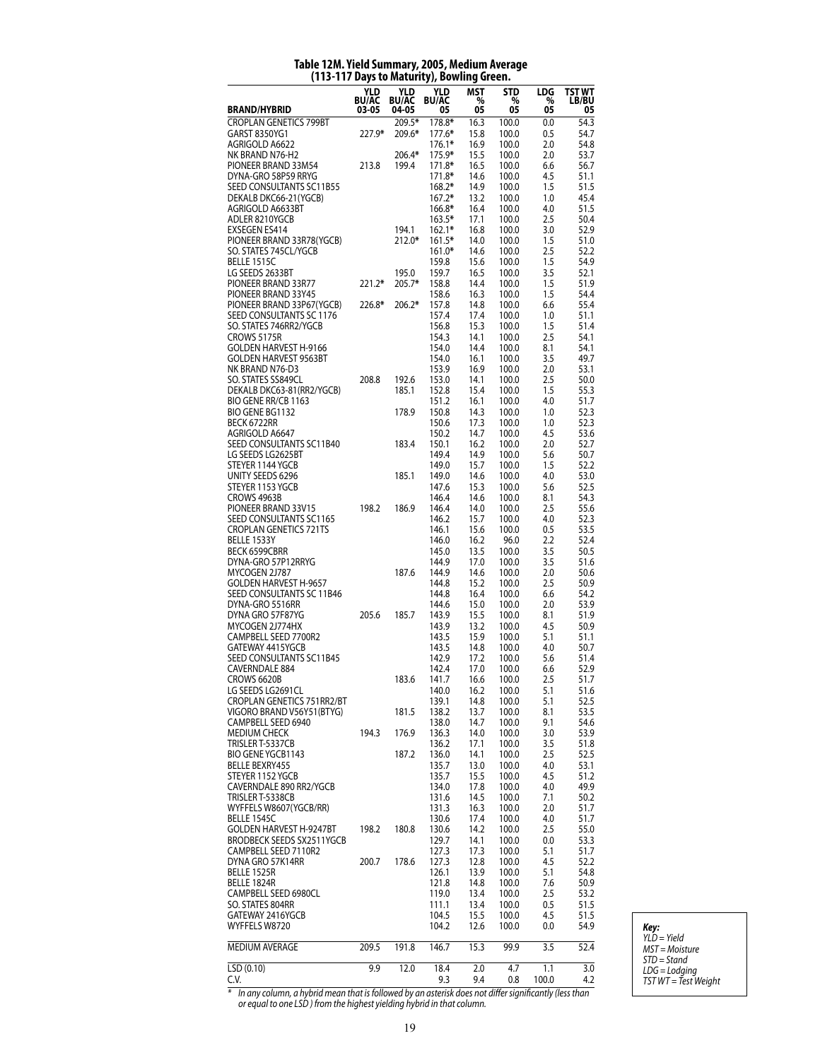## Table 12M. Yield Summary, 2005, Medium Average (113-117 Days to Maturity), Bowling Green.

| BRAND/HYBRID | YLD BU/AC 03-05 | YLD BU/AC 04-05 | YLD BU/AC 05 | MST % 05 | STD % 05 | LDG % 05 | TST WT LB/BU 05 |
|---|---|---|---|---|---|---|---|
| CROPLAN GENETICS 799BT | | 209.5* | 178.8* | 16.3 | 100.0 | 0.0 | 54.3 |
| GARST 8350YG1 | 227.9* | 209.6* | 177.6* | 15.8 | 100.0 | 0.5 | 54.7 |
| AGRIGOLD A6622 | | | 176.1* | 16.9 | 100.0 | 2.0 | 54.8 |
| NK BRAND N76-H2 | | 206.4* | 175.9* | 16.5 | 100.0 | 2.0 | 53.7 |
| PIONEER BRAND 33M54 | 213.8 | 199.4 | 171.8* | 16.5 | 100.0 | 6.6 | 56.7 |
| DYNA-GRO 58P59 RRYG | | | 171.8* | 14.6 | 100.0 | 4.5 | 51.1 |
| SEED CONSULTANTS SC11B55 | | | 168.2* | 14.9 | 100.0 | 1.5 | 51.5 |
| DEKALB DKC66-21(YGCB) | | | 167.2* | 13.2 | 100.0 | 1.0 | 45.4 |
| AGRIGOLD A6633BT | | | 166.8* | 16.4 | 100.0 | 4.0 | 51.5 |
| ADLER 8210YGCB | | | 163.5* | 17.1 | 100.0 | 2.5 | 50.4 |
| EXSEGEN ES414 | | 194.1 | 162.1* | 16.8 | 100.0 | 3.0 | 52.9 |
| PIONEER BRAND 33R78(YGCB) | | 212.0* | 161.5* | 14.0 | 100.0 | 1.5 | 51.0 |
| SO. STATES 745CL/YGCB | | | 161.0* | 14.6 | 100.0 | 2.5 | 52.2 |
| BELLE 1515C | | | 159.8 | 15.6 | 100.0 | 1.5 | 54.9 |
| LG SEEDS 2633BT | | 195.0 | 159.7 | 16.5 | 100.0 | 3.5 | 52.1 |
| PIONEER BRAND 33R77 | 221.2* | 205.7* | 158.8 | 14.4 | 100.0 | 1.5 | 51.9 |
| PIONEER BRAND 33Y45 | | | 158.6 | 16.3 | 100.0 | 1.5 | 54.4 |
| PIONEER BRAND 33P67(YGCB) | 226.8* | 206.2* | 157.8 | 14.8 | 100.0 | 6.6 | 55.4 |
| SEED CONSULTANTS SC 1176 | | | 157.4 | 17.4 | 100.0 | 1.0 | 51.1 |
| SO. STATES 746RR2/YGCB | | | 156.8 | 15.3 | 100.0 | 1.5 | 51.4 |
| CROWS 5175R | | | 154.3 | 14.1 | 100.0 | 2.5 | 54.1 |
| GOLDEN HARVEST H-9166 | | | 154.0 | 14.4 | 100.0 | 8.1 | 54.1 |
| GOLDEN HARVEST 9563BT | | | 154.0 | 16.1 | 100.0 | 3.5 | 49.7 |
| NK BRAND N76-D3 | | | 153.9 | 16.9 | 100.0 | 2.0 | 53.1 |
| SO. STATES SS849CL | 208.8 | 192.6 | 153.0 | 14.1 | 100.0 | 2.5 | 50.0 |
| DEKALB DKC63-81(RR2/YGCB) | | 185.1 | 152.8 | 15.4 | 100.0 | 1.5 | 55.3 |
| BIO GENE RR/CB 1163 | | | 151.2 | 16.1 | 100.0 | 4.0 | 51.7 |
| BIO GENE BG1132 | | 178.9 | 150.8 | 14.3 | 100.0 | 1.0 | 52.3 |
| BECK 6722RR | | | 150.6 | 17.3 | 100.0 | 1.0 | 52.3 |
| AGRIGOLD A6647 | | | 150.2 | 14.7 | 100.0 | 4.5 | 53.6 |
| SEED CONSULTANTS SC11B40 | | 183.4 | 150.1 | 16.2 | 100.0 | 2.0 | 52.7 |
| LG SEEDS LG2625BT | | | 149.4 | 14.9 | 100.0 | 5.6 | 50.7 |
| STEYER 1144 YGCB | | | 149.0 | 15.7 | 100.0 | 1.5 | 52.2 |
| UNITY SEEDS 6296 | | 185.1 | 149.0 | 14.6 | 100.0 | 4.0 | 53.0 |
| STEYER 1153 YGCB | | | 147.6 | 15.3 | 100.0 | 5.6 | 52.5 |
| CROWS 4963B | | | 146.4 | 14.6 | 100.0 | 8.1 | 54.3 |
| PIONEER BRAND 33V15 | 198.2 | 186.9 | 146.4 | 14.0 | 100.0 | 2.5 | 55.6 |
| SEED CONSULTANTS SC1165 | | | 146.2 | 15.7 | 100.0 | 4.0 | 52.3 |
| CROPLAN GENETICS 721TS | | | 146.1 | 15.6 | 100.0 | 0.5 | 53.5 |
| BELLE 1533Y | | | 146.0 | 16.2 | 96.0 | 2.2 | 52.4 |
| BECK 6599CBRR | | | 145.0 | 13.5 | 100.0 | 3.5 | 50.5 |
| DYNA-GRO 57P12RRYG | | | 144.9 | 17.0 | 100.0 | 3.5 | 51.6 |
| MYCOGEN 2J787 | | 187.6 | 144.9 | 14.6 | 100.0 | 2.0 | 50.6 |
| GOLDEN HARVEST H-9657 | | | 144.8 | 15.2 | 100.0 | 2.5 | 50.9 |
| SEED CONSULTANTS SC 11B46 | | | 144.8 | 16.4 | 100.0 | 6.6 | 54.2 |
| DYNA-GRO 5516RR | | | 144.6 | 15.0 | 100.0 | 2.0 | 53.9 |
| DYNA GRO 57F87YG | 205.6 | 185.7 | 143.9 | 15.5 | 100.0 | 8.1 | 51.9 |
| MYCOGEN 2J774HX | | | 143.9 | 13.2 | 100.0 | 4.5 | 50.9 |
| CAMPBELL SEED 7700R2 | | | 143.5 | 15.9 | 100.0 | 5.1 | 51.1 |
| GATEWAY 4415YGCB | | | 143.5 | 14.8 | 100.0 | 4.0 | 50.7 |
| SEED CONSULTANTS SC11B45 | | | 142.9 | 17.2 | 100.0 | 5.6 | 51.4 |
| CAVERNDALE 884 | | | 142.4 | 17.0 | 100.0 | 6.6 | 52.9 |
| CROWS 6620B | | 183.6 | 141.7 | 16.6 | 100.0 | 2.5 | 51.7 |
| LG SEEDS LG2691CL | | | 140.0 | 16.2 | 100.0 | 5.1 | 51.6 |
| CROPLAN GENETICS 751RR2/BT | | | 139.1 | 14.8 | 100.0 | 5.1 | 52.5 |
| VIGORO BRAND V56Y51(BTYG) | | 181.5 | 138.2 | 13.7 | 100.0 | 8.1 | 53.5 |
| CAMPBELL SEED 6940 | | | 138.0 | 14.7 | 100.0 | 9.1 | 54.6 |
| MEDIUM CHECK | 194.3 | 176.9 | 136.3 | 14.0 | 100.0 | 3.0 | 53.9 |
| TRISLER T-5337CB | | | 136.2 | 17.1 | 100.0 | 3.5 | 51.8 |
| BIO GENE YGCB1143 | | 187.2 | 136.0 | 14.1 | 100.0 | 2.5 | 52.5 |
| BELLE BEXRY455 | | | 135.7 | 13.0 | 100.0 | 4.0 | 53.1 |
| STEYER 1152 YGCB | | | 135.7 | 15.5 | 100.0 | 4.5 | 51.2 |
| CAVERNDALE 890 RR2/YGCB | | | 134.0 | 17.8 | 100.0 | 4.0 | 49.9 |
| TRISLER T-5338CB | | | 131.6 | 14.5 | 100.0 | 7.1 | 50.2 |
| WYFFELS W8607(YGCB/RR) | | | 131.3 | 16.3 | 100.0 | 2.0 | 51.7 |
| BELLE 1545C | | | 130.6 | 17.4 | 100.0 | 4.0 | 51.7 |
| GOLDEN HARVEST H-9247BT | 198.2 | 180.8 | 130.6 | 14.2 | 100.0 | 2.5 | 55.0 |
| BRODBECK SEEDS SX2511YGCB | | | 129.7 | 14.1 | 100.0 | 0.0 | 53.3 |
| CAMPBELL SEED 7110R2 | | | 127.3 | 17.3 | 100.0 | 5.1 | 51.7 |
| DYNA GRO 57K14RR | 200.7 | 178.6 | 127.3 | 12.8 | 100.0 | 4.5 | 52.2 |
| BELLE 1525R | | | 126.1 | 13.9 | 100.0 | 5.1 | 54.8 |
| BELLE 1824R | | | 121.8 | 14.8 | 100.0 | 7.6 | 50.9 |
| CAMPBELL SEED 6980CL | | | 119.0 | 13.4 | 100.0 | 2.5 | 53.2 |
| SO. STATES 804RR | | | 111.1 | 13.4 | 100.0 | 0.5 | 51.5 |
| GATEWAY 2416YGCB | | | 104.5 | 15.5 | 100.0 | 4.5 | 51.5 |
| WYFFELS W8720 | | | 104.2 | 12.6 | 100.0 | 0.0 | 54.9 |
| MEDIUM AVERAGE | 209.5 | 191.8 | 146.7 | 15.3 | 99.9 | 3.5 | 52.4 |
| LSD (0.10) | 9.9 | 12.0 | 18.4 | 2.0 | 4.7 | 1.1 | 3.0 |
| C.V. | | | 9.3 | 9.4 | 0.8 | 100.0 | 4.2 |

*\* In any column, a hybrid mean that is followed by an asterisk does not differ significantly (less than or equal to one LSD) from the highest yielding hybrid in that column.*

**Key:**
*YLD = Yield*
*MST = Moisture*
*STD = Stand*
*LDG = Lodging*
*TST WT = Test Weight*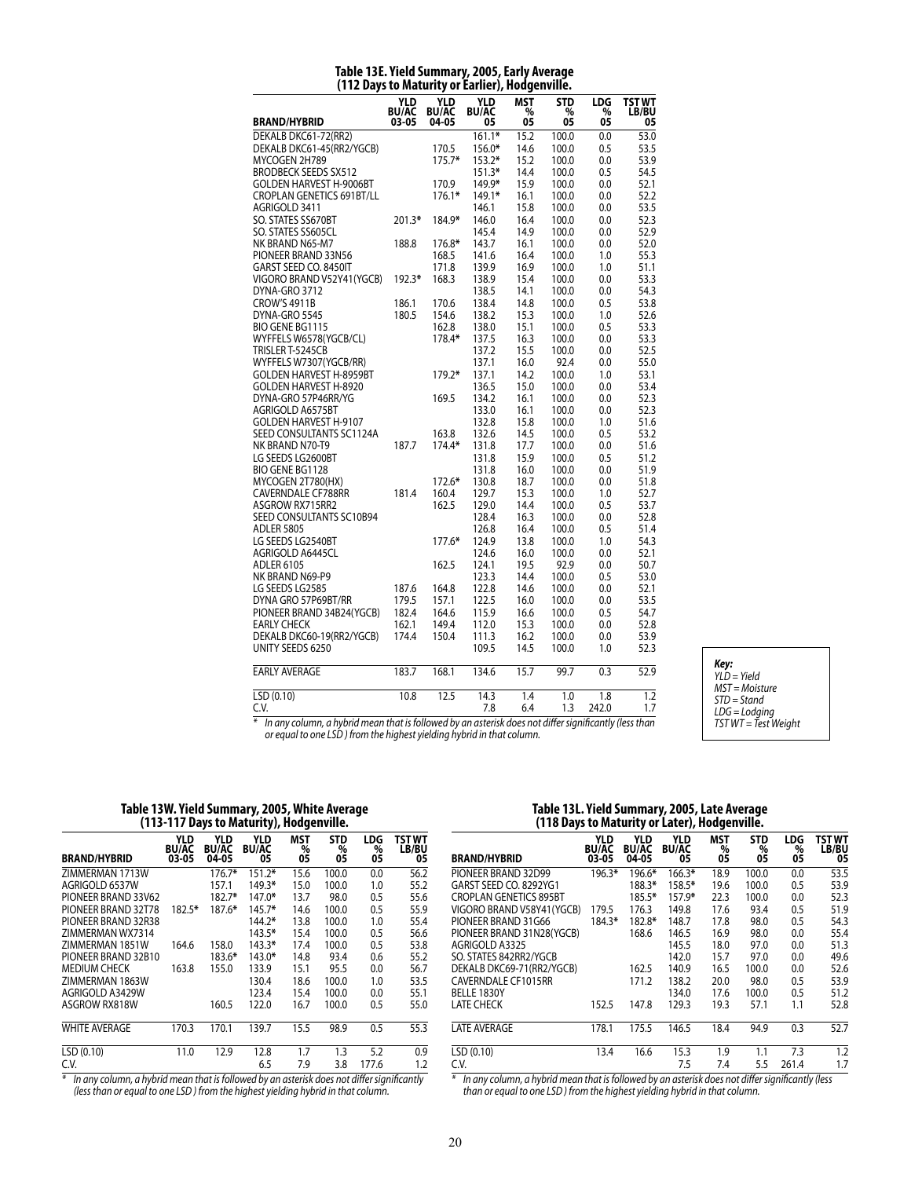### Table 13E. Yield Summary, 2005, Early Average (112 Days to Maturity or Earlier), Hodgenville.

| BRAND/HYBRID | YLD BU/AC 03-05 | YLD BU/AC 04-05 | YLD BU/AC 05 | MST % 05 | STD % 05 | LDG % 05 | TST WT LB/BU 05 |
|---|---|---|---|---|---|---|---|
| DEKALB DKC61-72(RR2) | | | 161.1* | 15.2 | 100.0 | 0.0 | 53.0 |
| DEKALB DKC61-45(RR2/YGCB) | | 170.5 | 156.0* | 14.6 | 100.0 | 0.5 | 53.5 |
| MYCOGEN 2H789 | | 175.7* | 153.2* | 15.2 | 100.0 | 0.0 | 53.9 |
| BRODBECK SEEDS SX512 | | | 151.3* | 14.4 | 100.0 | 0.5 | 54.5 |
| GOLDEN HARVEST H-9006BT | | 170.9 | 149.9* | 15.9 | 100.0 | 0.0 | 52.1 |
| CROPLAN GENETICS 691BT/LL | | 176.1* | 149.1* | 16.1 | 100.0 | 0.0 | 52.2 |
| AGRIGOLD 3411 | | | 146.1 | 15.8 | 100.0 | 0.0 | 53.5 |
| SO. STATES SS670BT | 201.3* | 184.9* | 146.0 | 16.4 | 100.0 | 0.0 | 52.3 |
| SO. STATES SS605CL | | | 145.4 | 14.9 | 100.0 | 0.0 | 52.9 |
| NK BRAND N65-M7 | 188.8 | 176.8* | 143.7 | 16.1 | 100.0 | 0.0 | 52.0 |
| PIONEER BRAND 33N56 | | 168.5 | 141.6 | 16.4 | 100.0 | 1.0 | 55.3 |
| GARST SEED CO. 8450IT | | 171.8 | 139.9 | 16.9 | 100.0 | 1.0 | 51.1 |
| VIGORO BRAND V52Y41(YGCB) | 192.3* | 168.3 | 138.9 | 15.4 | 100.0 | 0.0 | 53.3 |
| DYNA-GRO 3712 | | | 138.5 | 14.1 | 100.0 | 0.0 | 54.3 |
| CROW'S 4911B | 186.1 | 170.6 | 138.4 | 14.8 | 100.0 | 0.5 | 53.8 |
| DYNA-GRO 5545 | 180.5 | 154.6 | 138.2 | 15.3 | 100.0 | 1.0 | 52.6 |
| BIO GENE BG1115 | | 162.8 | 138.0 | 15.1 | 100.0 | 0.5 | 53.3 |
| WYFFELS W6578(YGCB/CL) | | 178.4* | 137.5 | 16.3 | 100.0 | 0.0 | 53.3 |
| TRISLER T-5245CB | | | 137.2 | 15.5 | 100.0 | 0.0 | 52.5 |
| WYFFELS W7307(YGCB/RR) | | | 137.1 | 16.0 | 92.4 | 0.0 | 55.0 |
| GOLDEN HARVEST H-8959BT | | 179.2* | 137.1 | 14.2 | 100.0 | 1.0 | 53.1 |
| GOLDEN HARVEST H-8920 | | | 136.5 | 15.0 | 100.0 | 0.0 | 53.4 |
| DYNA-GRO 57P46RR/YG | | 169.5 | 134.2 | 16.1 | 100.0 | 0.0 | 52.3 |
| AGRIGOLD A6575BT | | | 133.0 | 16.1 | 100.0 | 0.0 | 52.3 |
| GOLDEN HARVEST H-9107 | | | 132.8 | 15.8 | 100.0 | 1.0 | 51.6 |
| SEED CONSULTANTS SC1124A | | 163.8 | 132.6 | 14.5 | 100.0 | 0.5 | 53.2 |
| NK BRAND N70-T9 | 187.7 | 174.4* | 131.8 | 17.7 | 100.0 | 0.0 | 51.6 |
| LG SEEDS LG2600BT | | | 131.8 | 15.9 | 100.0 | 0.5 | 51.2 |
| BIO GENE BG1128 | | | 131.8 | 16.0 | 100.0 | 0.0 | 51.9 |
| MYCOGEN 2T780(HX) | | 172.6* | 130.8 | 18.7 | 100.0 | 0.0 | 51.8 |
| CAVERNDALE CF788RR | 181.4 | 160.4 | 129.7 | 15.3 | 100.0 | 1.0 | 52.7 |
| ASGROW RX715RR2 | | 162.5 | 129.0 | 14.4 | 100.0 | 0.5 | 53.7 |
| SEED CONSULTANTS SC10B94 | | | 128.4 | 16.3 | 100.0 | 0.0 | 52.8 |
| ADLER 5805 | | | 126.8 | 16.4 | 100.0 | 0.5 | 51.4 |
| LG SEEDS LG2540BT | | 177.6* | 124.9 | 13.8 | 100.0 | 1.0 | 54.3 |
| AGRIGOLD A6445CL | | | 124.6 | 16.0 | 100.0 | 0.0 | 52.1 |
| ADLER 6105 | | 162.5 | 124.1 | 19.5 | 92.9 | 0.0 | 50.7 |
| NK BRAND N69-P9 | | | 123.3 | 14.4 | 100.0 | 0.5 | 53.0 |
| LG SEEDS LG2585 | 187.6 | 164.8 | 122.8 | 14.6 | 100.0 | 0.0 | 52.1 |
| DYNA GRO 57P69BT/RR | 179.5 | 157.1 | 122.5 | 16.0 | 100.0 | 0.0 | 53.5 |
| PIONEER BRAND 34B24(YGCB) | 182.4 | 164.6 | 115.9 | 16.6 | 100.0 | 0.5 | 54.7 |
| EARLY CHECK | 162.1 | 149.4 | 112.0 | 15.3 | 100.0 | 0.0 | 52.8 |
| DEKALB DKC60-19(RR2/YGCB) | 174.4 | 150.4 | 111.3 | 16.2 | 100.0 | 0.0 | 53.9 |
| UNITY SEEDS 6250 | | | 109.5 | 14.5 | 100.0 | 1.0 | 52.3 |
| EARLY AVERAGE | 183.7 | 168.1 | 134.6 | 15.7 | 99.7 | 0.3 | 52.9 |
| LSD (0.10) | 10.8 | 12.5 | 14.3 | 1.4 | 1.0 | 1.8 | 1.2 |
| C.V. | | | 7.8 | 6.4 | 1.3 | 242.0 | 1.7 |

\* *In any column, a hybrid mean that is followed by an asterisk does not differ significantly (less than or equal to one LSD) from the highest yielding hybrid in that column.*

**Key:**
*YLD = Yield*
*MST = Moisture*
*STD = Stand*
*LDG = Lodging*
*TST WT = Test Weight*

### Table 13W. Yield Summary, 2005, White Average (113-117 Days to Maturity), Hodgenville.

| BRAND/HYBRID | YLD BU/AC 03-05 | YLD BU/AC 04-05 | YLD BU/AC 05 | MST % 05 | STD % 05 | LDG % 05 | TST WT LB/BU 05 |
|---|---|---|---|---|---|---|---|
| ZIMMERMAN 1713W | | 176.7* | 151.2* | 15.6 | 100.0 | 0.0 | 56.2 |
| AGRIGOLD 6537W | | 157.1 | 149.3* | 15.0 | 100.0 | 1.0 | 55.2 |
| PIONEER BRAND 33V62 | | 182.7* | 147.0* | 13.7 | 98.0 | 0.5 | 55.6 |
| PIONEER BRAND 32T78 | 182.5* | 187.6* | 145.7* | 14.6 | 100.0 | 0.5 | 55.9 |
| PIONEER BRAND 32R38 | | | 144.2* | 13.8 | 100.0 | 1.0 | 55.4 |
| ZIMMERMAN WX7314 | | | 143.5* | 15.4 | 100.0 | 0.5 | 56.6 |
| ZIMMERMAN 1851W | 164.6 | 158.0 | 143.3* | 17.4 | 100.0 | 0.5 | 53.8 |
| PIONEER BRAND 32B10 | | 183.6* | 143.0* | 14.8 | 93.4 | 0.6 | 55.2 |
| MEDIUM CHECK | 163.8 | 155.0 | 133.9 | 15.1 | 95.5 | 0.0 | 56.7 |
| ZIMMERMAN 1863W | | | 130.4 | 18.6 | 100.0 | 1.0 | 53.5 |
| AGRIGOLD A3429W | | | 123.4 | 15.4 | 100.0 | 0.0 | 55.1 |
| ASGROW RX818W | | 160.5 | 122.0 | 16.7 | 100.0 | 0.5 | 55.0 |
| WHITE AVERAGE | 170.3 | 170.1 | 139.7 | 15.5 | 98.9 | 0.5 | 55.3 |
| LSD (0.10) | 11.0 | 12.9 | 12.8 | 1.7 | 1.3 | 5.2 | 0.9 |
| C.V. | | | 6.5 | 7.9 | 3.8 | 177.6 | 1.2 |

\* *In any column, a hybrid mean that is followed by an asterisk does not differ significantly (less than or equal to one LSD) from the highest yielding hybrid in that column.*

### Table 13L. Yield Summary, 2005, Late Average (118 Days to Maturity or Later), Hodgenville.

| BRAND/HYBRID | YLD BU/AC 03-05 | YLD BU/AC 04-05 | YLD BU/AC 05 | MST % 05 | STD % 05 | LDG % 05 | TST WT LB/BU 05 |
|---|---|---|---|---|---|---|---|
| PIONEER BRAND 32D99 | 196.3* | 196.6* | 166.3* | 18.9 | 100.0 | 0.0 | 53.5 |
| GARST SEED CO. 8292YG1 | | 188.3* | 158.5* | 19.6 | 100.0 | 0.0 | 53.9 |
| CROPLAN GENETICS 895BT | | 185.5* | 157.9* | 22.3 | 100.0 | 0.0 | 52.3 |
| VIGORO BRAND V58Y41(YGCB) | 179.5 | 176.3 | 149.8 | 17.6 | 93.4 | 0.5 | 51.9 |
| PIONEER BRAND 31G66 | 184.3* | 182.8* | 148.7 | 17.8 | 98.0 | 0.5 | 54.3 |
| PIONEER BRAND 31N28(YGCB) | | 168.6 | 146.5 | 16.9 | 98.0 | 0.0 | 55.4 |
| AGRIGOLD A3325 | | | 145.5 | 18.0 | 97.0 | 0.0 | 51.3 |
| SO. STATES 842RR2/YGCB | | | 142.0 | 15.7 | 97.0 | 0.0 | 49.6 |
| DEKALB DKC69-71(RR2/YGCB) | | 162.5 | 140.9 | 16.5 | 100.0 | 0.0 | 52.6 |
| CAVERNDALE CF1015RR | | 171.2 | 138.2 | 20.0 | 98.0 | 0.5 | 53.9 |
| BELLE 1830Y | | | 134.0 | 17.6 | 100.0 | 0.5 | 51.2 |
| LATE CHECK | 152.5 | 147.8 | 129.3 | 19.3 | 57.1 | 1.1 | 52.8 |
| LATE AVERAGE | 178.1 | 175.5 | 146.5 | 18.4 | 94.9 | 0.3 | 52.7 |
| LSD (0.10) | 13.4 | 16.6 | 15.3 | 1.9 | 1.1 | 7.3 | 1.2 |
| C.V. | | | 7.5 | 7.4 | 5.5 | 261.4 | 1.7 |

\* *In any column, a hybrid mean that is followed by an asterisk does not differ significantly (less than or equal to one LSD) from the highest yielding hybrid in that column.*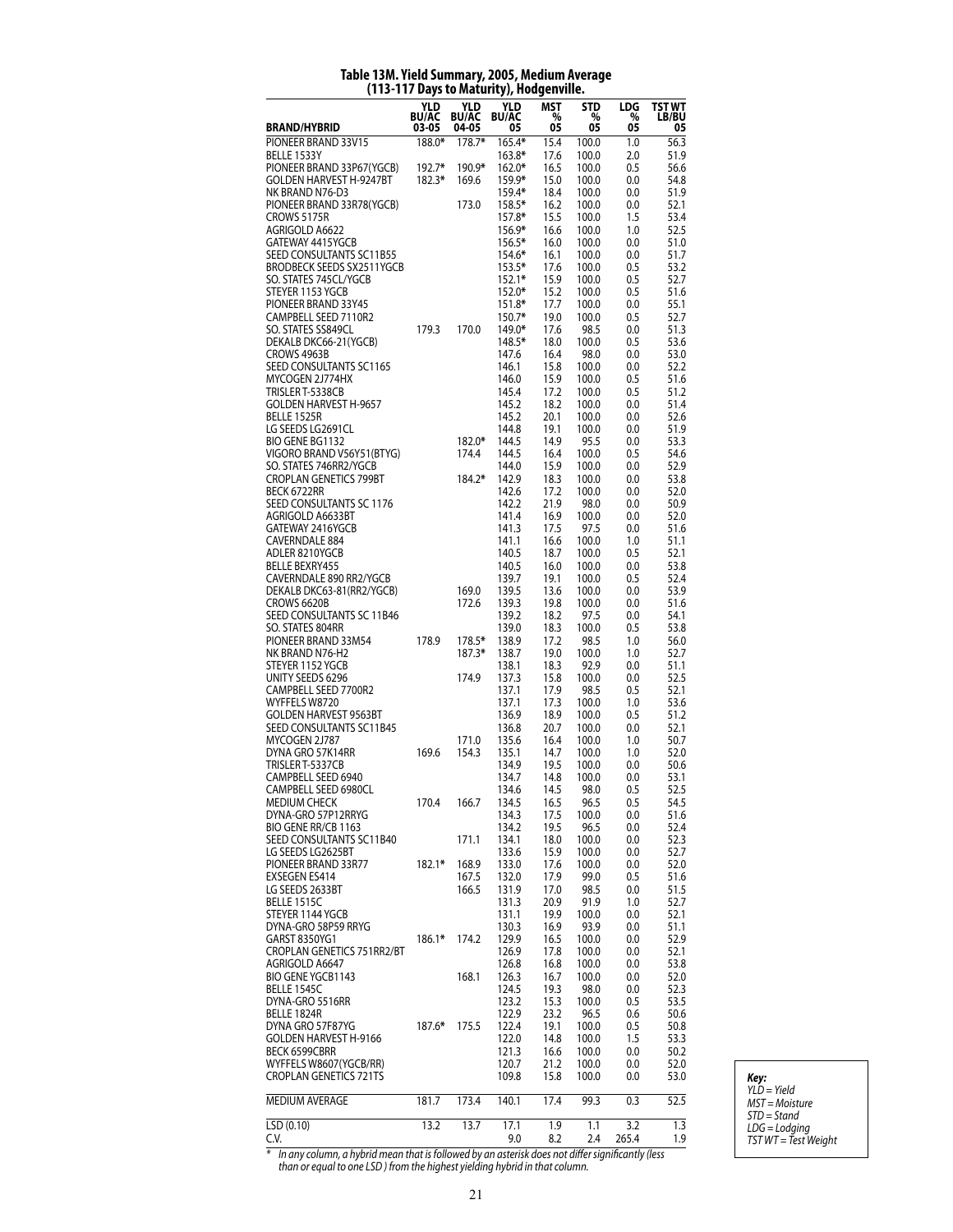## Table 13M. Yield Summary, 2005, Medium Average (113-117 Days to Maturity), Hodgenville.

| BRAND/HYBRID | YLD BU/AC 03-05 | YLD BU/AC 04-05 | YLD BU/AC 05 | MST % 05 | STD % 05 | LDG % 05 | TST WT LB/BU 05 |
|---|---|---|---|---|---|---|---|
| PIONEER BRAND 33V15 | 188.0* | 178.7* | 165.4* | 15.4 | 100.0 | 1.0 | 56.3 |
| BELLE 1533Y | | | 163.8* | 17.6 | 100.0 | 2.0 | 51.9 |
| PIONEER BRAND 33P67(YGCB) | 192.7* | 190.9* | 162.0* | 16.5 | 100.0 | 0.5 | 56.6 |
| GOLDEN HARVEST H-9247BT | 182.3* | 169.6 | 159.9* | 15.0 | 100.0 | 0.0 | 54.8 |
| NK BRAND N76-D3 | | | 159.4* | 18.4 | 100.0 | 0.0 | 51.9 |
| PIONEER BRAND 33R78(YGCB) | | 173.0 | 158.5* | 16.2 | 100.0 | 0.0 | 52.1 |
| CROWS 5175R | | | 157.8* | 15.5 | 100.0 | 1.5 | 53.4 |
| AGRIGOLD A6622 | | | 156.9* | 16.6 | 100.0 | 1.0 | 52.5 |
| GATEWAY 4415YGCB | | | 156.5* | 16.0 | 100.0 | 0.0 | 51.0 |
| SEED CONSULTANTS SC11B55 | | | 154.6* | 16.1 | 100.0 | 0.0 | 51.7 |
| BRODBECK SEEDS SX2511YGCB | | | 153.5* | 17.6 | 100.0 | 0.5 | 53.2 |
| SO. STATES 745CL/YGCB | | | 152.1* | 15.9 | 100.0 | 0.5 | 52.7 |
| STEYER 1153 YGCB | | | 152.0* | 15.2 | 100.0 | 0.5 | 51.6 |
| PIONEER BRAND 33Y45 | | | 151.8* | 17.7 | 100.0 | 0.0 | 55.1 |
| CAMPBELL SEED 7110R2 | | | 150.7* | 19.0 | 100.0 | 0.5 | 52.7 |
| SO. STATES SS849CL | 179.3 | 170.0 | 149.0* | 17.6 | 98.5 | 0.0 | 51.3 |
| DEKALB DKC66-21(YGCB) | | | 148.5* | 18.0 | 100.0 | 0.5 | 53.6 |
| CROWS 4963B | | | 147.6 | 16.4 | 98.0 | 0.0 | 53.0 |
| SEED CONSULTANTS SC1165 | | | 146.1 | 15.8 | 100.0 | 0.0 | 52.2 |
| MYCOGEN 2J774HX | | | 146.0 | 15.9 | 100.0 | 0.5 | 51.6 |
| TRISLER T-5338CB | | | 145.4 | 17.2 | 100.0 | 0.5 | 51.2 |
| GOLDEN HARVEST H-9657 | | | 145.2 | 18.2 | 100.0 | 0.0 | 51.4 |
| BELLE 1525R | | | 145.2 | 20.1 | 100.0 | 0.0 | 52.6 |
| LG SEEDS LG2691CL | | | 144.8 | 19.1 | 100.0 | 0.0 | 51.9 |
| BIO GENE BG1132 | | 182.0* | 144.5 | 14.9 | 95.5 | 0.0 | 53.3 |
| VIGORO BRAND V56Y51(BTYG) | | 174.4 | 144.5 | 16.4 | 100.0 | 0.5 | 54.6 |
| SO. STATES 746RR2/YGCB | | | 144.0 | 15.9 | 100.0 | 0.0 | 52.9 |
| CROPLAN GENETICS 799BT | | 184.2* | 142.9 | 18.3 | 100.0 | 0.0 | 53.8 |
| BECK 6722RR | | | 142.6 | 17.2 | 100.0 | 0.0 | 52.0 |
| SEED CONSULTANTS SC 1176 | | | 142.2 | 21.9 | 98.0 | 0.0 | 50.9 |
| AGRIGOLD A6633BT | | | 141.4 | 16.9 | 100.0 | 0.0 | 52.0 |
| GATEWAY 2416YGCB | | | 141.3 | 17.5 | 97.5 | 0.0 | 51.6 |
| CAVERNDALE 884 | | | 141.1 | 16.6 | 100.0 | 1.0 | 51.1 |
| ADLER 8210YGCB | | | 140.5 | 18.7 | 100.0 | 0.5 | 52.1 |
| BELLE BEXRY455 | | | 140.5 | 16.0 | 100.0 | 0.0 | 53.8 |
| CAVERNDALE 890 RR2/YGCB | | | 139.7 | 19.1 | 100.0 | 0.5 | 52.4 |
| DEKALB DKC63-81(RR2/YGCB) | | 169.0 | 139.5 | 13.6 | 100.0 | 0.0 | 53.9 |
| CROWS 6620B | | 172.6 | 139.3 | 19.8 | 100.0 | 0.0 | 51.6 |
| SEED CONSULTANTS SC 11B46 | | | 139.2 | 18.2 | 97.5 | 0.0 | 54.1 |
| SO. STATES 804RR | | | 139.0 | 18.3 | 100.0 | 0.5 | 53.8 |
| PIONEER BRAND 33M54 | 178.9 | 178.5* | 138.9 | 17.2 | 98.5 | 1.0 | 56.0 |
| NK BRAND N76-H2 | | 187.3* | 138.7 | 19.0 | 100.0 | 1.0 | 52.7 |
| STEYER 1152 YGCB | | | 138.1 | 18.3 | 92.9 | 0.0 | 51.1 |
| UNITY SEEDS 6296 | | 174.9 | 137.3 | 15.8 | 100.0 | 0.0 | 52.5 |
| CAMPBELL SEED 7700R2 | | | 137.1 | 17.9 | 98.5 | 0.5 | 52.1 |
| WYFFELS W8720 | | | 137.1 | 17.3 | 100.0 | 1.0 | 53.6 |
| GOLDEN HARVEST 9563BT | | | 136.9 | 18.9 | 100.0 | 0.5 | 51.2 |
| SEED CONSULTANTS SC11B45 | | | 136.8 | 20.7 | 100.0 | 0.0 | 52.1 |
| MYCOGEN 2J787 | | 171.0 | 135.6 | 16.4 | 100.0 | 1.0 | 50.7 |
| DYNA GRO 57K14RR | 169.6 | 154.3 | 135.1 | 14.7 | 100.0 | 1.0 | 52.0 |
| TRISLER T-5337CB | | | 134.9 | 19.5 | 100.0 | 0.0 | 50.6 |
| CAMPBELL SEED 6940 | | | 134.7 | 14.8 | 100.0 | 0.0 | 53.1 |
| CAMPBELL SEED 6980CL | | | 134.6 | 14.5 | 98.0 | 0.0 | 52.5 |
| MEDIUM CHECK | 170.4 | 166.7 | 134.5 | 16.5 | 96.5 | 0.5 | 54.5 |
| DYNA-GRO 57P12RRYG | | | 134.3 | 17.5 | 100.0 | 0.0 | 51.6 |
| BIO GENE RR/CB 1163 | | | 134.2 | 19.5 | 96.5 | 0.0 | 52.4 |
| SEED CONSULTANTS SC11B40 | | 171.1 | 134.1 | 18.0 | 100.0 | 0.0 | 52.3 |
| LG SEEDS LG2625BT | | | 133.6 | 15.9 | 100.0 | 0.0 | 52.7 |
| PIONEER BRAND 33R77 | 182.1* | 168.9 | 133.0 | 17.6 | 100.0 | 0.0 | 52.0 |
| EXSEGEN ES414 | | 167.5 | 132.0 | 17.9 | 99.0 | 0.5 | 51.6 |
| LG SEEDS 2633BT | | 166.5 | 131.9 | 17.0 | 98.5 | 0.0 | 51.5 |
| BELLE 1515C | | | 131.3 | 20.9 | 91.9 | 1.0 | 52.7 |
| STEYER 1144 YGCB | | | 131.1 | 19.9 | 100.0 | 0.0 | 52.1 |
| DYNA-GRO 58P59 RRYG | | | 130.3 | 16.9 | 93.9 | 0.0 | 51.1 |
| GARST 8350YG1 | 186.1* | 174.2 | 129.9 | 16.5 | 100.0 | 0.0 | 52.9 |
| CROPLAN GENETICS 751RR2/BT | | | 126.9 | 17.8 | 100.0 | 0.0 | 52.1 |
| AGRIGOLD A6647 | | | 126.8 | 16.8 | 100.0 | 0.0 | 53.8 |
| BIO GENE YGCB1143 | | 168.1 | 126.3 | 16.7 | 100.0 | 0.0 | 52.0 |
| BELLE 1545C | | | 124.5 | 19.3 | 98.0 | 0.0 | 52.3 |
| DYNA-GRO 5516RR | | | 123.2 | 15.3 | 100.0 | 0.5 | 53.5 |
| BELLE 1824R | | | 122.9 | 23.2 | 96.5 | 0.6 | 50.6 |
| DYNA GRO 57F87YG | 187.6* | 175.5 | 122.4 | 19.1 | 100.0 | 0.5 | 50.8 |
| GOLDEN HARVEST H-9166 | | | 122.0 | 14.8 | 100.0 | 1.5 | 53.3 |
| BECK 6599CBRR | | | 121.3 | 16.6 | 100.0 | 0.0 | 50.2 |
| WYFFELS W8607(YGCB/RR) | | | 120.7 | 21.2 | 100.0 | 0.0 | 52.0 |
| CROPLAN GENETICS 721TS | | | 109.8 | 15.8 | 100.0 | 0.0 | 53.0 |
| MEDIUM AVERAGE | 181.7 | 173.4 | 140.1 | 17.4 | 99.3 | 0.3 | 52.5 |
| LSD (0.10) | 13.2 | 13.7 | 17.1 | 1.9 | 1.1 | 3.2 | 1.3 |
| C.V. | | | 9.0 | 8.2 | 2.4 | 265.4 | 1.9 |

\* In any column, a hybrid mean that is followed by an asterisk does not differ significantly (less than or equal to one LSD ) from the highest yielding hybrid in that column.

***Key:***
*YLD = Yield*
*MST = Moisture*
*STD = Stand*
*LDG = Lodging*
*TST WT = Test Weight*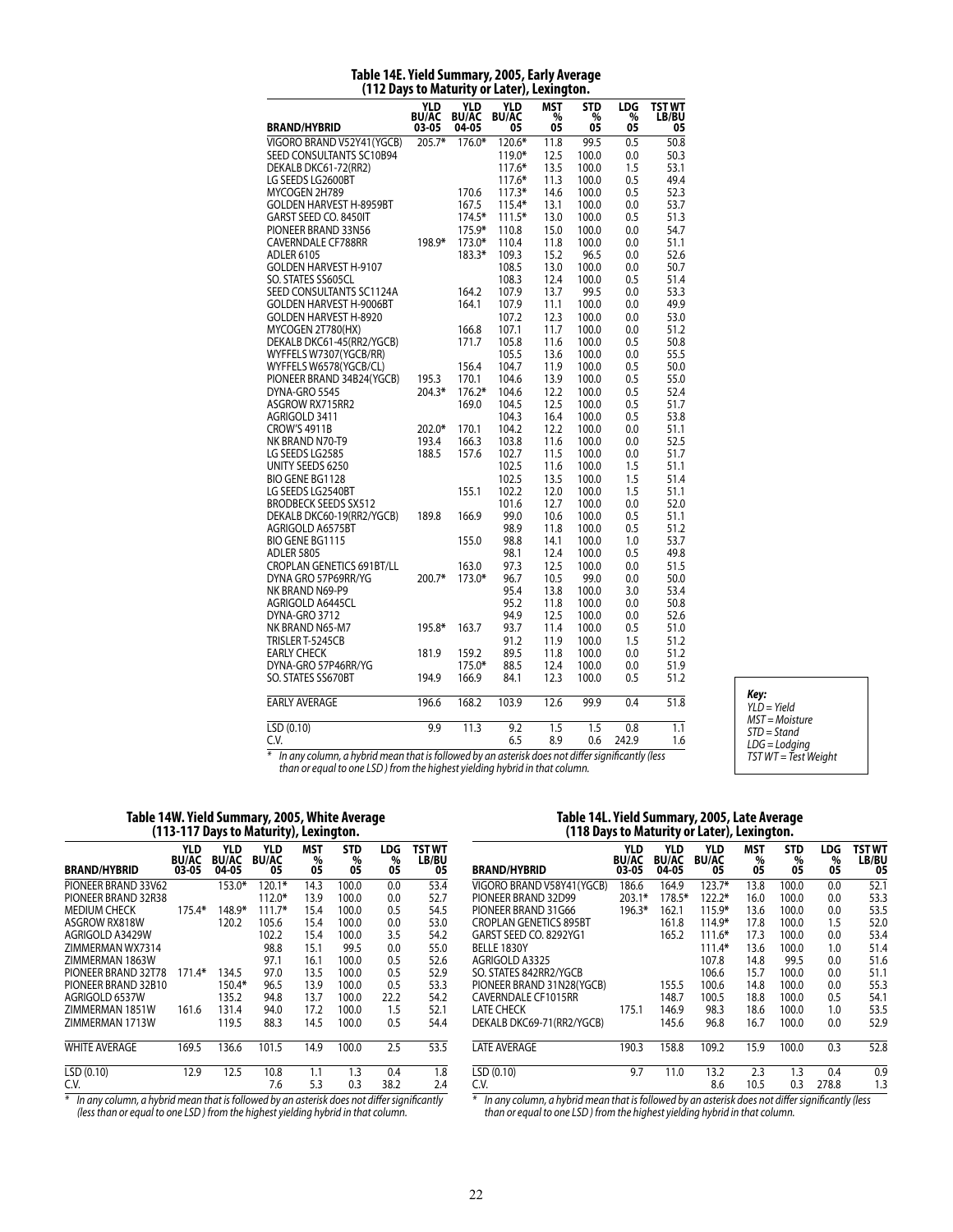## Table 14E. Yield Summary, 2005, Early Average (112 Days to Maturity or Later), Lexington.

| BRAND/HYBRID | YLD BU/AC 03-05 | YLD BU/AC 04-05 | YLD BU/AC 05 | MST % 05 | STD % 05 | LDG % 05 | TST WT LB/BU 05 |
|---|---|---|---|---|---|---|---|
| VIGORO BRAND V52Y41(YGCB) | 205.7* | 176.0* | 120.6* | 11.8 | 99.5 | 0.5 | 50.8 |
| SEED CONSULTANTS SC10B94 | | | 119.0* | 12.5 | 100.0 | 0.0 | 50.3 |
| DEKALB DKC61-72(RR2) | | | 117.6* | 13.5 | 100.0 | 1.5 | 53.1 |
| LG SEEDS LG2600BT | | | 117.6* | 11.3 | 100.0 | 0.5 | 49.4 |
| MYCOGEN 2H789 | | 170.6 | 117.3* | 14.6 | 100.0 | 0.5 | 52.3 |
| GOLDEN HARVEST H-8959BT | | 167.5 | 115.4* | 13.1 | 100.0 | 0.0 | 53.7 |
| GARST SEED CO. 8450IT | | 174.5* | 111.5* | 13.0 | 100.0 | 0.5 | 51.3 |
| PIONEER BRAND 33N56 | | 175.9* | 110.8 | 15.0 | 100.0 | 0.0 | 54.7 |
| CAVERNDALE CF788RR | 198.9* | 173.0* | 110.4 | 11.8 | 100.0 | 0.0 | 51.1 |
| ADLER 6105 | | 183.3* | 109.3 | 15.2 | 96.5 | 0.0 | 52.6 |
| GOLDEN HARVEST H-9107 | | | 108.5 | 13.0 | 100.0 | 0.0 | 50.7 |
| SO. STATES SS605CL | | | 108.3 | 12.4 | 100.0 | 0.5 | 51.4 |
| SEED CONSULTANTS SC1124A | | 164.2 | 107.9 | 13.7 | 99.5 | 0.0 | 53.3 |
| GOLDEN HARVEST H-9006BT | | 164.1 | 107.9 | 11.1 | 100.0 | 0.0 | 49.9 |
| GOLDEN HARVEST H-8920 | | | 107.2 | 12.3 | 100.0 | 0.0 | 53.0 |
| MYCOGEN 2T780(HX) | | 166.8 | 107.1 | 11.7 | 100.0 | 0.0 | 51.2 |
| DEKALB DKC61-45(RR2/YGCB) | | 171.7 | 105.8 | 11.6 | 100.0 | 0.5 | 50.8 |
| WYFFELS W7307(YGCB/RR) | | | 105.5 | 13.6 | 100.0 | 0.0 | 55.5 |
| WYFFELS W6578(YGCB/CL) | | 156.4 | 104.7 | 11.9 | 100.0 | 0.5 | 50.0 |
| PIONEER BRAND 34B24(YGCB) | 195.3 | 170.1 | 104.6 | 13.9 | 100.0 | 0.5 | 55.0 |
| DYNA-GRO 5545 | 204.3* | 176.2* | 104.6 | 12.2 | 100.0 | 0.5 | 52.4 |
| ASGROW RX715RR2 | | 169.0 | 104.5 | 12.5 | 100.0 | 0.5 | 51.7 |
| AGRIGOLD 3411 | | | 104.3 | 16.4 | 100.0 | 0.5 | 53.8 |
| CROW'S 4911B | 202.0* | 170.1 | 104.2 | 12.2 | 100.0 | 0.0 | 51.1 |
| NK BRAND N70-T9 | 193.4 | 166.3 | 103.8 | 11.6 | 100.0 | 0.5 | 52.5 |
| LG SEEDS LG2585 | 188.5 | 157.6 | 102.7 | 11.5 | 100.0 | 0.0 | 51.7 |
| UNITY SEEDS 6250 | | | 102.5 | 11.6 | 100.0 | 1.5 | 51.1 |
| BIO GENE BG1128 | | | 102.5 | 13.5 | 100.0 | 1.5 | 51.4 |
| LG SEEDS LG2540BT | | 155.1 | 102.2 | 12.0 | 100.0 | 1.5 | 51.1 |
| BRODBECK SEEDS SX512 | | | 101.6 | 12.7 | 100.0 | 0.0 | 52.0 |
| DEKALB DKC60-19(RR2/YGCB) | 189.8 | 166.9 | 99.0 | 10.6 | 100.0 | 0.5 | 51.1 |
| AGRIGOLD A6575BT | | | 98.9 | 11.8 | 100.0 | 0.5 | 51.2 |
| BIO GENE BG1115 | | 155.0 | 98.8 | 14.1 | 100.0 | 1.0 | 53.7 |
| ADLER 5805 | | | 98.1 | 12.4 | 100.0 | 0.5 | 49.8 |
| CROPLAN GENETICS 691BT/LL | | 163.0 | 97.3 | 12.5 | 100.0 | 0.0 | 51.5 |
| DYNA GRO 57P69RR/YG | 200.7* | 173.0* | 96.7 | 10.5 | 99.0 | 0.0 | 50.0 |
| NK BRAND N69-P9 | | | 95.4 | 13.8 | 100.0 | 3.0 | 53.4 |
| AGRIGOLD A6445CL | | | 95.2 | 11.8 | 100.0 | 0.0 | 50.8 |
| DYNA-GRO 3712 | | | 94.9 | 12.5 | 100.0 | 0.0 | 52.6 |
| NK BRAND N65-M7 | 195.8* | 163.7 | 93.7 | 11.4 | 100.0 | 0.5 | 51.0 |
| TRISLER T-5245CB | | | 91.2 | 11.9 | 100.0 | 1.5 | 51.2 |
| EARLY CHECK | 181.9 | 159.2 | 89.5 | 11.8 | 100.0 | 0.0 | 51.2 |
| DYNA-GRO 57P46RR/YG | | 175.0* | 88.5 | 12.4 | 100.0 | 0.0 | 51.9 |
| SO. STATES SS670BT | 194.9 | 166.9 | 84.1 | 12.3 | 100.0 | 0.5 | 51.2 |
| EARLY AVERAGE | 196.6 | 168.2 | 103.9 | 12.6 | 99.9 | 0.4 | 51.8 |
| LSD (0.10) | 9.9 | 11.3 | 9.2 | 1.5 | 1.5 | 0.8 | 1.1 |
| C.V. | | | 6.5 | 8.9 | 0.6 | 242.9 | 1.6 |

\* *In any column, a hybrid mean that is followed by an asterisk does not differ significantly (less than or equal to one LSD) from the highest yielding hybrid in that column.*

***Key:***
*YLD = Yield*
*MST = Moisture*
*STD = Stand*
*LDG = Lodging*
*TST WT = Test Weight*

## Table 14W. Yield Summary, 2005, White Average (113-117 Days to Maturity), Lexington.

| BRAND/HYBRID | YLD BU/AC 03-05 | YLD BU/AC 04-05 | YLD BU/AC 05 | MST % 05 | STD % 05 | LDG % 05 | TST WT LB/BU 05 |
|---|---|---|---|---|---|---|---|
| PIONEER BRAND 33V62 | | 153.0* | 120.1* | 14.3 | 100.0 | 0.0 | 53.4 |
| PIONEER BRAND 32R38 | | | 112.0* | 13.9 | 100.0 | 0.0 | 52.7 |
| MEDIUM CHECK | 175.4* | 148.9* | 111.7* | 15.4 | 100.0 | 0.5 | 54.5 |
| ASGROW RX818W | | 120.2 | 105.6 | 15.4 | 100.0 | 0.0 | 53.0 |
| AGRIGOLD A3429W | | | 102.2 | 15.4 | 100.0 | 3.5 | 54.2 |
| ZIMMERMAN WX7314 | | | 98.8 | 15.1 | 99.5 | 0.0 | 55.0 |
| ZIMMERMAN 1863W | | | 97.1 | 16.1 | 100.0 | 0.5 | 52.6 |
| PIONEER BRAND 32T78 | 171.4* | 134.5 | 97.0 | 13.5 | 100.0 | 0.0 | 52.9 |
| PIONEER BRAND 32B10 | | 150.4* | 96.5 | 13.9 | 100.0 | 0.5 | 53.3 |
| AGRIGOLD 6537W | | 135.2 | 94.8 | 13.7 | 100.0 | 22.2 | 54.2 |
| ZIMMERMAN 1851W | 161.6 | 131.4 | 94.0 | 17.2 | 100.0 | 1.5 | 52.1 |
| ZIMMERMAN 1713W | | 119.5 | 88.3 | 14.5 | 100.0 | 0.5 | 54.4 |
| WHITE AVERAGE | 169.5 | 136.6 | 101.5 | 14.9 | 100.0 | 2.5 | 53.5 |
| LSD (0.10) | 12.9 | 12.5 | 10.8 | 1.1 | 1.3 | 0.4 | 1.8 |
| C.V. | | | 7.6 | 5.3 | 0.3 | 38.2 | 2.4 |

\* *In any column, a hybrid mean that is followed by an asterisk does not differ significantly (less than or equal to one LSD) from the highest yielding hybrid in that column.*

## Table 14L. Yield Summary, 2005, Late Average (118 Days to Maturity or Later), Lexington.

| BRAND/HYBRID | YLD BU/AC 03-05 | YLD BU/AC 04-05 | YLD BU/AC 05 | MST % 05 | STD % 05 | LDG % 05 | TST WT LB/BU 05 |
|---|---|---|---|---|---|---|---|
| VIGORO BRAND V58Y41(YGCB) | 186.6 | 164.9 | 123.7* | 13.8 | 100.0 | 0.0 | 52.1 |
| PIONEER BRAND 32D99 | 203.1* | 178.5* | 122.2* | 16.0 | 100.0 | 0.0 | 53.3 |
| PIONEER BRAND 31G66 | 196.3* | 162.1 | 115.9* | 13.6 | 100.0 | 0.0 | 53.5 |
| CROPLAN GENETICS 895BT | | 161.8 | 114.9* | 17.8 | 100.0 | 1.5 | 52.0 |
| GARST SEED CO. 8292YG1 | | 165.2 | 111.6* | 17.3 | 100.0 | 0.0 | 53.4 |
| BELLE 1830Y | | | 111.4* | 13.6 | 100.0 | 1.0 | 51.4 |
| AGRIGOLD A3325 | | | 107.8 | 14.8 | 99.5 | 0.0 | 51.6 |
| SO. STATES 842RR2/YGCB | | | 106.6 | 15.7 | 100.0 | 0.0 | 51.1 |
| PIONEER BRAND 31N28(YGCB) | | 155.5 | 100.6 | 14.8 | 100.0 | 0.0 | 55.3 |
| CAVERNDALE CF1015RR | | 148.7 | 100.5 | 18.8 | 100.0 | 0.5 | 54.1 |
| LATE CHECK | 175.1 | 146.9 | 98.3 | 18.6 | 100.0 | 1.0 | 53.5 |
| DEKALB DKC69-71(RR2/YGCB) | | 145.6 | 96.8 | 16.7 | 100.0 | 0.0 | 52.9 |
| LATE AVERAGE | 190.3 | 158.8 | 109.2 | 15.9 | 100.0 | 0.3 | 52.8 |
| LSD (0.10) | 9.7 | 11.0 | 13.2 | 2.3 | 1.3 | 0.4 | 0.9 |
| C.V. | | | 8.6 | 10.5 | 0.3 | 278.8 | 1.3 |

\* *In any column, a hybrid mean that is followed by an asterisk does not differ significantly (less than or equal to one LSD) from the highest yielding hybrid in that column.*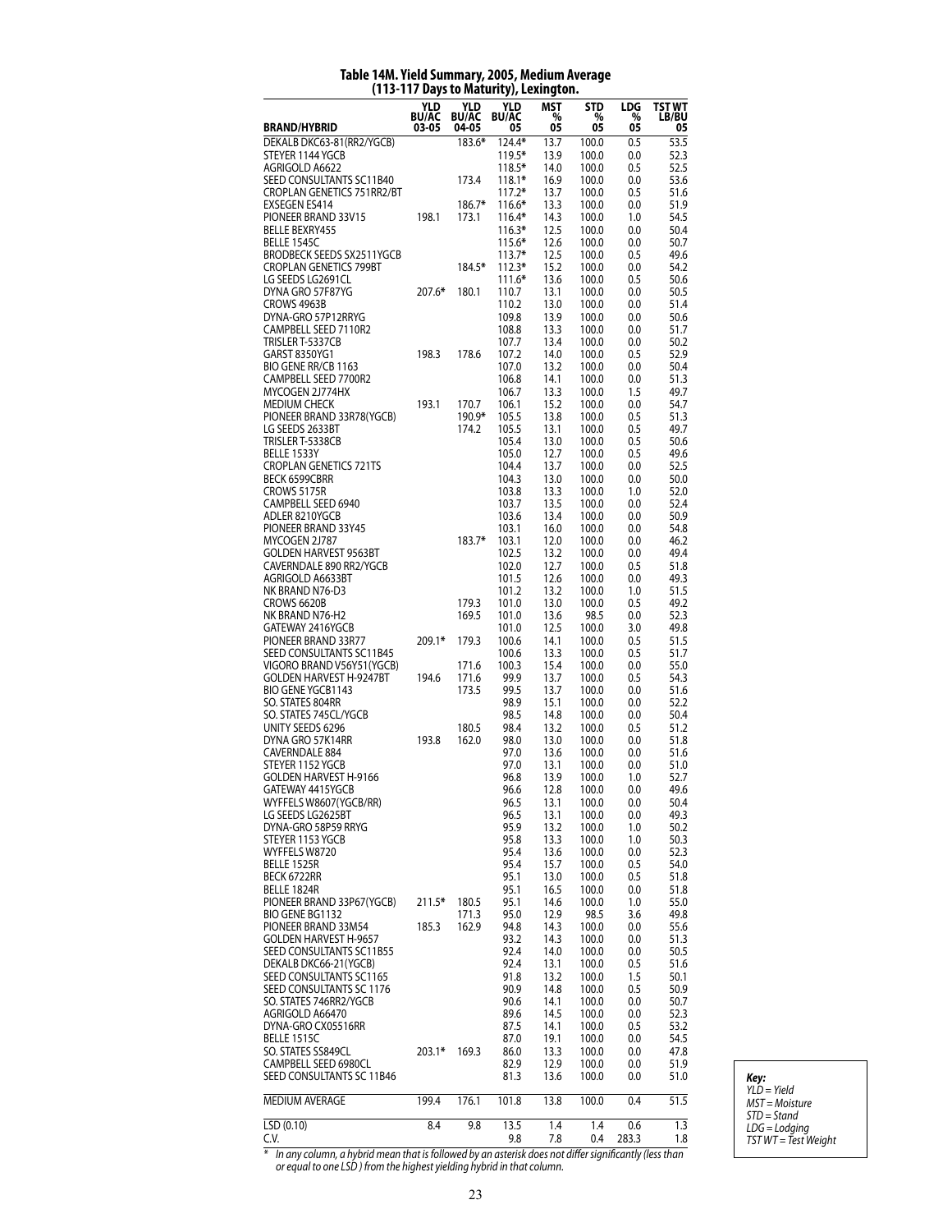# Table 14M. Yield Summary, 2005, Medium Average (113-117 Days to Maturity), Lexington.

| BRAND/HYBRID | YLD BU/AC 03-05 | YLD BU/AC 04-05 | YLD BU/AC 05 | MST % 05 | STD % 05 | LDG % 05 | TST WT LB/BU 05 |
|---|---|---|---|---|---|---|---|
| DEKALB DKC63-81(RR2/YGCB) | | 183.6* | 124.4* | 13.7 | 100.0 | 0.5 | 53.5 |
| STEYER 1144 YGCB | | | 119.5* | 13.9 | 100.0 | 0.0 | 52.3 |
| AGRIGOLD A6622 | | | 118.5* | 14.0 | 100.0 | 0.5 | 52.5 |
| SEED CONSULTANTS SC11B40 | | 173.4 | 118.1* | 16.9 | 100.0 | 0.0 | 53.6 |
| CROPLAN GENETICS 751RR2/BT | | | 117.2* | 13.7 | 100.0 | 0.5 | 51.6 |
| EXSEGEN ES414 | | 186.7* | 116.6* | 13.3 | 100.0 | 0.0 | 51.9 |
| PIONEER BRAND 33V15 | 198.1 | 173.1 | 116.4* | 14.3 | 100.0 | 1.0 | 54.5 |
| BELLE BEXRY455 | | | 116.3* | 12.5 | 100.0 | 0.0 | 50.4 |
| BELLE 1545C | | | 115.6* | 12.6 | 100.0 | 0.0 | 50.7 |
| BRODBECK SEEDS SX2511YGCB | | | 113.7* | 12.5 | 100.0 | 0.5 | 49.6 |
| CROPLAN GENETICS 799BT | | 184.5* | 112.3* | 15.2 | 100.0 | 0.0 | 54.2 |
| LG SEEDS LG2691CL | | | 111.6* | 13.6 | 100.0 | 0.5 | 50.6 |
| DYNA GRO 57F87YG | 207.6* | 180.1 | 110.7 | 13.1 | 100.0 | 0.0 | 50.5 |
| CROWS 4963B | | | 110.2 | 13.0 | 100.0 | 0.0 | 51.4 |
| DYNA-GRO 57P12RRYG | | | 109.8 | 13.9 | 100.0 | 0.0 | 50.6 |
| CAMPBELL SEED 7110R2 | | | 108.8 | 13.3 | 100.0 | 0.0 | 51.7 |
| TRISLER T-5337CB | | | 107.7 | 13.4 | 100.0 | 0.0 | 50.2 |
| GARST 8350YG1 | 198.3 | 178.6 | 107.2 | 14.0 | 100.0 | 0.5 | 52.9 |
| BIO GENE RR/CB 1163 | | | 107.0 | 13.2 | 100.0 | 0.0 | 50.4 |
| CAMPBELL SEED 7700R2 | | | 106.8 | 14.1 | 100.0 | 0.0 | 51.3 |
| MYCOGEN 2J774HX | | | 106.7 | 13.3 | 100.0 | 1.5 | 49.7 |
| MEDIUM CHECK | 193.1 | 170.7 | 106.1 | 15.2 | 100.0 | 0.0 | 54.7 |
| PIONEER BRAND 33R78(YGCB) | | 190.9* | 105.5 | 13.8 | 100.0 | 0.5 | 51.3 |
| LG SEEDS 2633BT | | 174.2 | 105.5 | 13.1 | 100.0 | 0.5 | 49.7 |
| TRISLER T-5338CB | | | 105.4 | 13.0 | 100.0 | 0.5 | 50.6 |
| BELLE 1533Y | | | 105.0 | 12.7 | 100.0 | 0.5 | 49.6 |
| CROPLAN GENETICS 721TS | | | 104.4 | 13.7 | 100.0 | 0.5 | 52.5 |
| BECK 6599CBRR | | | 104.3 | 13.0 | 100.0 | 0.0 | 50.0 |
| CROWS 5175R | | | 103.8 | 13.3 | 100.0 | 1.0 | 52.0 |
| CAMPBELL SEED 6940 | | | 103.7 | 13.5 | 100.0 | 0.0 | 52.4 |
| ADLER 8210YGCB | | | 103.6 | 13.4 | 100.0 | 0.0 | 50.9 |
| PIONEER BRAND 33Y45 | | | 103.1 | 16.0 | 100.0 | 0.0 | 54.8 |
| MYCOGEN 2J787 | | 183.7* | 103.1 | 12.0 | 100.0 | 0.0 | 46.2 |
| GOLDEN HARVEST 9563BT | | | 102.5 | 13.2 | 100.0 | 0.0 | 49.4 |
| CAVERNDALE 890 RR2/YGCB | | | 102.0 | 12.7 | 100.0 | 0.5 | 51.8 |
| AGRIGOLD A6633BT | | | 101.5 | 12.6 | 100.0 | 0.0 | 49.3 |
| NK BRAND N76-D3 | | | 101.2 | 13.2 | 100.0 | 1.0 | 51.5 |
| CROWS 6620B | | 179.3 | 101.0 | 13.0 | 100.0 | 0.5 | 49.2 |
| NK BRAND N76-H2 | | 169.5 | 101.0 | 13.6 | 98.5 | 0.0 | 52.3 |
| GATEWAY 2416YGCB | | | 101.0 | 12.5 | 100.0 | 3.0 | 49.8 |
| PIONEER BRAND 33R77 | 209.1* | 179.3 | 100.6 | 14.1 | 100.0 | 0.5 | 51.5 |
| SEED CONSULTANTS SC11B45 | | | 100.6 | 13.3 | 100.0 | 0.5 | 51.7 |
| VIGORO BRAND V56Y51(YGCB) | | 171.6 | 100.3 | 15.4 | 100.0 | 0.0 | 55.0 |
| GOLDEN HARVEST H-9247BT | 194.6 | 171.6 | 99.9 | 13.7 | 100.0 | 0.5 | 54.3 |
| BIO GENE YGCB1143 | | 173.5 | 99.5 | 13.7 | 100.0 | 0.0 | 51.6 |
| SO. STATES 804RR | | | 98.9 | 15.1 | 100.0 | 0.0 | 52.2 |
| SO. STATES 745CL/YGCB | | | 98.5 | 14.8 | 100.0 | 0.0 | 50.4 |
| UNITY SEEDS 6296 | | 180.5 | 98.4 | 13.2 | 100.0 | 0.5 | 51.2 |
| DYNA GRO 57K14RR | 193.8 | 162.0 | 98.0 | 13.0 | 100.0 | 0.0 | 51.8 |
| CAVERNDALE 884 | | | 97.0 | 13.6 | 100.0 | 0.0 | 51.6 |
| STEYER 1152 YGCB | | | 97.0 | 13.1 | 100.0 | 0.0 | 51.0 |
| GOLDEN HARVEST H-9166 | | | 96.8 | 13.9 | 100.0 | 1.0 | 52.7 |
| GATEWAY 4415YGCB | | | 96.6 | 12.8 | 100.0 | 0.0 | 49.6 |
| WYFFELS W8607(YGCB/RR) | | | 96.5 | 13.1 | 100.0 | 0.0 | 50.4 |
| LG SEEDS LG2625BT | | | 96.5 | 13.1 | 100.0 | 0.0 | 49.3 |
| DYNA-GRO 58P59 RRYG | | | 95.9 | 13.2 | 100.0 | 1.0 | 50.2 |
| STEYER 1153 YGCB | | | 95.8 | 13.3 | 100.0 | 1.0 | 50.3 |
| WYFFELS W8720 | | | 95.4 | 13.6 | 100.0 | 0.0 | 52.3 |
| BELLE 1525R | | | 95.4 | 15.7 | 100.0 | 0.5 | 54.0 |
| BECK 6722RR | | | 95.1 | 13.0 | 100.0 | 0.5 | 51.8 |
| BELLE 1824R | | | 95.1 | 16.5 | 100.0 | 0.0 | 51.8 |
| PIONEER BRAND 33P67(YGCB) | 211.5* | 180.5 | 95.1 | 14.6 | 100.0 | 1.0 | 55.0 |
| BIO GENE BG1132 | | 171.3 | 95.0 | 12.9 | 98.5 | 3.6 | 49.8 |
| PIONEER BRAND 33M54 | 185.3 | 162.9 | 94.8 | 14.3 | 100.0 | 0.0 | 55.6 |
| GOLDEN HARVEST H-9657 | | | 93.2 | 14.3 | 100.0 | 0.0 | 51.3 |
| SEED CONSULTANTS SC11B55 | | | 92.4 | 14.0 | 100.0 | 0.0 | 50.5 |
| DEKALB DKC66-21(YGCB) | | | 92.4 | 13.1 | 100.0 | 0.5 | 51.6 |
| SEED CONSULTANTS SC1165 | | | 91.8 | 13.2 | 100.0 | 1.5 | 50.1 |
| SEED CONSULTANTS SC 1176 | | | 90.9 | 14.8 | 100.0 | 0.5 | 50.9 |
| SO. STATES 746RR2/YGCB | | | 90.6 | 14.1 | 100.0 | 0.0 | 50.7 |
| AGRIGOLD A66470 | | | 89.6 | 14.5 | 100.0 | 0.0 | 52.3 |
| DYNA-GRO CX05516RR | | | 87.5 | 14.1 | 100.0 | 0.5 | 53.2 |
| BELLE 1515C | | | 87.0 | 19.1 | 100.0 | 0.0 | 54.5 |
| SO. STATES SS849CL | 203.1* | 169.3 | 86.0 | 13.3 | 100.0 | 0.0 | 47.8 |
| CAMPBELL SEED 6980CL | | | 82.9 | 12.9 | 100.0 | 0.0 | 51.9 |
| SEED CONSULTANTS SC 11B46 | | | 81.3 | 13.6 | 100.0 | 0.0 | 51.0 |
| MEDIUM AVERAGE | 199.4 | 176.1 | 101.8 | 13.8 | 100.0 | 0.4 | 51.5 |
| LSD (0.10) | 8.4 | 9.8 | 13.5 | 1.4 | 1.4 | 0.6 | 1.3 |
| C.V. | | | 9.8 | 7.8 | 0.4 | 283.3 | 1.8 |

\* *In any column, a hybrid mean that is followed by an asterisk does not differ significantly (less than or equal to one LSD) from the highest yielding hybrid in that column.*

***Key:***
*YLD = Yield*
*MST = Moisture*
*STD = Stand*
*LDG = Lodging*
*TST WT = Test Weight*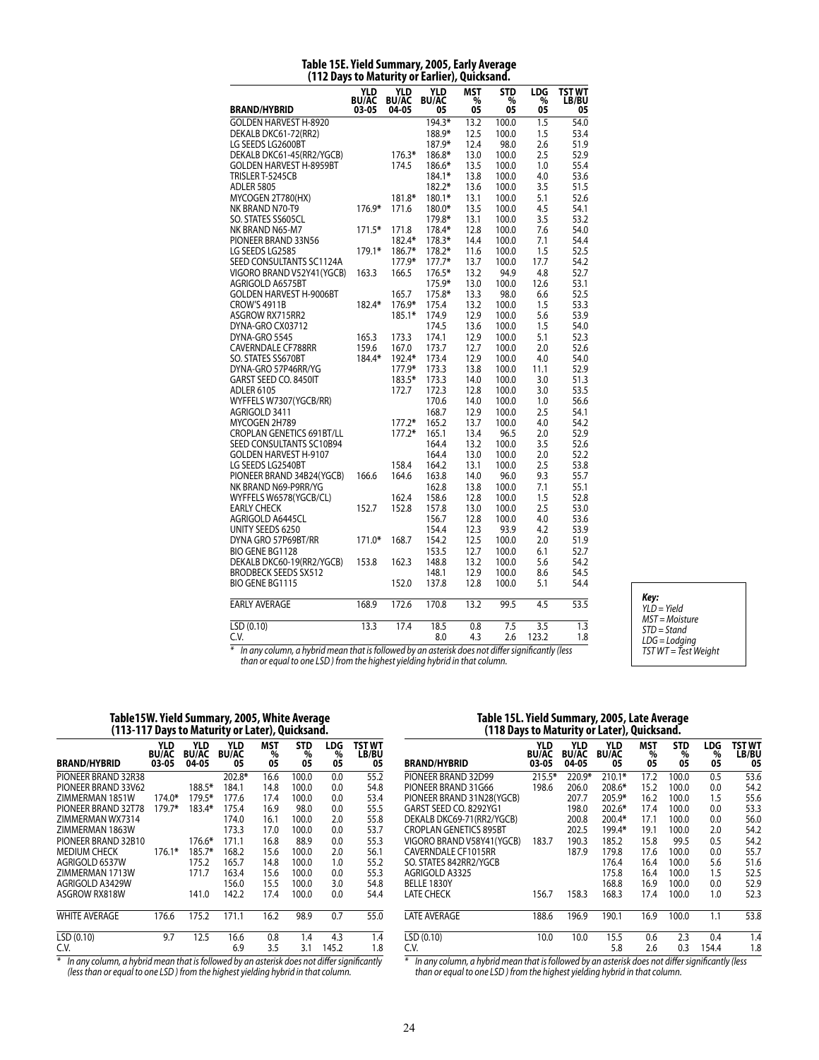## Table 15E. Yield Summary, 2005, Early Average (112 Days to Maturity or Earlier), Quicksand.

| BRAND/HYBRID | YLD BU/AC 03-05 | YLD BU/AC 04-05 | YLD BU/AC 05 | MST % 05 | STD % 05 | LDG % 05 | TST WT LB/BU 05 |
|---|---|---|---|---|---|---|---|
| GOLDEN HARVEST H-8920 | | | 194.3* | 13.2 | 100.0 | 1.5 | 54.0 |
| DEKALB DKC61-72(RR2) | | | 188.9* | 12.5 | 100.0 | 1.5 | 53.4 |
| LG SEEDS LG2600BT | | | 187.9* | 12.4 | 98.0 | 2.6 | 51.9 |
| DEKALB DKC61-45(RR2/YGCB) | | 176.3* | 186.8* | 13.0 | 100.0 | 2.5 | 52.9 |
| GOLDEN HARVEST H-8959BT | | 174.5 | 186.6* | 13.5 | 100.0 | 1.0 | 55.4 |
| TRISLER T-5245CB | | | 184.1* | 13.8 | 100.0 | 4.0 | 53.6 |
| ADLER 5805 | | | 182.2* | 13.6 | 100.0 | 3.5 | 51.5 |
| MYCOGEN 2T780(HX) | | 181.8* | 180.1* | 13.1 | 100.0 | 5.1 | 52.6 |
| NK BRAND N70-T9 | 176.9* | 171.6 | 180.0* | 13.5 | 100.0 | 4.5 | 54.1 |
| SO. STATES SS605CL | | | 179.8* | 13.1 | 100.0 | 3.5 | 53.2 |
| NK BRAND N65-M7 | 171.5* | 171.8 | 178.4* | 12.8 | 100.0 | 7.6 | 54.0 |
| PIONEER BRAND 33N56 | | 182.4* | 178.3* | 14.4 | 100.0 | 7.1 | 54.4 |
| LG SEEDS LG2585 | 179.1* | 186.7* | 178.2* | 11.6 | 100.0 | 1.5 | 52.5 |
| SEED CONSULTANTS SC1124A | | 177.9* | 177.7* | 13.7 | 100.0 | 17.7 | 54.2 |
| VIGORO BRAND V52Y41(YGCB) | 163.3 | 166.5 | 176.5* | 13.2 | 94.9 | 4.8 | 52.7 |
| AGRIGOLD A6575BT | | | 175.9* | 13.0 | 100.0 | 12.6 | 53.1 |
| GOLDEN HARVEST H-9006BT | | 165.7 | 175.8* | 13.3 | 98.0 | 6.6 | 52.5 |
| CROW'S 4911B | 182.4* | 176.9* | 175.4 | 13.2 | 100.0 | 1.5 | 53.3 |
| ASGROW RX715RR2 | | 185.1* | 174.9 | 12.9 | 100.0 | 5.6 | 53.9 |
| DYNA-GRO CX03712 | | | 174.5 | 13.6 | 100.0 | 1.5 | 54.0 |
| DYNA-GRO 5545 | 165.3 | 173.3 | 174.1 | 12.9 | 100.0 | 5.1 | 52.3 |
| CAVERNDALE CF788RR | 159.6 | 167.0 | 173.7 | 12.7 | 100.0 | 2.0 | 52.6 |
| SO. STATES SS670BT | 184.4* | 192.4* | 173.4 | 12.9 | 100.0 | 4.0 | 54.0 |
| DYNA-GRO 57P46RR/YG | | 177.9* | 173.3 | 13.8 | 100.0 | 11.1 | 52.9 |
| GARST SEED CO. 8450IT | | 183.5* | 173.3 | 14.0 | 100.0 | 3.0 | 51.3 |
| ADLER 6105 | | 172.7 | 172.3 | 12.8 | 100.0 | 3.0 | 53.5 |
| WYFFELS W7307(YGCB/RR) | | | 170.6 | 14.0 | 100.0 | 1.0 | 56.6 |
| AGRIGOLD 3411 | | | 168.7 | 12.9 | 100.0 | 2.5 | 54.1 |
| MYCOGEN 2H789 | | 177.2* | 165.2 | 13.7 | 100.0 | 4.0 | 54.2 |
| CROPLAN GENETICS 691BT/LL | | 177.2* | 165.1 | 13.4 | 96.5 | 2.0 | 52.9 |
| SEED CONSULTANTS SC10B94 | | | 164.4 | 13.2 | 100.0 | 3.5 | 52.6 |
| GOLDEN HARVEST H-9107 | | | 164.4 | 13.0 | 100.0 | 2.0 | 52.2 |
| LG SEEDS LG2540BT | | 158.4 | 164.2 | 13.1 | 100.0 | 2.5 | 53.8 |
| PIONEER BRAND 34B24(YGCB) | 166.6 | 164.6 | 163.8 | 14.0 | 96.0 | 9.3 | 55.7 |
| NK BRAND N69-P9RR/YG | | | 162.8 | 13.8 | 100.0 | 7.1 | 55.1 |
| WYFFELS W6578(YGCB/CL) | | 162.4 | 158.6 | 12.8 | 100.0 | 1.5 | 52.8 |
| EARLY CHECK | 152.7 | 152.8 | 157.8 | 13.0 | 100.0 | 2.5 | 53.0 |
| AGRIGOLD A6445CL | | | 156.7 | 12.8 | 100.0 | 4.0 | 53.6 |
| UNITY SEEDS 6250 | | | 154.4 | 12.3 | 93.9 | 4.2 | 53.9 |
| DYNA GRO 57P69BT/RR | 171.0* | 168.7 | 154.2 | 12.5 | 100.0 | 2.0 | 51.9 |
| BIO GENE BG1128 | | | 153.5 | 12.7 | 100.0 | 6.1 | 52.7 |
| DEKALB DKC60-19(RR2/YGCB) | 153.8 | 162.3 | 148.8 | 13.2 | 100.0 | 5.6 | 54.2 |
| BRODBECK SEEDS SX512 | | | 148.1 | 12.9 | 100.0 | 8.6 | 54.5 |
| BIO GENE BG1115 | | 152.0 | 137.8 | 12.8 | 100.0 | 5.1 | 54.4 |
| EARLY AVERAGE | 168.9 | 172.6 | 170.8 | 13.2 | 99.5 | 4.5 | 53.5 |
| LSD (0.10) | 13.3 | 17.4 | 18.5 | 0.8 | 7.5 | 3.5 | 1.3 |
| C.V. | | | 8.0 | 4.3 | 2.6 | 123.2 | 1.8 |

\* In any column, a hybrid mean that is followed by an asterisk does not differ significantly (less than or equal to one LSD ) from the highest yielding hybrid in that column.

**Key:**
*YLD = Yield*
*MST = Moisture*
*STD = Stand*
*LDG = Lodging*
*TST WT = Test Weight*

## Table15W. Yield Summary, 2005, White Average (113-117 Days to Maturity or Later), Quicksand.

| BRAND/HYBRID | YLD BU/AC 03-05 | YLD BU/AC 04-05 | YLD BU/AC 05 | MST % 05 | STD % 05 | LDG % 05 | TST WT LB/BU 05 |
|---|---|---|---|---|---|---|---|
| PIONEER BRAND 32R38 | | | 202.8* | 16.6 | 100.0 | 0.0 | 55.2 |
| PIONEER BRAND 33V62 | | 188.5* | 184.1 | 14.8 | 100.0 | 0.0 | 54.8 |
| ZIMMERMAN 1851W | 174.0* | 179.5* | 177.6 | 17.4 | 100.0 | 0.0 | 53.4 |
| PIONEER BRAND 32T78 | 179.7* | 183.4* | 175.4 | 16.9 | 98.0 | 0.0 | 55.5 |
| ZIMMERMAN WX7314 | | | 174.0 | 16.1 | 100.0 | 2.0 | 55.8 |
| ZIMMERMAN 1863W | | | 173.3 | 17.0 | 100.0 | 0.0 | 53.7 |
| PIONEER BRAND 32B10 | | 176.6* | 171.1 | 16.8 | 88.9 | 0.0 | 55.3 |
| MEDIUM CHECK | 176.1* | 185.7* | 168.2 | 15.6 | 100.0 | 2.0 | 56.1 |
| AGRIGOLD 6537W | | 175.2 | 165.7 | 14.8 | 100.0 | 1.0 | 55.2 |
| ZIMMERMAN 1713W | | 171.7 | 163.4 | 15.6 | 100.0 | 0.0 | 55.3 |
| AGRIGOLD A3429W | | | 156.0 | 15.5 | 100.0 | 3.0 | 54.8 |
| ASGROW RX818W | | 141.0 | 142.2 | 17.4 | 100.0 | 0.0 | 54.4 |
| WHITE AVERAGE | 176.6 | 175.2 | 171.1 | 16.2 | 98.9 | 0.7 | 55.0 |
| LSD (0.10) | 9.7 | 12.5 | 16.6 | 0.8 | 1.4 | 4.3 | 1.4 |
| C.V. | | | 6.9 | 3.5 | 3.1 | 145.2 | 1.8 |

\* In any column, a hybrid mean that is followed by an asterisk does not differ significantly (less than or equal to one LSD ) from the highest yielding hybrid in that column.

## Table 15L. Yield Summary, 2005, Late Average (118 Days to Maturity or Later), Quicksand.

| BRAND/HYBRID | YLD BU/AC 03-05 | YLD BU/AC 04-05 | YLD BU/AC 05 | MST % 05 | STD % 05 | LDG % 05 | TST WT LB/BU 05 |
|---|---|---|---|---|---|---|---|
| PIONEER BRAND 32D99 | 215.5* | 220.9* | 210.1* | 17.2 | 100.0 | 0.5 | 53.6 |
| PIONEER BRAND 31G66 | 198.6 | 206.0 | 208.6* | 15.2 | 100.0 | 0.0 | 54.2 |
| PIONEER BRAND 31N28(YGCB) | | 207.7 | 205.9* | 16.2 | 100.0 | 1.5 | 55.6 |
| GARST SEED CO. 8292YG1 | | 198.0 | 202.6* | 17.4 | 100.0 | 0.0 | 53.3 |
| DEKALB DKC69-71(RR2/YGCB) | | 200.8 | 200.4* | 17.1 | 100.0 | 0.0 | 56.0 |
| CROPLAN GENETICS 895BT | | 202.5 | 199.4* | 19.1 | 100.0 | 2.0 | 54.2 |
| VIGORO BRAND V58Y41(YGCB) | 183.7 | 190.3 | 185.2 | 15.8 | 99.5 | 0.5 | 54.2 |
| CAVERNDALE CF1015RR | | 187.9 | 179.8 | 17.6 | 100.0 | 0.0 | 55.7 |
| SO. STATES 842RR2/YGCB | | | 176.4 | 16.4 | 100.0 | 5.6 | 51.6 |
| AGRIGOLD A3325 | | | 175.8 | 16.4 | 100.0 | 1.5 | 52.5 |
| BELLE 1830Y | | | 168.8 | 16.9 | 100.0 | 0.0 | 52.9 |
| LATE CHECK | 156.7 | 158.3 | 168.3 | 17.4 | 100.0 | 1.0 | 52.3 |
| LATE AVERAGE | 188.6 | 196.9 | 190.1 | 16.9 | 100.0 | 1.1 | 53.8 |
| LSD (0.10) | 10.0 | 10.0 | 15.5 | 0.6 | 2.3 | 0.4 | 1.4 |
| C.V. | | | 5.8 | 2.6 | 0.3 | 154.4 | 1.8 |

\* In any column, a hybrid mean that is followed by an asterisk does not differ significantly (less than or equal to one LSD ) from the highest yielding hybrid in that column.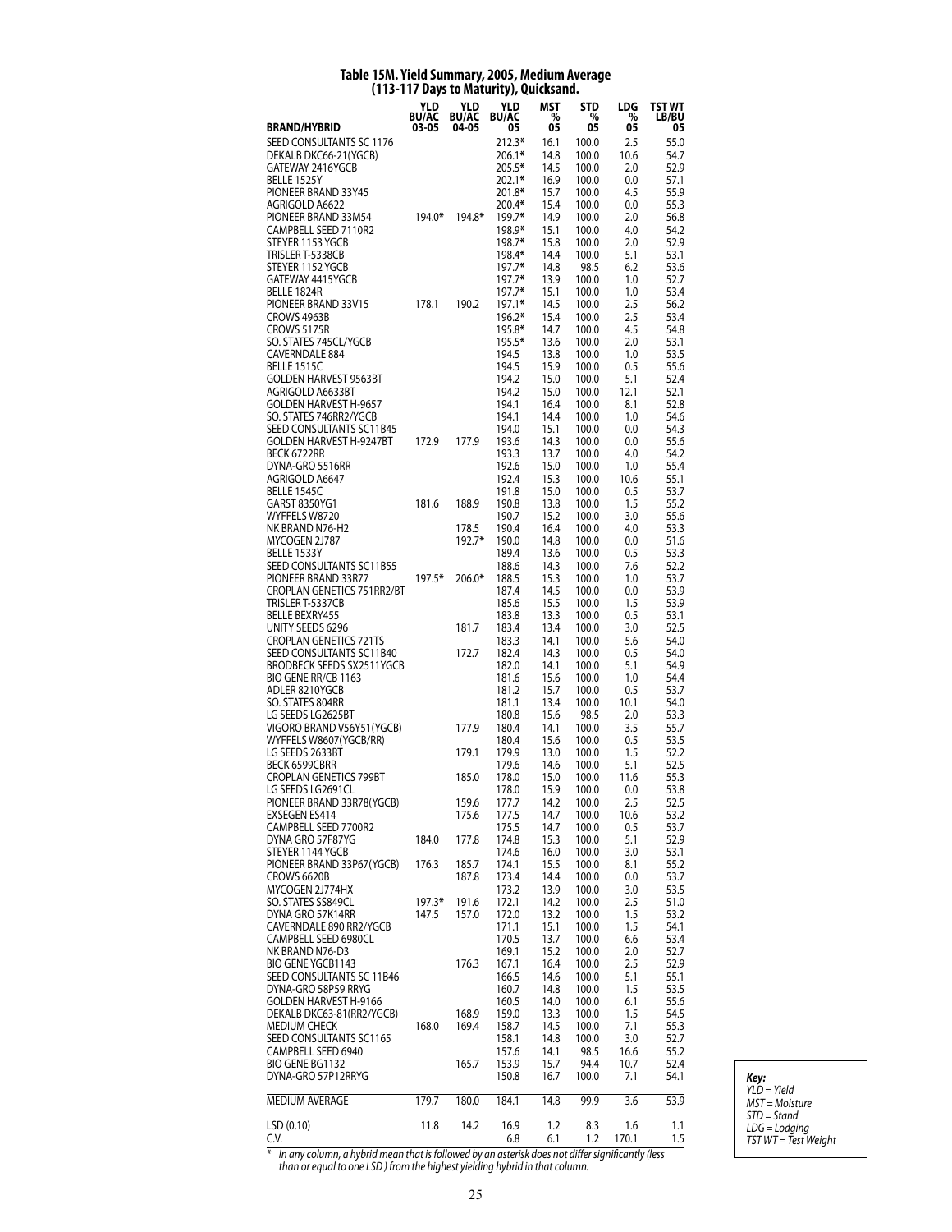# Table 15M. Yield Summary, 2005, Medium Average (113-117 Days to Maturity), Quicksand.

| BRAND/HYBRID | YLD BU/AC 03-05 | YLD BU/AC 04-05 | YLD BU/AC 05 | MST % 05 | STD % 05 | LDG % 05 | TST WT LB/BU 05 |
|---|---|---|---|---|---|---|---|
| SEED CONSULTANTS SC 1176 | | | 212.3* | 16.1 | 100.0 | 2.5 | 55.0 |
| DEKALB DKC66-21(YGCB) | | | 206.1* | 14.8 | 100.0 | 10.6 | 54.7 |
| GATEWAY 2416YGCB | | | 205.5* | 14.5 | 100.0 | 2.0 | 52.9 |
| BELLE 1525Y | | | 202.1* | 16.9 | 100.0 | 0.0 | 57.1 |
| PIONEER BRAND 33Y45 | | | 201.8* | 15.7 | 100.0 | 4.5 | 55.9 |
| AGRIGOLD A6622 | | | 200.4* | 15.4 | 100.0 | 0.0 | 55.3 |
| PIONEER BRAND 33M54 | 194.0* | 194.8* | 199.7* | 14.9 | 100.0 | 2.0 | 56.8 |
| CAMPBELL SEED 7110R2 | | | 198.9* | 15.1 | 100.0 | 4.0 | 54.2 |
| STEYER 1153 YGCB | | | 198.7* | 15.8 | 100.0 | 2.0 | 52.9 |
| TRISLER T-5338CB | | | 198.4* | 14.4 | 100.0 | 5.1 | 53.1 |
| STEYER 1152 YGCB | | | 197.7* | 14.8 | 98.5 | 6.2 | 53.6 |
| GATEWAY 4415YGCB | | | 197.7* | 13.9 | 100.0 | 1.0 | 52.7 |
| BELLE 1824R | | | 197.7* | 15.1 | 100.0 | 1.0 | 53.4 |
| PIONEER BRAND 33V15 | 178.1 | 190.2 | 197.1* | 14.5 | 100.0 | 2.5 | 56.2 |
| CROWS 4963B | | | 196.2* | 15.4 | 100.0 | 2.5 | 53.4 |
| CROWS 5175R | | | 195.8* | 14.7 | 100.0 | 4.5 | 54.8 |
| SO. STATES 745CL/YGCB | | | 195.5* | 13.6 | 100.0 | 2.0 | 53.1 |
| CAVERNDALE 884 | | | 194.5 | 13.8 | 100.0 | 1.0 | 53.5 |
| BELLE 1515C | | | 194.5 | 15.9 | 100.0 | 0.5 | 55.6 |
| GOLDEN HARVEST 9563BT | | | 194.2 | 15.0 | 100.0 | 5.1 | 52.4 |
| AGRIGOLD A6633BT | | | 194.2 | 15.0 | 100.0 | 12.1 | 52.1 |
| GOLDEN HARVEST H-9657 | | | 194.1 | 16.4 | 100.0 | 8.1 | 52.8 |
| SO. STATES 746RR2/YGCB | | | 194.1 | 14.4 | 100.0 | 1.0 | 54.6 |
| SEED CONSULTANTS SC11B45 | | | 194.0 | 15.1 | 100.0 | 0.0 | 54.3 |
| GOLDEN HARVEST H-9247BT | 172.9 | 177.9 | 193.6 | 14.3 | 100.0 | 0.0 | 55.6 |
| BECK 6722RR | | | 193.3 | 13.7 | 100.0 | 4.0 | 54.2 |
| DYNA-GRO 5516RR | | | 192.6 | 15.0 | 100.0 | 1.0 | 55.4 |
| AGRIGOLD A6647 | | | 192.4 | 15.3 | 100.0 | 10.6 | 55.1 |
| BELLE 1545C | | | 191.8 | 15.0 | 100.0 | 0.5 | 53.7 |
| GARST 8350YG1 | 181.6 | 188.9 | 190.8 | 13.8 | 100.0 | 1.5 | 55.2 |
| WYFFELS W8720 | | | 190.7 | 15.2 | 100.0 | 3.0 | 55.6 |
| NK BRAND N76-H2 | | 178.5 | 190.4 | 16.4 | 100.0 | 4.0 | 53.3 |
| MYCOGEN 2J787 | | 192.7* | 190.0 | 14.8 | 100.0 | 0.0 | 51.6 |
| BELLE 1533Y | | | 189.4 | 13.6 | 100.0 | 0.5 | 53.3 |
| SEED CONSULTANTS SC11B55 | | | 188.6 | 14.3 | 100.0 | 7.6 | 52.2 |
| PIONEER BRAND 33R77 | 197.5* | 206.0* | 188.5 | 15.3 | 100.0 | 1.0 | 53.7 |
| CROPLAN GENETICS 751RR2/BT | | | 187.4 | 14.5 | 100.0 | 0.0 | 53.9 |
| TRISLER T-5337CB | | | 185.6 | 15.5 | 100.0 | 1.5 | 53.9 |
| BELLE BEXRY455 | | | 183.8 | 13.3 | 100.0 | 0.5 | 53.1 |
| UNITY SEEDS 6296 | | 181.7 | 183.4 | 13.4 | 100.0 | 3.0 | 52.5 |
| CROPLAN GENETICS 721TS | | | 183.3 | 14.1 | 100.0 | 5.6 | 54.0 |
| SEED CONSULTANTS SC11B40 | | 172.7 | 182.4 | 14.3 | 100.0 | 0.5 | 54.0 |
| BRODBECK SEEDS SX2511YGCB | | | 182.0 | 14.1 | 100.0 | 5.1 | 54.9 |
| BIO GENE RR/CB 1163 | | | 181.6 | 15.6 | 100.0 | 1.0 | 54.4 |
| ADLER 8210YGCB | | | 181.2 | 15.7 | 100.0 | 0.5 | 53.7 |
| SO. STATES 804RR | | | 181.1 | 13.4 | 100.0 | 10.1 | 54.0 |
| LG SEEDS LG2625BT | | | 180.8 | 15.6 | 98.5 | 2.0 | 53.3 |
| VIGORO BRAND V56Y51(YGCB) | | 177.9 | 180.4 | 14.1 | 100.0 | 3.5 | 55.7 |
| WYFFELS W8607(YGCB/RR) | | | 180.4 | 15.6 | 100.0 | 0.5 | 53.5 |
| LG SEEDS 2633BT | | 179.1 | 179.9 | 13.0 | 100.0 | 1.5 | 52.2 |
| BECK 6599CBRR | | | 179.6 | 14.6 | 100.0 | 5.1 | 52.5 |
| CROPLAN GENETICS 799BT | | 185.0 | 178.0 | 15.0 | 100.0 | 11.6 | 55.3 |
| LG SEEDS LG2691CL | | | 178.0 | 15.9 | 100.0 | 0.0 | 53.8 |
| PIONEER BRAND 33R78(YGCB) | | 159.6 | 177.7 | 14.2 | 100.0 | 2.5 | 52.5 |
| EXSEGEN ES414 | | 175.6 | 177.5 | 14.7 | 100.0 | 10.6 | 53.2 |
| CAMPBELL SEED 7700R2 | | | 175.5 | 14.7 | 100.0 | 0.5 | 53.7 |
| DYNA GRO 57F87YG | 184.0 | 177.8 | 174.8 | 15.3 | 100.0 | 5.1 | 52.9 |
| STEYER 1144 YGCB | | | 174.6 | 16.0 | 100.0 | 3.0 | 53.1 |
| PIONEER BRAND 33P67(YGCB) | 176.3 | 185.7 | 174.1 | 15.5 | 100.0 | 8.1 | 55.2 |
| CROWS 6620B | | 187.8 | 173.4 | 14.4 | 100.0 | 0.0 | 53.7 |
| MYCOGEN 2J774HX | | | 173.2 | 13.9 | 100.0 | 3.0 | 53.5 |
| SO. STATES SS849CL | 197.3* | 191.6 | 172.1 | 14.2 | 100.0 | 2.5 | 51.0 |
| DYNA GRO 57K14RR | 147.5 | 157.0 | 172.0 | 13.2 | 100.0 | 1.5 | 53.2 |
| CAVERNDALE 890 RR2/YGCB | | | 171.1 | 15.1 | 100.0 | 1.5 | 54.1 |
| CAMPBELL SEED 6980CL | | | 170.5 | 13.7 | 100.0 | 6.6 | 53.4 |
| NK BRAND N76-D3 | | | 169.1 | 15.2 | 100.0 | 2.0 | 52.7 |
| BIO GENE YGCB1143 | | 176.3 | 167.1 | 16.4 | 100.0 | 2.5 | 52.9 |
| SEED CONSULTANTS SC 11B46 | | | 166.5 | 14.6 | 100.0 | 5.1 | 55.1 |
| DYNA-GRO 58P59 RRYG | | | 160.7 | 14.8 | 100.0 | 1.5 | 53.5 |
| GOLDEN HARVEST H-9166 | | | 160.5 | 14.0 | 100.0 | 6.1 | 55.6 |
| DEKALB DKC63-81(RR2/YGCB) | | 168.9 | 159.0 | 13.3 | 100.0 | 1.5 | 54.5 |
| MEDIUM CHECK | 168.0 | 169.4 | 158.7 | 14.5 | 100.0 | 7.1 | 55.3 |
| SEED CONSULTANTS SC1165 | | | 158.1 | 14.8 | 100.0 | 3.0 | 52.7 |
| CAMPBELL SEED 6940 | | | 157.6 | 14.1 | 98.5 | 16.6 | 55.2 |
| BIO GENE BG1132 | | 165.7 | 153.9 | 15.7 | 94.4 | 10.7 | 52.4 |
| DYNA-GRO 57P12RRYG | | | 150.8 | 16.7 | 100.0 | 7.1 | 54.1 |
| MEDIUM AVERAGE | 179.7 | 180.0 | 184.1 | 14.8 | 99.9 | 3.6 | 53.9 |
| LSD (0.10) | 11.8 | 14.2 | 16.9 | 1.2 | 8.3 | 1.6 | 1.1 |
| C.V. | | | 6.8 | 6.1 | 1.2 | 170.1 | 1.5 |

\* *In any column, a hybrid mean that is followed by an asterisk does not differ significantly (less than or equal to one LSD) from the highest yielding hybrid in that column.*

***Key:***
*YLD = Yield*
*MST = Moisture*
*STD = Stand*
*LDG = Lodging*
*TST WT = Test Weight*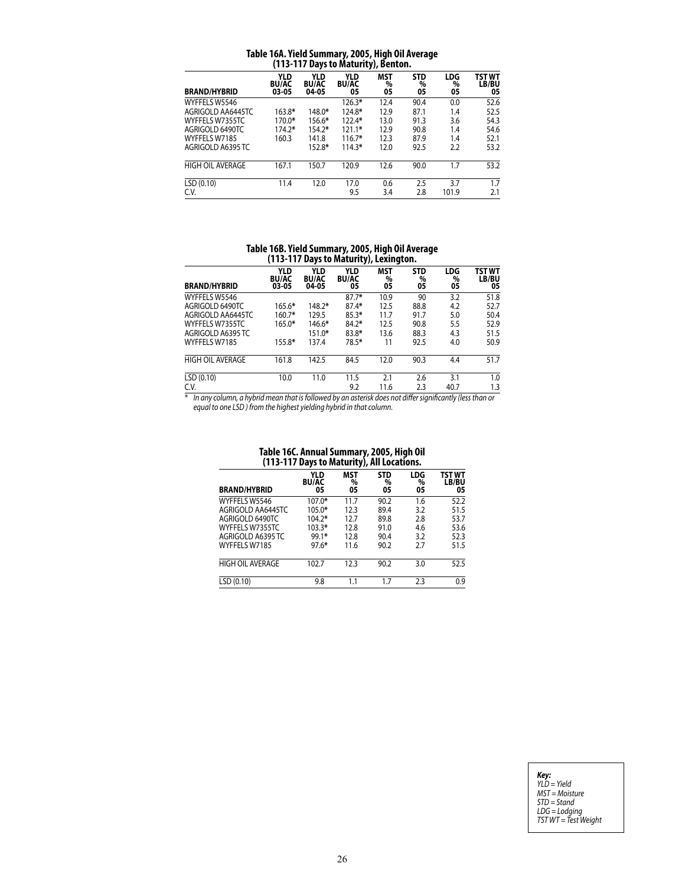**Table 16A. Yield Summary, 2005, High Oil Average (113-117 Days to Maturity), Benton.**

| BRAND/HYBRID | YLD BU/AC 03-05 | YLD BU/AC 04-05 | YLD BU/AC 05 | MST % 05 | STD % 05 | LDG % 05 | TST WT LB/BU 05 |
|---|---|---|---|---|---|---|---|
| WYFFELS W5546 | | | 126.3* | 12.4 | 90.4 | 0.0 | 52.6 |
| AGRIGOLD AA6445TC | 163.8* | 148.0* | 124.8* | 12.9 | 87.1 | 1.4 | 52.5 |
| WYFFELS W7355TC | 170.0* | 156.6* | 122.4* | 13.0 | 91.3 | 3.6 | 54.3 |
| AGRIGOLD 6490TC | 174.2* | 154.2* | 121.1* | 12.9 | 90.8 | 1.4 | 54.6 |
| WYFFELS W7185 | 160.3 | 141.8 | 116.7* | 12.3 | 87.9 | 1.4 | 52.1 |
| AGRIGOLD A6395 TC | | 152.8* | 114.3* | 12.0 | 92.5 | 2.2 | 53.2 |
| HIGH OIL AVERAGE | 167.1 | 150.7 | 120.9 | 12.6 | 90.0 | 1.7 | 53.2 |
| LSD (0.10) | 11.4 | 12.0 | 17.0 | 0.6 | 2.5 | 3.7 | 1.7 |
| C.V. | | | 9.5 | 3.4 | 2.8 | 101.9 | 2.1 |

**Table 16B. Yield Summary, 2005, High Oil Average (113-117 Days to Maturity), Lexington.**

| BRAND/HYBRID | YLD BU/AC 03-05 | YLD BU/AC 04-05 | YLD BU/AC 05 | MST % 05 | STD % 05 | LDG % 05 | TST WT LB/BU 05 |
|---|---|---|---|---|---|---|---|
| WYFFELS W5546 | | | 87.7* | 10.9 | 90 | 3.2 | 51.8 |
| AGRIGOLD 6490TC | 165.6* | 148.2* | 87.4* | 12.5 | 88.8 | 4.2 | 52.7 |
| AGRIGOLD AA6445TC | 160.7* | 129.5 | 85.3* | 11.7 | 91.7 | 5.0 | 50.4 |
| WYFFELS W7355TC | 165.0* | 146.6* | 84.2* | 12.5 | 90.8 | 5.5 | 52.9 |
| AGRIGOLD A6395 TC | | 151.0* | 83.8* | 13.6 | 88.3 | 4.3 | 51.5 |
| WYFFELS W7185 | 155.8* | 137.4 | 78.5* | 11 | 92.5 | 4.0 | 50.9 |
| HIGH OIL AVERAGE | 161.8 | 142.5 | 84.5 | 12.0 | 90.3 | 4.4 | 51.7 |
| LSD (0.10) | 10.0 | 11.0 | 11.5 | 2.1 | 2.6 | 3.1 | 1.0 |
| C.V. | | | 9.2 | 11.6 | 2.3 | 40.7 | 1.3 |

* *In any column, a hybrid mean that is followed by an asterisk does not differ significantly (less than or equal to one LSD ) from the highest yielding hybrid in that column.*

**Table 16C. Annual Summary, 2005, High Oil (113-117 Days to Maturity), All Locations.**

| BRAND/HYBRID | YLD BU/AC 05 | MST % 05 | STD % 05 | LDG % 05 | TST WT LB/BU 05 |
|---|---|---|---|---|---|
| WYFFELS W5546 | 107.0* | 11.7 | 90.2 | 1.6 | 52.2 |
| AGRIGOLD AA6445TC | 105.0* | 12.3 | 89.4 | 3.2 | 51.5 |
| AGRIGOLD 6490TC | 104.2* | 12.7 | 89.8 | 2.8 | 53.7 |
| WYFFELS W7355TC | 103.3* | 12.8 | 91.0 | 4.6 | 53.6 |
| AGRIGOLD A6395 TC | 99.1* | 12.8 | 90.4 | 3.2 | 52.3 |
| WYFFELS W7185 | 97.6* | 11.6 | 90.2 | 2.7 | 51.5 |
| HIGH OIL AVERAGE | 102.7 | 12.3 | 90.2 | 3.0 | 52.5 |
| LSD (0.10) | 9.8 | 1.1 | 1.7 | 2.3 | 0.9 |

***Key:***
*YLD = Yield*
*MST = Moisture*
*STD = Stand*
*LDG = Lodging*
*TST WT = Test Weight*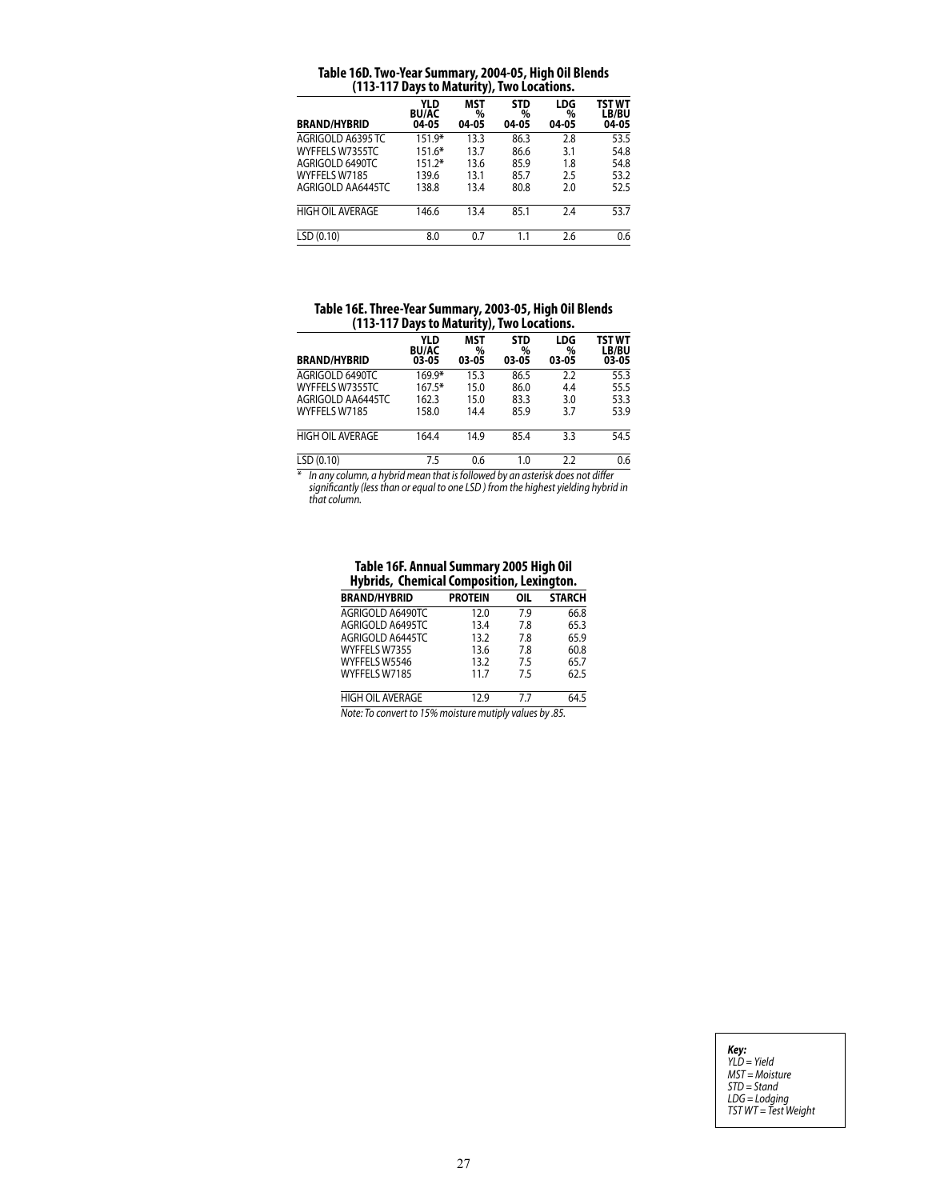### Table 16D. Two-Year Summary, 2004-05, High Oil Blends (113-117 Days to Maturity), Two Locations.

| BRAND/HYBRID | YLD BU/AC 04-05 | MST % 04-05 | STD % 04-05 | LDG % 04-05 | TST WT LB/BU 04-05 |
|---|---|---|---|---|---|
| AGRIGOLD A6395 TC | 151.9* | 13.3 | 86.3 | 2.8 | 53.5 |
| WYFFELS W7355TC | 151.6* | 13.7 | 86.6 | 3.1 | 54.8 |
| AGRIGOLD 6490TC | 151.2* | 13.6 | 85.9 | 1.8 | 54.8 |
| WYFFELS W7185 | 139.6 | 13.1 | 85.7 | 2.5 | 53.2 |
| AGRIGOLD AA6445TC | 138.8 | 13.4 | 80.8 | 2.0 | 52.5 |
| HIGH OIL AVERAGE | 146.6 | 13.4 | 85.1 | 2.4 | 53.7 |
| LSD (0.10) | 8.0 | 0.7 | 1.1 | 2.6 | 0.6 |

### Table 16E. Three-Year Summary, 2003-05, High Oil Blends (113-117 Days to Maturity), Two Locations.

| BRAND/HYBRID | YLD BU/AC 03-05 | MST % 03-05 | STD % 03-05 | LDG % 03-05 | TST WT LB/BU 03-05 |
|---|---|---|---|---|---|
| AGRIGOLD 6490TC | 169.9* | 15.3 | 86.5 | 2.2 | 55.3 |
| WYFFELS W7355TC | 167.5* | 15.0 | 86.0 | 4.4 | 55.5 |
| AGRIGOLD AA6445TC | 162.3 | 15.0 | 83.3 | 3.0 | 53.3 |
| WYFFELS W7185 | 158.0 | 14.4 | 85.9 | 3.7 | 53.9 |
| HIGH OIL AVERAGE | 164.4 | 14.9 | 85.4 | 3.3 | 54.5 |
| LSD (0.10) | 7.5 | 0.6 | 1.0 | 2.2 | 0.6 |

*\* In any column, a hybrid mean that is followed by an asterisk does not differ significantly (less than or equal to one LSD ) from the highest yielding hybrid in that column.*

### Table 16F. Annual Summary 2005 High Oil Hybrids, Chemical Composition, Lexington.

| BRAND/HYBRID | PROTEIN | OIL | STARCH |
|---|---|---|---|
| AGRIGOLD A6490TC | 12.0 | 7.9 | 66.8 |
| AGRIGOLD A6495TC | 13.4 | 7.8 | 65.3 |
| AGRIGOLD A6445TC | 13.2 | 7.8 | 65.9 |
| WYFFELS W7355 | 13.6 | 7.8 | 60.8 |
| WYFFELS W5546 | 13.2 | 7.5 | 65.7 |
| WYFFELS W7185 | 11.7 | 7.5 | 62.5 |
| HIGH OIL AVERAGE | 12.9 | 7.7 | 64.5 |

*Note: To convert to 15% moisture mutiply values by .85.*

***Key:***
*YLD = Yield*
*MST = Moisture*
*STD = Stand*
*LDG = Lodging*
*TST WT = Test Weight*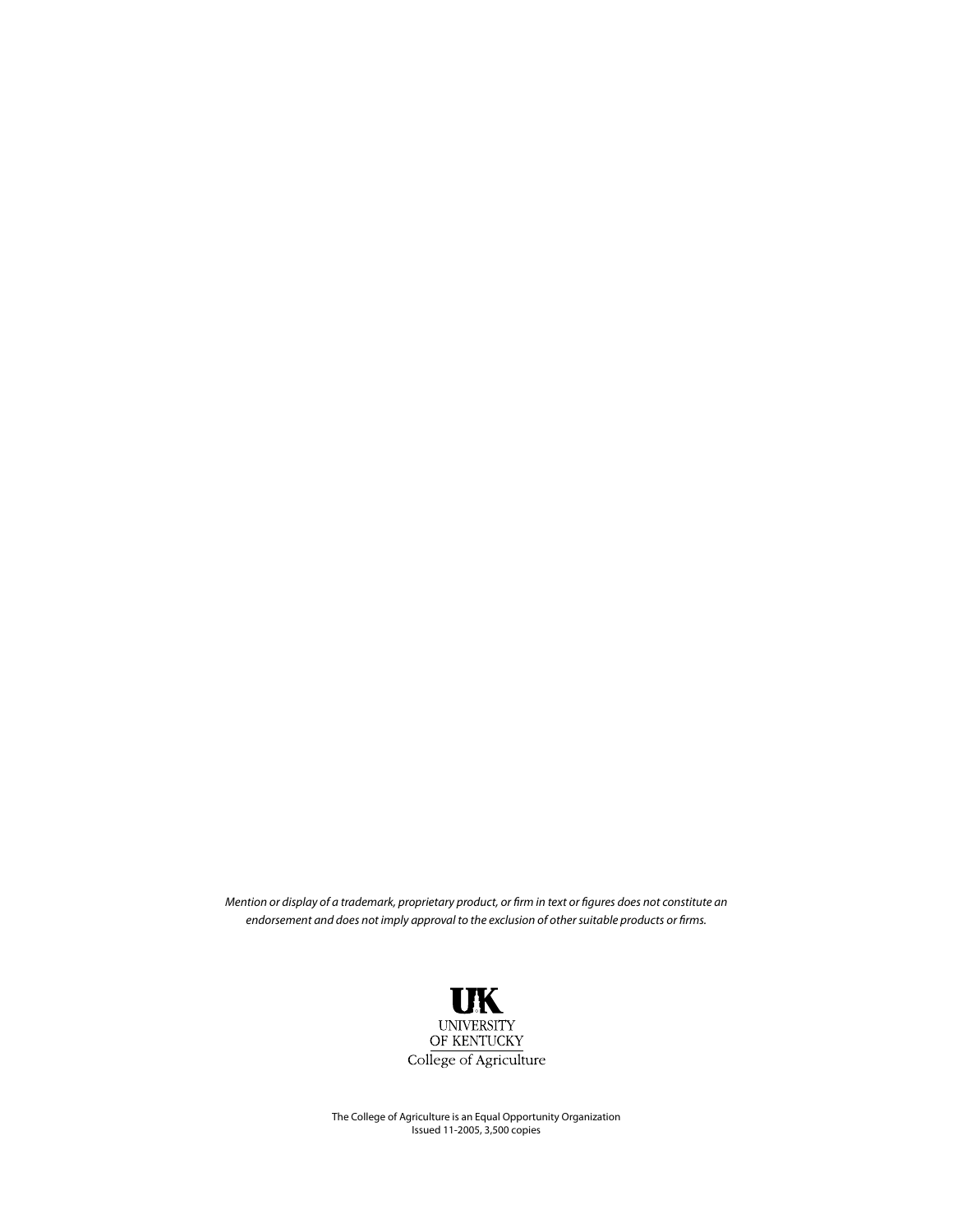*Mention or display of a trademark, proprietary product, or firm in text or figures does not constitute an endorsement and does not imply approval to the exclusion of other suitable products or firms.*

UK
UNIVERSITY
OF KENTUCKY
College of Agriculture

The College of Agriculture is an Equal Opportunity Organization
Issued 11-2005, 3,500 copies